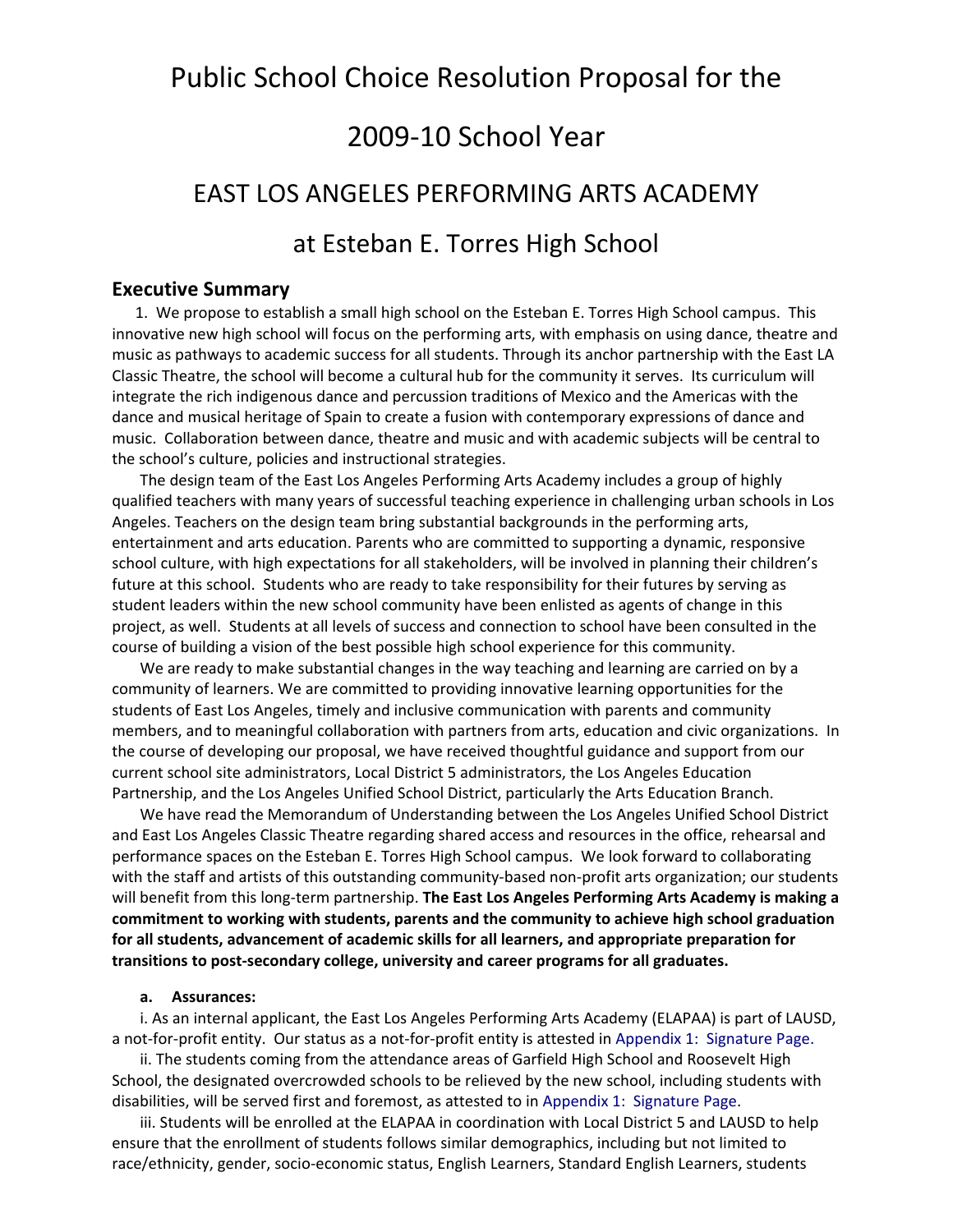# Public School Choice Resolution Proposal for the 2009-10 School Year

## EAST LOS ANGELES PERFORMING ARTS ACADEMY at Esteban E. Torres High School

### Executive Summary

1. We propose to establish a small high school on the Esteban E. Torres High School campus. This innovative new high school will focus on the performing arts, with emphasis on using dance, theatre and music as pathways to academic success for all students. Through its anchor partnership with the East LA Classic Theatre, the school will become a cultural hub for the community it serves. Its curriculum will integrate the rich indigenous dance and percussion traditions of Mexico and the Americas with the dance and musical heritage of Spain to create a fusion with contemporary expressions of dance and music. Collaboration between dance, theatre and music and with academic subjects will be central to the school's culture, policies and instructional strategies.

The design team of the East Los Angeles Performing Arts Academy includes a group of highly qualified teachers with many years of successful teaching experience in challenging urban schools in Los Angeles. Teachers on the design team bring substantial backgrounds in the performing arts, entertainment and arts education. Parents who are committed to supporting a dynamic, responsive school culture, with high expectations for all stakeholders, will be involved in planning their children's future at this school. Students who are ready to take responsibility for their futures by serving as student leaders within the new school community have been enlisted as agents of change in this project, as well. Students at all levels of success and connection to school have been consulted in the course of building a vision of the best possible high school experience for this community.

We are ready to make substantial changes in the way teaching and learning are carried on by a community of learners. We are committed to providing innovative learning opportunities for the students of East Los Angeles, timely and inclusive communication with parents and community members, and to meaningful collaboration with partners from arts, education and civic organizations. In the course of developing our proposal, we have received thoughtful guidance and support from our current school site administrators, Local District 5 administrators, the Los Angeles Education Partnership, and the Los Angeles Unified School District, particularly the Arts Education Branch.

We have read the Memorandum of Understanding between the Los Angeles Unified School District and East Los Angeles Classic Theatre regarding shared access and resources in the office, rehearsal and performance spaces on the Esteban E. Torres High School campus. We look forward to collaborating with the staff and artists of this outstanding community-based non-profit arts organization; our students will benefit from this long-term partnership. **The East Los Angeles Performing Arts Academy is making a commitment to working with students, parents and the community to achieve high school graduation for all students, advancement of academic skills for all learners, and appropriate preparation for transitions to post-secondary college, university and career programs for all graduates.**

**a. Assurances:**

i. As an internal applicant, the East Los Angeles Performing Arts Academy (ELAPAA) is part of LAUSD, a not-for-profit entity. Our status as a not-for-profit entity is attested in Appendix 1: Signature Page.

ii. The students coming from the attendance areas of Garfield High School and Roosevelt High School, the designated overcrowded schools to be relieved by the new school, including students with disabilities, will be served first and foremost, as attested to in Appendix 1: Signature Page.

iii. Students will be enrolled at the ELAPAA in coordination with Local District 5 and LAUSD to help ensure that the enrollment of students follows similar demographics, including but not limited to race/ethnicity, gender, socio-economic status, English Learners, Standard English Learners, students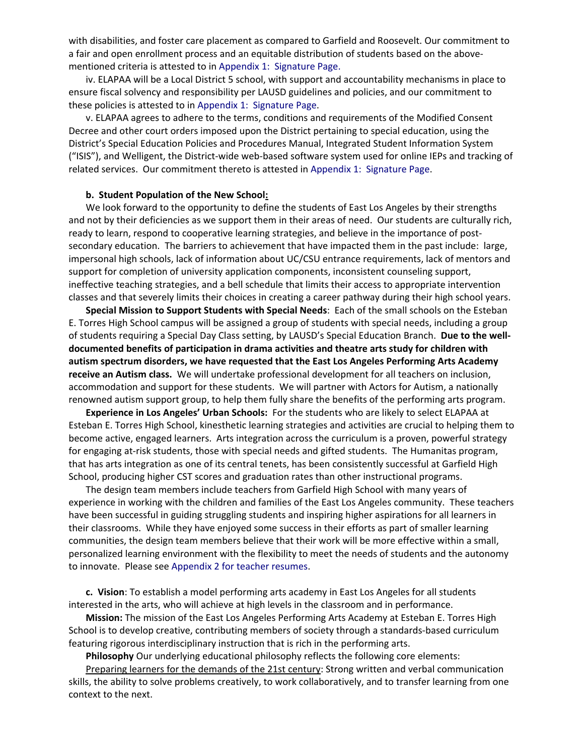with disabilities, and foster care placement as compared to Garfield and Roosevelt. Our commitment to a fair and open enrollment process and an equitable distribution of students based on the above-mentioned criteria is attested to in Appendix 1: Signature Page.

iv. ELAPAA will be a Local District 5 school, with support and accountability mechanisms in place to ensure fiscal solvency and responsibility per LAUSD guidelines and policies, and our commitment to these policies is attested to in Appendix 1: Signature Page.

v. ELAPAA agrees to adhere to the terms, conditions and requirements of the Modified Consent Decree and other court orders imposed upon the District pertaining to special education, using the District's Special Education Policies and Procedures Manual, Integrated Student Information System ("ISIS"), and Welligent, the District-wide web-based software system used for online IEPs and tracking of related services. Our commitment thereto is attested in Appendix 1: Signature Page.

**b. Student Population of the New School:**

We look forward to the opportunity to define the students of East Los Angeles by their strengths and not by their deficiencies as we support them in their areas of need. Our students are culturally rich, ready to learn, respond to cooperative learning strategies, and believe in the importance of post-secondary education. The barriers to achievement that have impacted them in the past include: large, impersonal high schools, lack of information about UC/CSU entrance requirements, lack of mentors and support for completion of university application components, inconsistent counseling support, ineffective teaching strategies, and a bell schedule that limits their access to appropriate intervention classes and that severely limits their choices in creating a career pathway during their high school years.

**Special Mission to Support Students with Special Needs**: Each of the small schools on the Esteban E. Torres High School campus will be assigned a group of students with special needs, including a group of students requiring a Special Day Class setting, by LAUSD's Special Education Branch. **Due to the well-documented benefits of participation in drama activities and theatre arts study for children with autism spectrum disorders, we have requested that the East Los Angeles Performing Arts Academy receive an Autism class.** We will undertake professional development for all teachers on inclusion, accommodation and support for these students. We will partner with Actors for Autism, a nationally renowned autism support group, to help them fully share the benefits of the performing arts program.

**Experience in Los Angeles' Urban Schools:** For the students who are likely to select ELAPAA at Esteban E. Torres High School, kinesthetic learning strategies and activities are crucial to helping them to become active, engaged learners. Arts integration across the curriculum is a proven, powerful strategy for engaging at-risk students, those with special needs and gifted students. The Humanitas program, that has arts integration as one of its central tenets, has been consistently successful at Garfield High School, producing higher CST scores and graduation rates than other instructional programs.

The design team members include teachers from Garfield High School with many years of experience in working with the children and families of the East Los Angeles community. These teachers have been successful in guiding struggling students and inspiring higher aspirations for all learners in their classrooms. While they have enjoyed some success in their efforts as part of smaller learning communities, the design team members believe that their work will be more effective within a small, personalized learning environment with the flexibility to meet the needs of students and the autonomy to innovate. Please see Appendix 2 for teacher resumes.

**c. Vision**: To establish a model performing arts academy in East Los Angeles for all students interested in the arts, who will achieve at high levels in the classroom and in performance.

**Mission:** The mission of the East Los Angeles Performing Arts Academy at Esteban E. Torres High School is to develop creative, contributing members of society through a standards-based curriculum featuring rigorous interdisciplinary instruction that is rich in the performing arts.

**Philosophy** Our underlying educational philosophy reflects the following core elements:

Preparing learners for the demands of the 21st century: Strong written and verbal communication skills, the ability to solve problems creatively, to work collaboratively, and to transfer learning from one context to the next.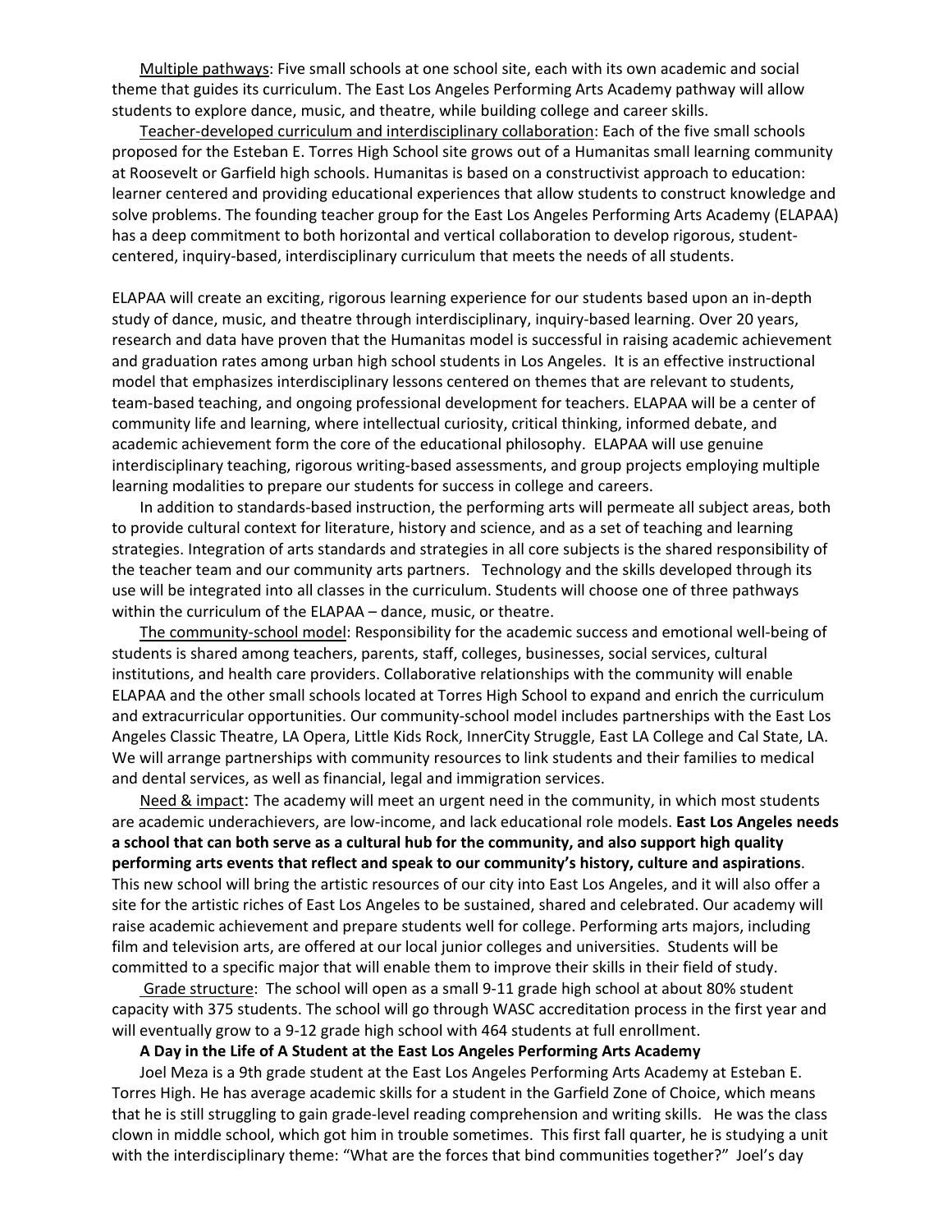Multiple pathways: Five small schools at one school site, each with its own academic and social theme that guides its curriculum. The East Los Angeles Performing Arts Academy pathway will allow students to explore dance, music, and theatre, while building college and career skills.

Teacher-developed curriculum and interdisciplinary collaboration: Each of the five small schools proposed for the Esteban E. Torres High School site grows out of a Humanitas small learning community at Roosevelt or Garfield high schools. Humanitas is based on a constructivist approach to education: learner centered and providing educational experiences that allow students to construct knowledge and solve problems. The founding teacher group for the East Los Angeles Performing Arts Academy (ELAPAA) has a deep commitment to both horizontal and vertical collaboration to develop rigorous, student-centered, inquiry-based, interdisciplinary curriculum that meets the needs of all students.

ELAPAA will create an exciting, rigorous learning experience for our students based upon an in-depth study of dance, music, and theatre through interdisciplinary, inquiry-based learning. Over 20 years, research and data have proven that the Humanitas model is successful in raising academic achievement and graduation rates among urban high school students in Los Angeles. It is an effective instructional model that emphasizes interdisciplinary lessons centered on themes that are relevant to students, team-based teaching, and ongoing professional development for teachers. ELAPAA will be a center of community life and learning, where intellectual curiosity, critical thinking, informed debate, and academic achievement form the core of the educational philosophy. ELAPAA will use genuine interdisciplinary teaching, rigorous writing-based assessments, and group projects employing multiple learning modalities to prepare our students for success in college and careers.

In addition to standards-based instruction, the performing arts will permeate all subject areas, both to provide cultural context for literature, history and science, and as a set of teaching and learning strategies. Integration of arts standards and strategies in all core subjects is the shared responsibility of the teacher team and our community arts partners. Technology and the skills developed through its use will be integrated into all classes in the curriculum. Students will choose one of three pathways within the curriculum of the ELAPAA – dance, music, or theatre.

The community-school model: Responsibility for the academic success and emotional well-being of students is shared among teachers, parents, staff, colleges, businesses, social services, cultural institutions, and health care providers. Collaborative relationships with the community will enable ELAPAA and the other small schools located at Torres High School to expand and enrich the curriculum and extracurricular opportunities. Our community-school model includes partnerships with the East Los Angeles Classic Theatre, LA Opera, Little Kids Rock, InnerCity Struggle, East LA College and Cal State, LA. We will arrange partnerships with community resources to link students and their families to medical and dental services, as well as financial, legal and immigration services.

Need & impact: The academy will meet an urgent need in the community, in which most students are academic underachievers, are low-income, and lack educational role models. **East Los Angeles needs a school that can both serve as a cultural hub for the community, and also support high quality performing arts events that reflect and speak to our community's history, culture and aspirations**. This new school will bring the artistic resources of our city into East Los Angeles, and it will also offer a site for the artistic riches of East Los Angeles to be sustained, shared and celebrated. Our academy will raise academic achievement and prepare students well for college. Performing arts majors, including film and television arts, are offered at our local junior colleges and universities. Students will be committed to a specific major that will enable them to improve their skills in their field of study.

Grade structure: The school will open as a small 9-11 grade high school at about 80% student capacity with 375 students. The school will go through WASC accreditation process in the first year and will eventually grow to a 9-12 grade high school with 464 students at full enrollment.

**A Day in the Life of A Student at the East Los Angeles Performing Arts Academy**

Joel Meza is a 9th grade student at the East Los Angeles Performing Arts Academy at Esteban E. Torres High. He has average academic skills for a student in the Garfield Zone of Choice, which means that he is still struggling to gain grade-level reading comprehension and writing skills. He was the class clown in middle school, which got him in trouble sometimes. This first fall quarter, he is studying a unit with the interdisciplinary theme: "What are the forces that bind communities together?" Joel's day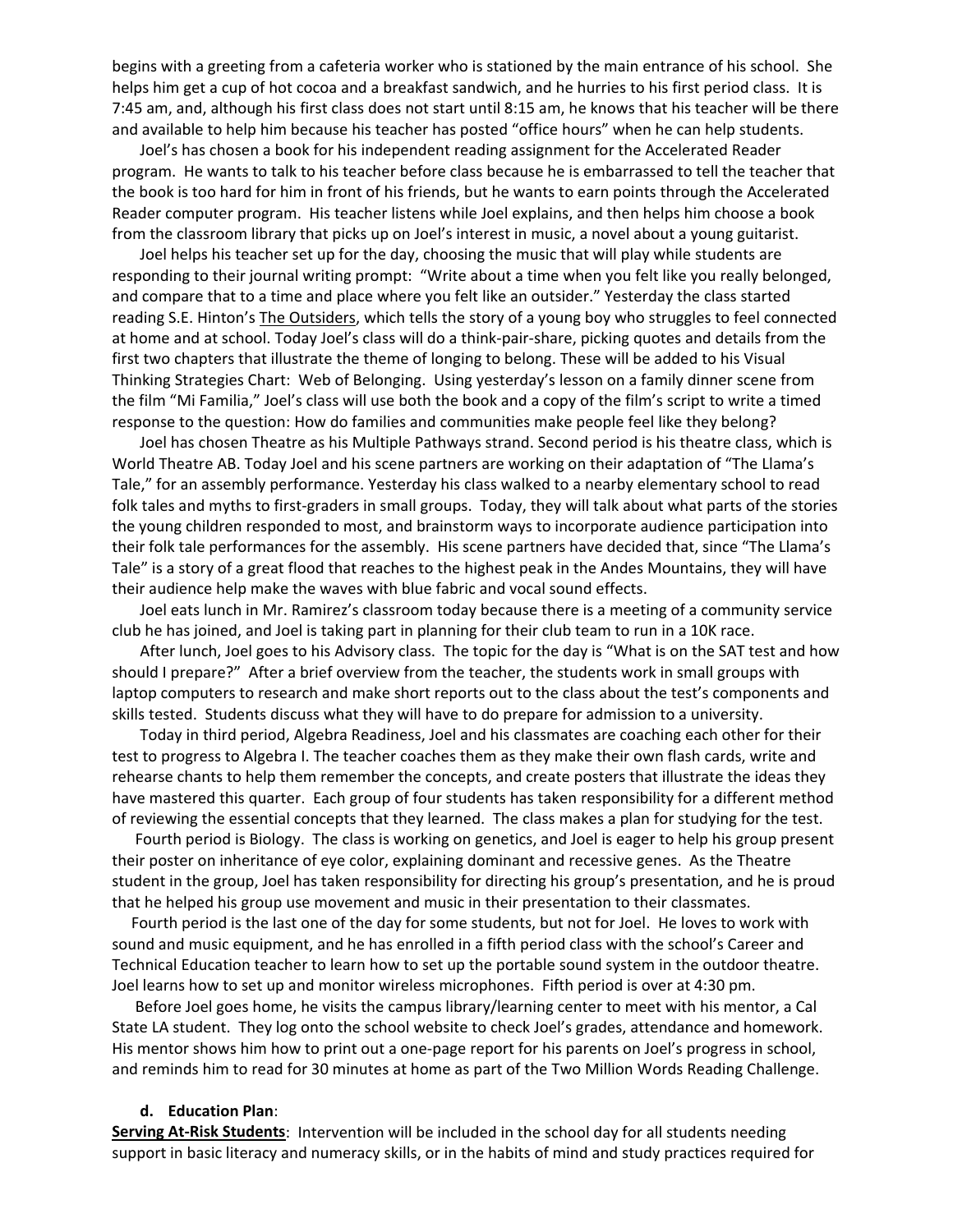begins with a greeting from a cafeteria worker who is stationed by the main entrance of his school. She helps him get a cup of hot cocoa and a breakfast sandwich, and he hurries to his first period class. It is 7:45 am, and, although his first class does not start until 8:15 am, he knows that his teacher will be there and available to help him because his teacher has posted "office hours" when he can help students.

Joel's has chosen a book for his independent reading assignment for the Accelerated Reader program. He wants to talk to his teacher before class because he is embarrassed to tell the teacher that the book is too hard for him in front of his friends, but he wants to earn points through the Accelerated Reader computer program. His teacher listens while Joel explains, and then helps him choose a book from the classroom library that picks up on Joel's interest in music, a novel about a young guitarist.

Joel helps his teacher set up for the day, choosing the music that will play while students are responding to their journal writing prompt: "Write about a time when you felt like you really belonged, and compare that to a time and place where you felt like an outsider." Yesterday the class started reading S.E. Hinton's <u>The Outsiders</u>, which tells the story of a young boy who struggles to feel connected at home and at school. Today Joel's class will do a think-pair-share, picking quotes and details from the first two chapters that illustrate the theme of longing to belong. These will be added to his Visual Thinking Strategies Chart: Web of Belonging. Using yesterday's lesson on a family dinner scene from the film "Mi Familia," Joel's class will use both the book and a copy of the film's script to write a timed response to the question: How do families and communities make people feel like they belong?

Joel has chosen Theatre as his Multiple Pathways strand. Second period is his theatre class, which is World Theatre AB. Today Joel and his scene partners are working on their adaptation of "The Llama's Tale," for an assembly performance. Yesterday his class walked to a nearby elementary school to read folk tales and myths to first-graders in small groups. Today, they will talk about what parts of the stories the young children responded to most, and brainstorm ways to incorporate audience participation into their folk tale performances for the assembly. His scene partners have decided that, since "The Llama's Tale" is a story of a great flood that reaches to the highest peak in the Andes Mountains, they will have their audience help make the waves with blue fabric and vocal sound effects.

Joel eats lunch in Mr. Ramirez's classroom today because there is a meeting of a community service club he has joined, and Joel is taking part in planning for their club team to run in a 10K race.

After lunch, Joel goes to his Advisory class. The topic for the day is "What is on the SAT test and how should I prepare?" After a brief overview from the teacher, the students work in small groups with laptop computers to research and make short reports out to the class about the test's components and skills tested. Students discuss what they will have to do prepare for admission to a university.

Today in third period, Algebra Readiness, Joel and his classmates are coaching each other for their test to progress to Algebra I. The teacher coaches them as they make their own flash cards, write and rehearse chants to help them remember the concepts, and create posters that illustrate the ideas they have mastered this quarter. Each group of four students has taken responsibility for a different method of reviewing the essential concepts that they learned. The class makes a plan for studying for the test.

Fourth period is Biology. The class is working on genetics, and Joel is eager to help his group present their poster on inheritance of eye color, explaining dominant and recessive genes. As the Theatre student in the group, Joel has taken responsibility for directing his group's presentation, and he is proud that he helped his group use movement and music in their presentation to their classmates.

Fourth period is the last one of the day for some students, but not for Joel. He loves to work with sound and music equipment, and he has enrolled in a fifth period class with the school's Career and Technical Education teacher to learn how to set up the portable sound system in the outdoor theatre. Joel learns how to set up and monitor wireless microphones. Fifth period is over at 4:30 pm.

Before Joel goes home, he visits the campus library/learning center to meet with his mentor, a Cal State LA student. They log onto the school website to check Joel's grades, attendance and homework. His mentor shows him how to print out a one-page report for his parents on Joel's progress in school, and reminds him to read for 30 minutes at home as part of the Two Million Words Reading Challenge.

**d. Education Plan**:

**<u>Serving At-Risk Students</u>**: Intervention will be included in the school day for all students needing support in basic literacy and numeracy skills, or in the habits of mind and study practices required for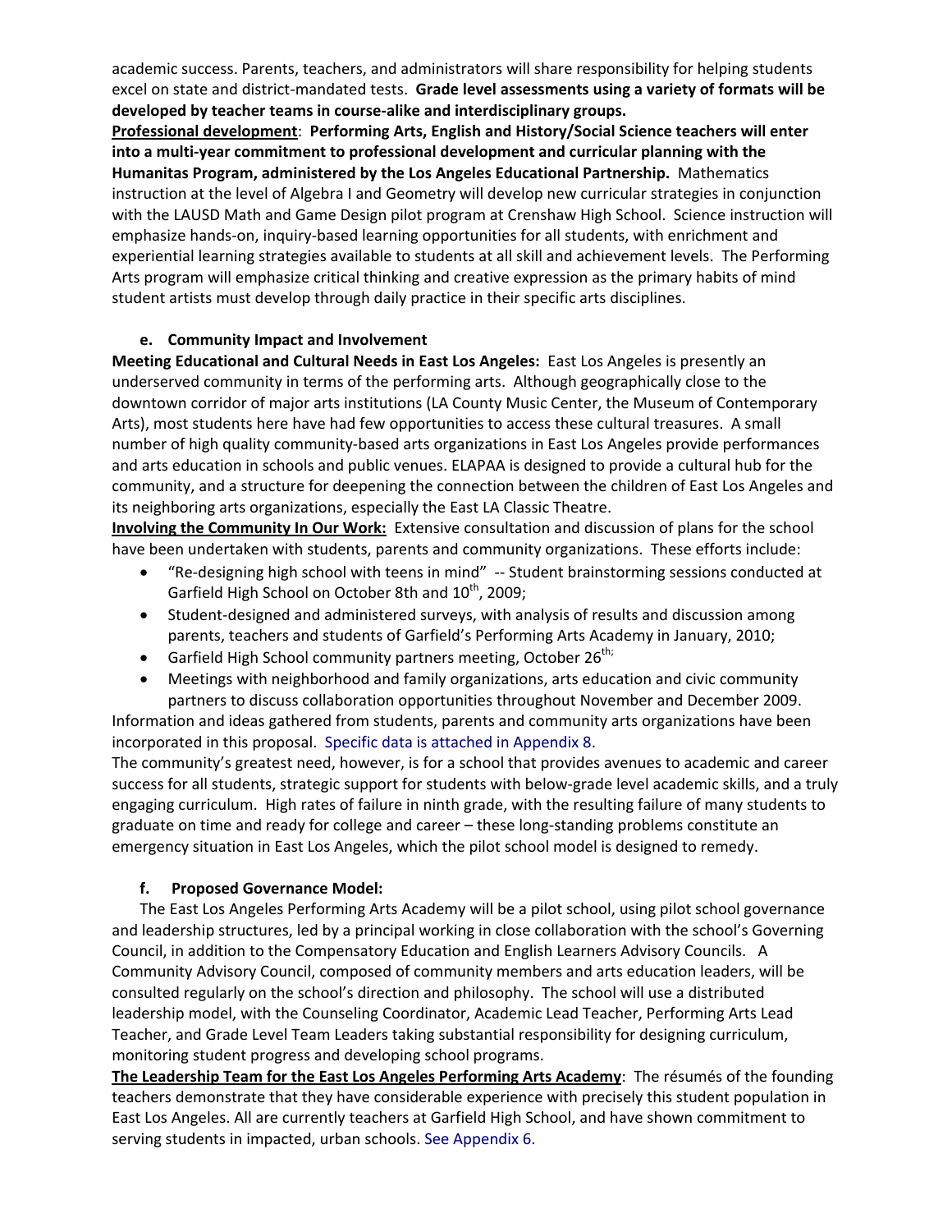academic success. Parents, teachers, and administrators will share responsibility for helping students excel on state and district-mandated tests. **Grade level assessments using a variety of formats will be developed by teacher teams in course-alike and interdisciplinary groups.**

**Professional development**: **Performing Arts, English and History/Social Science teachers will enter into a multi-year commitment to professional development and curricular planning with the Humanitas Program, administered by the Los Angeles Educational Partnership.** Mathematics instruction at the level of Algebra I and Geometry will develop new curricular strategies in conjunction with the LAUSD Math and Game Design pilot program at Crenshaw High School. Science instruction will emphasize hands-on, inquiry-based learning opportunities for all students, with enrichment and experiential learning strategies available to students at all skill and achievement levels. The Performing Arts program will emphasize critical thinking and creative expression as the primary habits of mind student artists must develop through daily practice in their specific arts disciplines.

#### e. Community Impact and Involvement

**Meeting Educational and Cultural Needs in East Los Angeles:** East Los Angeles is presently an underserved community in terms of the performing arts. Although geographically close to the downtown corridor of major arts institutions (LA County Music Center, the Museum of Contemporary Arts), most students here have had few opportunities to access these cultural treasures. A small number of high quality community-based arts organizations in East Los Angeles provide performances and arts education in schools and public venues. ELAPAA is designed to provide a cultural hub for the community, and a structure for deepening the connection between the children of East Los Angeles and its neighboring arts organizations, especially the East LA Classic Theatre.

**Involving the Community In Our Work:** Extensive consultation and discussion of plans for the school have been undertaken with students, parents and community organizations. These efforts include:

- "Re-designing high school with teens in mind" -- Student brainstorming sessions conducted at Garfield High School on October 8th and 10th, 2009;
- Student-designed and administered surveys, with analysis of results and discussion among parents, teachers and students of Garfield's Performing Arts Academy in January, 2010;
- Garfield High School community partners meeting, October 26th;
- Meetings with neighborhood and family organizations, arts education and civic community partners to discuss collaboration opportunities throughout November and December 2009.

Information and ideas gathered from students, parents and community arts organizations have been incorporated in this proposal. Specific data is attached in Appendix 8.

The community's greatest need, however, is for a school that provides avenues to academic and career success for all students, strategic support for students with below-grade level academic skills, and a truly engaging curriculum. High rates of failure in ninth grade, with the resulting failure of many students to graduate on time and ready for college and career – these long-standing problems constitute an emergency situation in East Los Angeles, which the pilot school model is designed to remedy.

#### f. Proposed Governance Model:

The East Los Angeles Performing Arts Academy will be a pilot school, using pilot school governance and leadership structures, led by a principal working in close collaboration with the school's Governing Council, in addition to the Compensatory Education and English Learners Advisory Councils. A Community Advisory Council, composed of community members and arts education leaders, will be consulted regularly on the school's direction and philosophy. The school will use a distributed leadership model, with the Counseling Coordinator, Academic Lead Teacher, Performing Arts Lead Teacher, and Grade Level Team Leaders taking substantial responsibility for designing curriculum, monitoring student progress and developing school programs.

**The Leadership Team for the East Los Angeles Performing Arts Academy**: The résumés of the founding teachers demonstrate that they have considerable experience with precisely this student population in East Los Angeles. All are currently teachers at Garfield High School, and have shown commitment to serving students in impacted, urban schools. See Appendix 6.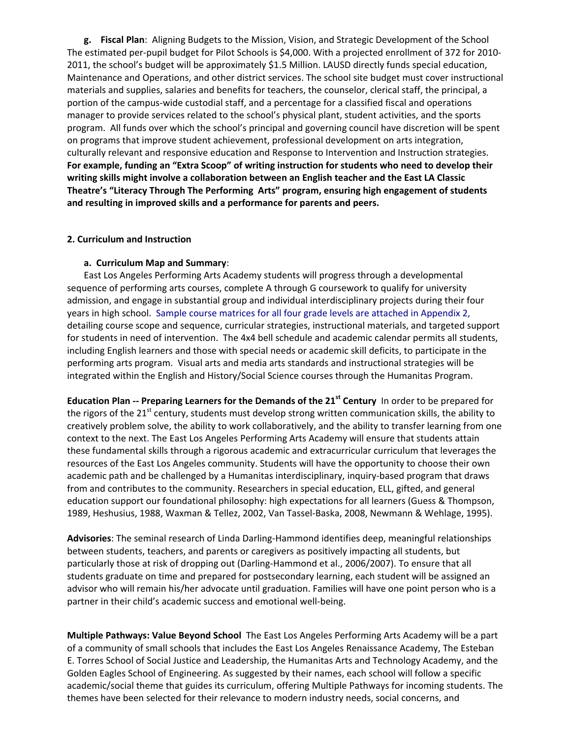**g. Fiscal Plan**: Aligning Budgets to the Mission, Vision, and Strategic Development of the School The estimated per-pupil budget for Pilot Schools is $4,000. With a projected enrollment of 372 for 2010-2011, the school's budget will be approximately $1.5 Million. LAUSD directly funds special education, Maintenance and Operations, and other district services. The school site budget must cover instructional materials and supplies, salaries and benefits for teachers, the counselor, clerical staff, the principal, a portion of the campus-wide custodial staff, and a percentage for a classified fiscal and operations manager to provide services related to the school's physical plant, student activities, and the sports program. All funds over which the school's principal and governing council have discretion will be spent on programs that improve student achievement, professional development on arts integration, culturally relevant and responsive education and Response to Intervention and Instruction strategies. **For example, funding an "Extra Scoop" of writing instruction for students who need to develop their writing skills might involve a collaboration between an English teacher and the East LA Classic Theatre's "Literacy Through The Performing Arts" program, ensuring high engagement of students and resulting in improved skills and a performance for parents and peers.**

## 2. Curriculum and Instruction

**a. Curriculum Map and Summary**:

East Los Angeles Performing Arts Academy students will progress through a developmental sequence of performing arts courses, complete A through G coursework to qualify for university admission, and engage in substantial group and individual interdisciplinary projects during their four years in high school. Sample course matrices for all four grade levels are attached in Appendix 2, detailing course scope and sequence, curricular strategies, instructional materials, and targeted support for students in need of intervention. The 4x4 bell schedule and academic calendar permits all students, including English learners and those with special needs or academic skill deficits, to participate in the performing arts program. Visual arts and media arts standards and instructional strategies will be integrated within the English and History/Social Science courses through the Humanitas Program.

**Education Plan -- Preparing Learners for the Demands of the 21st Century** In order to be prepared for the rigors of the 21st century, students must develop strong written communication skills, the ability to creatively problem solve, the ability to work collaboratively, and the ability to transfer learning from one context to the next. The East Los Angeles Performing Arts Academy will ensure that students attain these fundamental skills through a rigorous academic and extracurricular curriculum that leverages the resources of the East Los Angeles community. Students will have the opportunity to choose their own academic path and be challenged by a Humanitas interdisciplinary, inquiry-based program that draws from and contributes to the community. Researchers in special education, ELL, gifted, and general education support our foundational philosophy: high expectations for all learners (Guess & Thompson, 1989, Heshusius, 1988, Waxman & Tellez, 2002, Van Tassel-Baska, 2008, Newmann & Wehlage, 1995).

**Advisories**: The seminal research of Linda Darling-Hammond identifies deep, meaningful relationships between students, teachers, and parents or caregivers as positively impacting all students, but particularly those at risk of dropping out (Darling-Hammond et al., 2006/2007). To ensure that all students graduate on time and prepared for postsecondary learning, each student will be assigned an advisor who will remain his/her advocate until graduation. Families will have one point person who is a partner in their child's academic success and emotional well-being.

**Multiple Pathways: Value Beyond School** The East Los Angeles Performing Arts Academy will be a part of a community of small schools that includes the East Los Angeles Renaissance Academy, The Esteban E. Torres School of Social Justice and Leadership, the Humanitas Arts and Technology Academy, and the Golden Eagles School of Engineering. As suggested by their names, each school will follow a specific academic/social theme that guides its curriculum, offering Multiple Pathways for incoming students. The themes have been selected for their relevance to modern industry needs, social concerns, and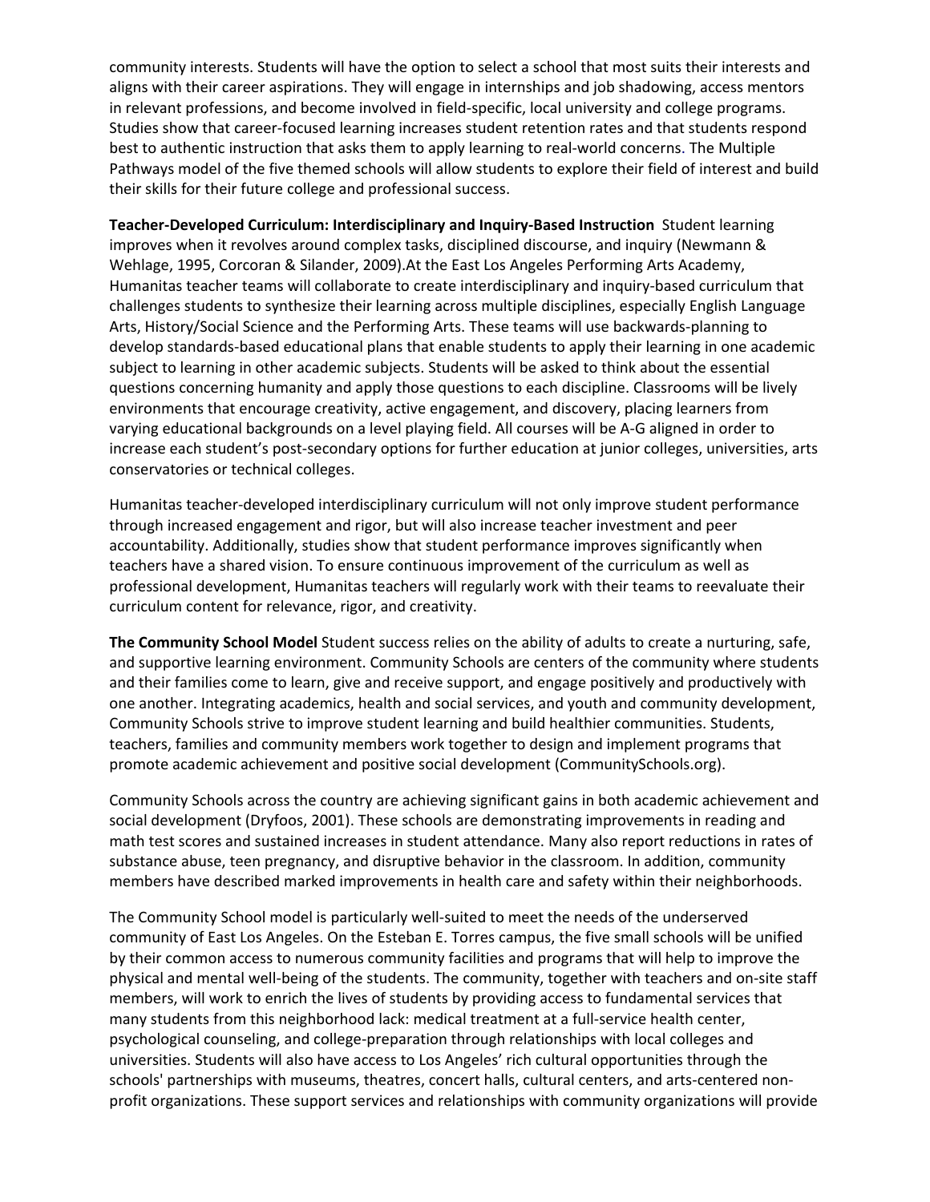community interests. Students will have the option to select a school that most suits their interests and aligns with their career aspirations. They will engage in internships and job shadowing, access mentors in relevant professions, and become involved in field-specific, local university and college programs. Studies show that career-focused learning increases student retention rates and that students respond best to authentic instruction that asks them to apply learning to real-world concerns. The Multiple Pathways model of the five themed schools will allow students to explore their field of interest and build their skills for their future college and professional success.

**Teacher-Developed Curriculum: Interdisciplinary and Inquiry-Based Instruction** Student learning improves when it revolves around complex tasks, disciplined discourse, and inquiry (Newmann & Wehlage, 1995, Corcoran & Silander, 2009).At the East Los Angeles Performing Arts Academy, Humanitas teacher teams will collaborate to create interdisciplinary and inquiry-based curriculum that challenges students to synthesize their learning across multiple disciplines, especially English Language Arts, History/Social Science and the Performing Arts. These teams will use backwards-planning to develop standards-based educational plans that enable students to apply their learning in one academic subject to learning in other academic subjects. Students will be asked to think about the essential questions concerning humanity and apply those questions to each discipline. Classrooms will be lively environments that encourage creativity, active engagement, and discovery, placing learners from varying educational backgrounds on a level playing field. All courses will be A-G aligned in order to increase each student's post-secondary options for further education at junior colleges, universities, arts conservatories or technical colleges.

Humanitas teacher-developed interdisciplinary curriculum will not only improve student performance through increased engagement and rigor, but will also increase teacher investment and peer accountability. Additionally, studies show that student performance improves significantly when teachers have a shared vision. To ensure continuous improvement of the curriculum as well as professional development, Humanitas teachers will regularly work with their teams to reevaluate their curriculum content for relevance, rigor, and creativity.

**The Community School Model** Student success relies on the ability of adults to create a nurturing, safe, and supportive learning environment. Community Schools are centers of the community where students and their families come to learn, give and receive support, and engage positively and productively with one another. Integrating academics, health and social services, and youth and community development, Community Schools strive to improve student learning and build healthier communities. Students, teachers, families and community members work together to design and implement programs that promote academic achievement and positive social development (CommunitySchools.org).

Community Schools across the country are achieving significant gains in both academic achievement and social development (Dryfoos, 2001). These schools are demonstrating improvements in reading and math test scores and sustained increases in student attendance. Many also report reductions in rates of substance abuse, teen pregnancy, and disruptive behavior in the classroom. In addition, community members have described marked improvements in health care and safety within their neighborhoods.

The Community School model is particularly well-suited to meet the needs of the underserved community of East Los Angeles. On the Esteban E. Torres campus, the five small schools will be unified by their common access to numerous community facilities and programs that will help to improve the physical and mental well-being of the students. The community, together with teachers and on-site staff members, will work to enrich the lives of students by providing access to fundamental services that many students from this neighborhood lack: medical treatment at a full-service health center, psychological counseling, and college-preparation through relationships with local colleges and universities. Students will also have access to Los Angeles' rich cultural opportunities through the schools' partnerships with museums, theatres, concert halls, cultural centers, and arts-centered non-profit organizations. These support services and relationships with community organizations will provide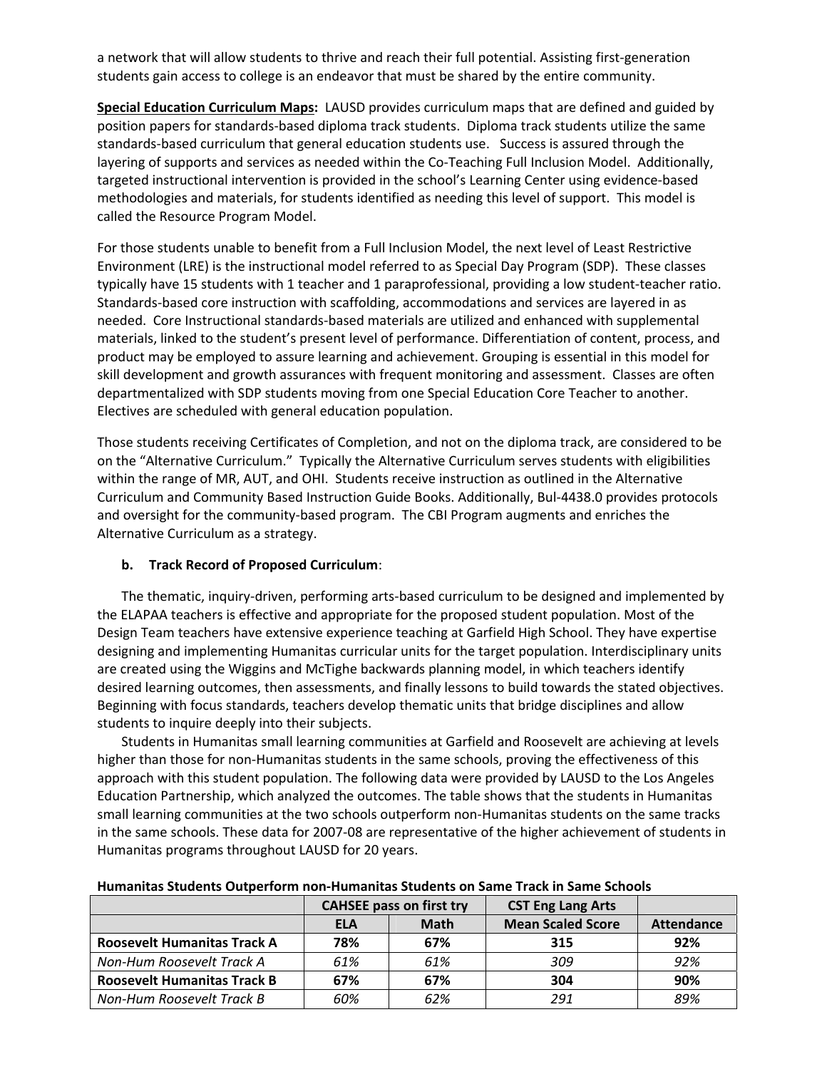a network that will allow students to thrive and reach their full potential. Assisting first-generation students gain access to college is an endeavor that must be shared by the entire community.

**Special Education Curriculum Maps:** LAUSD provides curriculum maps that are defined and guided by position papers for standards-based diploma track students. Diploma track students utilize the same standards-based curriculum that general education students use. Success is assured through the layering of supports and services as needed within the Co-Teaching Full Inclusion Model. Additionally, targeted instructional intervention is provided in the school's Learning Center using evidence-based methodologies and materials, for students identified as needing this level of support. This model is called the Resource Program Model.

For those students unable to benefit from a Full Inclusion Model, the next level of Least Restrictive Environment (LRE) is the instructional model referred to as Special Day Program (SDP). These classes typically have 15 students with 1 teacher and 1 paraprofessional, providing a low student-teacher ratio. Standards-based core instruction with scaffolding, accommodations and services are layered in as needed. Core Instructional standards-based materials are utilized and enhanced with supplemental materials, linked to the student's present level of performance. Differentiation of content, process, and product may be employed to assure learning and achievement. Grouping is essential in this model for skill development and growth assurances with frequent monitoring and assessment. Classes are often departmentalized with SDP students moving from one Special Education Core Teacher to another. Electives are scheduled with general education population.

Those students receiving Certificates of Completion, and not on the diploma track, are considered to be on the "Alternative Curriculum." Typically the Alternative Curriculum serves students with eligibilities within the range of MR, AUT, and OHI. Students receive instruction as outlined in the Alternative Curriculum and Community Based Instruction Guide Books. Additionally, Bul-4438.0 provides protocols and oversight for the community-based program. The CBI Program augments and enriches the Alternative Curriculum as a strategy.

**b. Track Record of Proposed Curriculum**:

The thematic, inquiry-driven, performing arts-based curriculum to be designed and implemented by the ELAPAA teachers is effective and appropriate for the proposed student population. Most of the Design Team teachers have extensive experience teaching at Garfield High School. They have expertise designing and implementing Humanitas curricular units for the target population. Interdisciplinary units are created using the Wiggins and McTighe backwards planning model, in which teachers identify desired learning outcomes, then assessments, and finally lessons to build towards the stated objectives. Beginning with focus standards, teachers develop thematic units that bridge disciplines and allow students to inquire deeply into their subjects.

Students in Humanitas small learning communities at Garfield and Roosevelt are achieving at levels higher than those for non-Humanitas students in the same schools, proving the effectiveness of this approach with this student population. The following data were provided by LAUSD to the Los Angeles Education Partnership, which analyzed the outcomes. The table shows that the students in Humanitas small learning communities at the two schools outperform non-Humanitas students on the same tracks in the same schools. These data for 2007-08 are representative of the higher achievement of students in Humanitas programs throughout LAUSD for 20 years.

**Humanitas Students Outperform non-Humanitas Students on Same Track in Same Schools**

| | CAHSEE pass on first try | | CST Eng Lang Arts | |
|---|---|---|---|---|
| | **ELA** | **Math** | **Mean Scaled Score** | **Attendance** |
| **Roosevelt Humanitas Track A** | **78%** | **67%** | **315** | **92%** |
| *Non-Hum Roosevelt Track A* | *61%* | *61%* | *309* | *92%* |
| **Roosevelt Humanitas Track B** | **67%** | **67%** | **304** | **90%** |
| *Non-Hum Roosevelt Track B* | *60%* | *62%* | *291* | *89%* |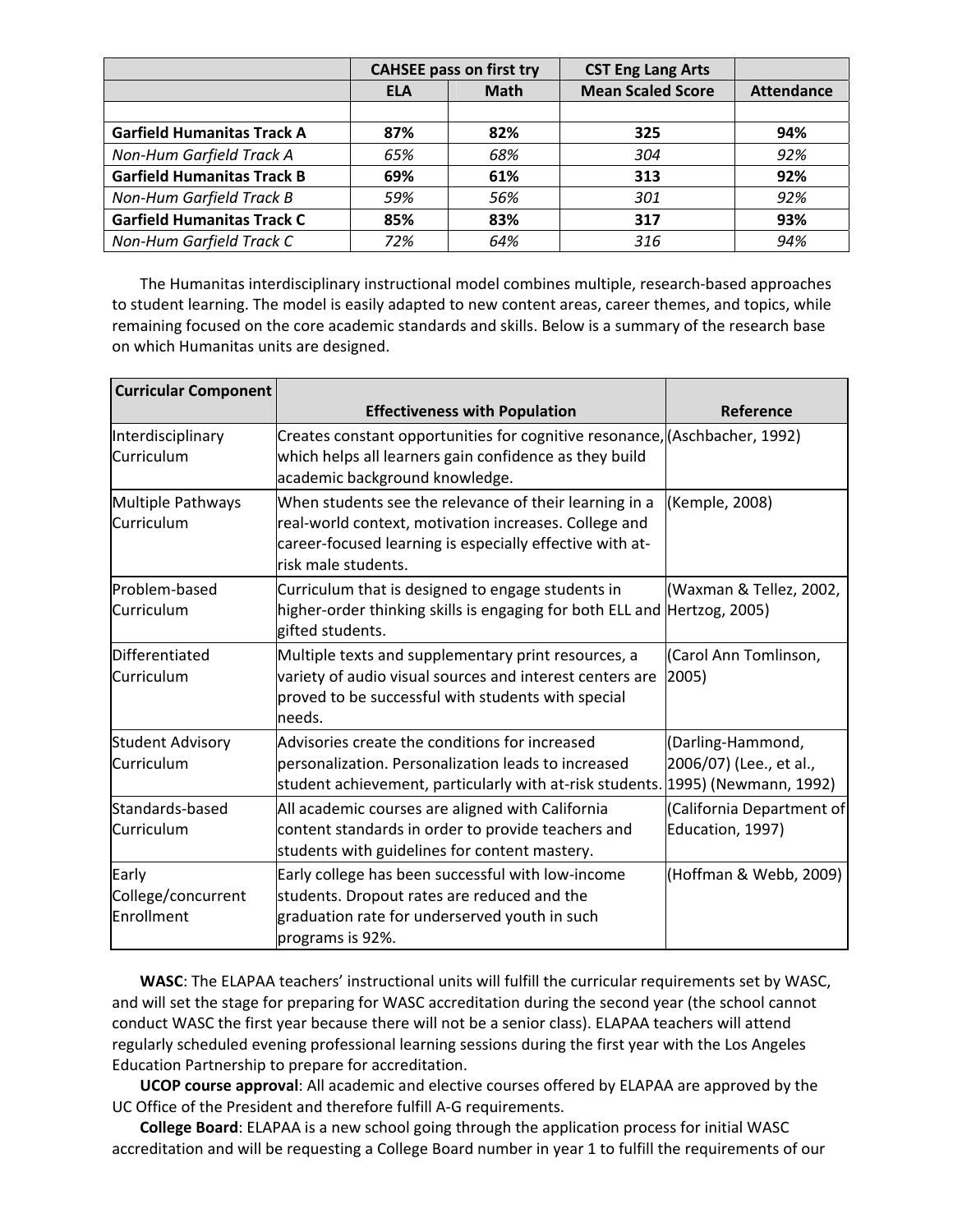| | CAHSEE pass on first try | | CST Eng Lang Arts | |
|---|---|---|---|---|
| | ELA | Math | Mean Scaled Score | Attendance |
| | | | | |
| **Garfield Humanitas Track A** | **87%** | **82%** | **325** | **94%** |
| *Non-Hum Garfield Track A* | *65%* | *68%* | *304* | *92%* |
| **Garfield Humanitas Track B** | **69%** | **61%** | **313** | **92%** |
| *Non-Hum Garfield Track B* | *59%* | *56%* | *301* | *92%* |
| **Garfield Humanitas Track C** | **85%** | **83%** | **317** | **93%** |
| *Non-Hum Garfield Track C* | *72%* | *64%* | *316* | *94%* |

The Humanitas interdisciplinary instructional model combines multiple, research-based approaches to student learning. The model is easily adapted to new content areas, career themes, and topics, while remaining focused on the core academic standards and skills. Below is a summary of the research base on which Humanitas units are designed.

| Curricular Component | Effectiveness with Population | Reference |
|---|---|---|
| Interdisciplinary Curriculum | Creates constant opportunities for cognitive resonance, which helps all learners gain confidence as they build academic background knowledge. | (Aschbacher, 1992) |
| Multiple Pathways Curriculum | When students see the relevance of their learning in a real-world context, motivation increases. College and career-focused learning is especially effective with at-risk male students. | (Kemple, 2008) |
| Problem-based Curriculum | Curriculum that is designed to engage students in higher-order thinking skills is engaging for both ELL and gifted students. | (Waxman & Tellez, 2002, Hertzog, 2005) |
| Differentiated Curriculum | Multiple texts and supplementary print resources, a variety of audio visual sources and interest centers are proved to be successful with students with special needs. | (Carol Ann Tomlinson, 2005) |
| Student Advisory Curriculum | Advisories create the conditions for increased personalization. Personalization leads to increased student achievement, particularly with at-risk students. | (Darling-Hammond, 2006/07) (Lee., et al., 1995) (Newmann, 1992) |
| Standards-based Curriculum | All academic courses are aligned with California content standards in order to provide teachers and students with guidelines for content mastery. | (California Department of Education, 1997) |
| Early College/concurrent Enrollment | Early college has been successful with low-income students. Dropout rates are reduced and the graduation rate for underserved youth in such programs is 92%. | (Hoffman & Webb, 2009) |

**WASC**: The ELAPAA teachers' instructional units will fulfill the curricular requirements set by WASC, and will set the stage for preparing for WASC accreditation during the second year (the school cannot conduct WASC the first year because there will not be a senior class). ELAPAA teachers will attend regularly scheduled evening professional learning sessions during the first year with the Los Angeles Education Partnership to prepare for accreditation.

**UCOP course approval**: All academic and elective courses offered by ELAPAA are approved by the UC Office of the President and therefore fulfill A-G requirements.

**College Board**: ELAPAA is a new school going through the application process for initial WASC accreditation and will be requesting a College Board number in year 1 to fulfill the requirements of our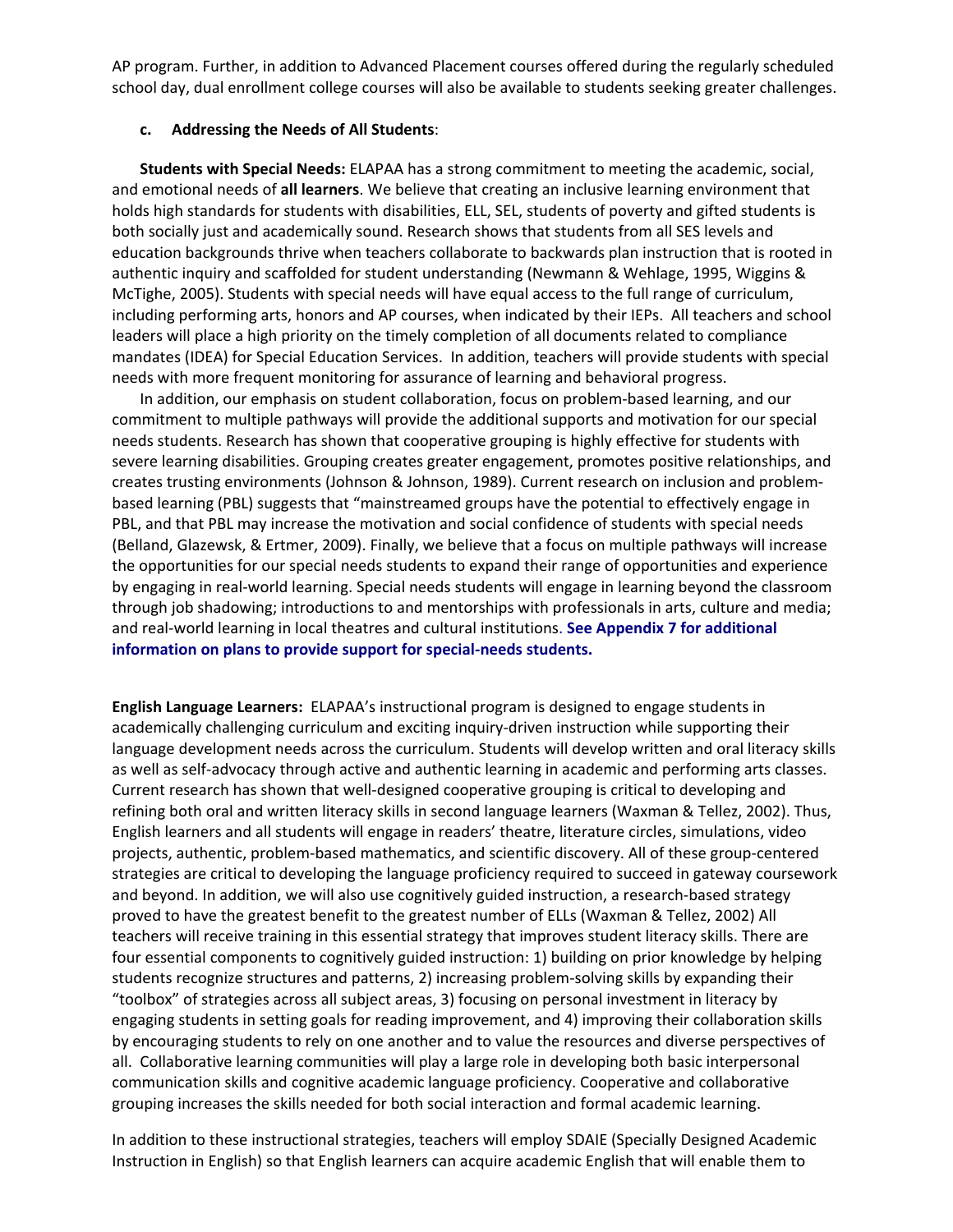AP program. Further, in addition to Advanced Placement courses offered during the regularly scheduled school day, dual enrollment college courses will also be available to students seeking greater challenges.

**c. Addressing the Needs of All Students**:

**Students with Special Needs:** ELAPAA has a strong commitment to meeting the academic, social, and emotional needs of **all learners**. We believe that creating an inclusive learning environment that holds high standards for students with disabilities, ELL, SEL, students of poverty and gifted students is both socially just and academically sound. Research shows that students from all SES levels and education backgrounds thrive when teachers collaborate to backwards plan instruction that is rooted in authentic inquiry and scaffolded for student understanding (Newmann & Wehlage, 1995, Wiggins & McTighe, 2005). Students with special needs will have equal access to the full range of curriculum, including performing arts, honors and AP courses, when indicated by their IEPs. All teachers and school leaders will place a high priority on the timely completion of all documents related to compliance mandates (IDEA) for Special Education Services. In addition, teachers will provide students with special needs with more frequent monitoring for assurance of learning and behavioral progress.

In addition, our emphasis on student collaboration, focus on problem-based learning, and our commitment to multiple pathways will provide the additional supports and motivation for our special needs students. Research has shown that cooperative grouping is highly effective for students with severe learning disabilities. Grouping creates greater engagement, promotes positive relationships, and creates trusting environments (Johnson & Johnson, 1989). Current research on inclusion and problem-based learning (PBL) suggests that "mainstreamed groups have the potential to effectively engage in PBL, and that PBL may increase the motivation and social confidence of students with special needs (Belland, Glazewsk, & Ertmer, 2009). Finally, we believe that a focus on multiple pathways will increase the opportunities for our special needs students to expand their range of opportunities and experience by engaging in real-world learning. Special needs students will engage in learning beyond the classroom through job shadowing; introductions to and mentorships with professionals in arts, culture and media; and real-world learning in local theatres and cultural institutions. **See Appendix 7 for additional information on plans to provide support for special-needs students.**

**English Language Learners:** ELAPAA's instructional program is designed to engage students in academically challenging curriculum and exciting inquiry-driven instruction while supporting their language development needs across the curriculum. Students will develop written and oral literacy skills as well as self-advocacy through active and authentic learning in academic and performing arts classes. Current research has shown that well-designed cooperative grouping is critical to developing and refining both oral and written literacy skills in second language learners (Waxman & Tellez, 2002). Thus, English learners and all students will engage in readers' theatre, literature circles, simulations, video projects, authentic, problem-based mathematics, and scientific discovery. All of these group-centered strategies are critical to developing the language proficiency required to succeed in gateway coursework and beyond. In addition, we will also use cognitively guided instruction, a research-based strategy proved to have the greatest benefit to the greatest number of ELLs (Waxman & Tellez, 2002) All teachers will receive training in this essential strategy that improves student literacy skills. There are four essential components to cognitively guided instruction: 1) building on prior knowledge by helping students recognize structures and patterns, 2) increasing problem-solving skills by expanding their "toolbox" of strategies across all subject areas, 3) focusing on personal investment in literacy by engaging students in setting goals for reading improvement, and 4) improving their collaboration skills by encouraging students to rely on one another and to value the resources and diverse perspectives of all. Collaborative learning communities will play a large role in developing both basic interpersonal communication skills and cognitive academic language proficiency. Cooperative and collaborative grouping increases the skills needed for both social interaction and formal academic learning.

In addition to these instructional strategies, teachers will employ SDAIE (Specially Designed Academic Instruction in English) so that English learners can acquire academic English that will enable them to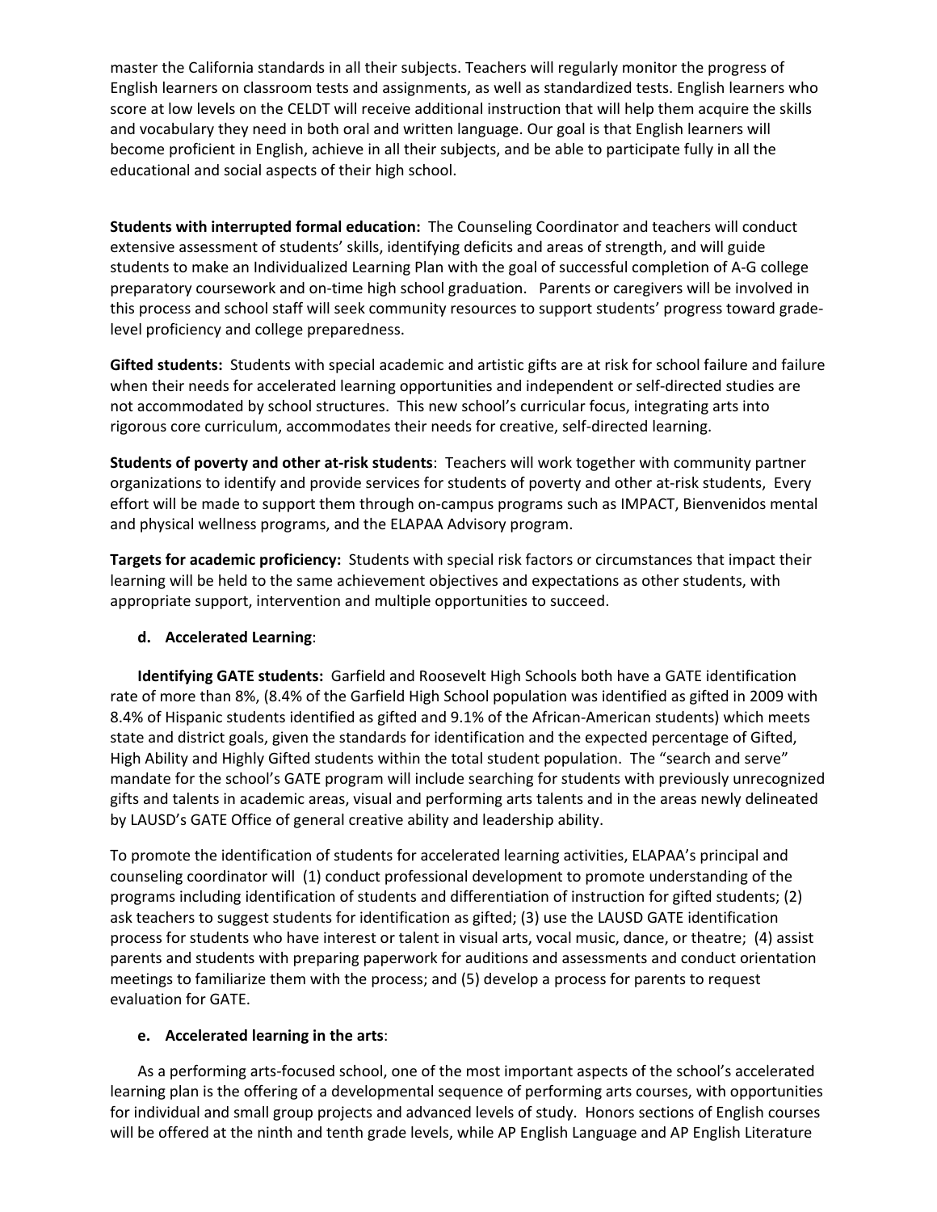master the California standards in all their subjects. Teachers will regularly monitor the progress of English learners on classroom tests and assignments, as well as standardized tests. English learners who score at low levels on the CELDT will receive additional instruction that will help them acquire the skills and vocabulary they need in both oral and written language. Our goal is that English learners will become proficient in English, achieve in all their subjects, and be able to participate fully in all the educational and social aspects of their high school.

**Students with interrupted formal education:** The Counseling Coordinator and teachers will conduct extensive assessment of students' skills, identifying deficits and areas of strength, and will guide students to make an Individualized Learning Plan with the goal of successful completion of A-G college preparatory coursework and on-time high school graduation. Parents or caregivers will be involved in this process and school staff will seek community resources to support students' progress toward grade-level proficiency and college preparedness.

**Gifted students:** Students with special academic and artistic gifts are at risk for school failure and failure when their needs for accelerated learning opportunities and independent or self-directed studies are not accommodated by school structures. This new school's curricular focus, integrating arts into rigorous core curriculum, accommodates their needs for creative, self-directed learning.

**Students of poverty and other at-risk students**: Teachers will work together with community partner organizations to identify and provide services for students of poverty and other at-risk students, Every effort will be made to support them through on-campus programs such as IMPACT, Bienvenidos mental and physical wellness programs, and the ELAPAA Advisory program.

**Targets for academic proficiency:** Students with special risk factors or circumstances that impact their learning will be held to the same achievement objectives and expectations as other students, with appropriate support, intervention and multiple opportunities to succeed.

**d. Accelerated Learning**:

**Identifying GATE students:** Garfield and Roosevelt High Schools both have a GATE identification rate of more than 8%, (8.4% of the Garfield High School population was identified as gifted in 2009 with 8.4% of Hispanic students identified as gifted and 9.1% of the African-American students) which meets state and district goals, given the standards for identification and the expected percentage of Gifted, High Ability and Highly Gifted students within the total student population. The "search and serve" mandate for the school's GATE program will include searching for students with previously unrecognized gifts and talents in academic areas, visual and performing arts talents and in the areas newly delineated by LAUSD's GATE Office of general creative ability and leadership ability.

To promote the identification of students for accelerated learning activities, ELAPAA's principal and counseling coordinator will (1) conduct professional development to promote understanding of the programs including identification of students and differentiation of instruction for gifted students; (2) ask teachers to suggest students for identification as gifted; (3) use the LAUSD GATE identification process for students who have interest or talent in visual arts, vocal music, dance, or theatre; (4) assist parents and students with preparing paperwork for auditions and assessments and conduct orientation meetings to familiarize them with the process; and (5) develop a process for parents to request evaluation for GATE.

**e. Accelerated learning in the arts**:

As a performing arts-focused school, one of the most important aspects of the school's accelerated learning plan is the offering of a developmental sequence of performing arts courses, with opportunities for individual and small group projects and advanced levels of study. Honors sections of English courses will be offered at the ninth and tenth grade levels, while AP English Language and AP English Literature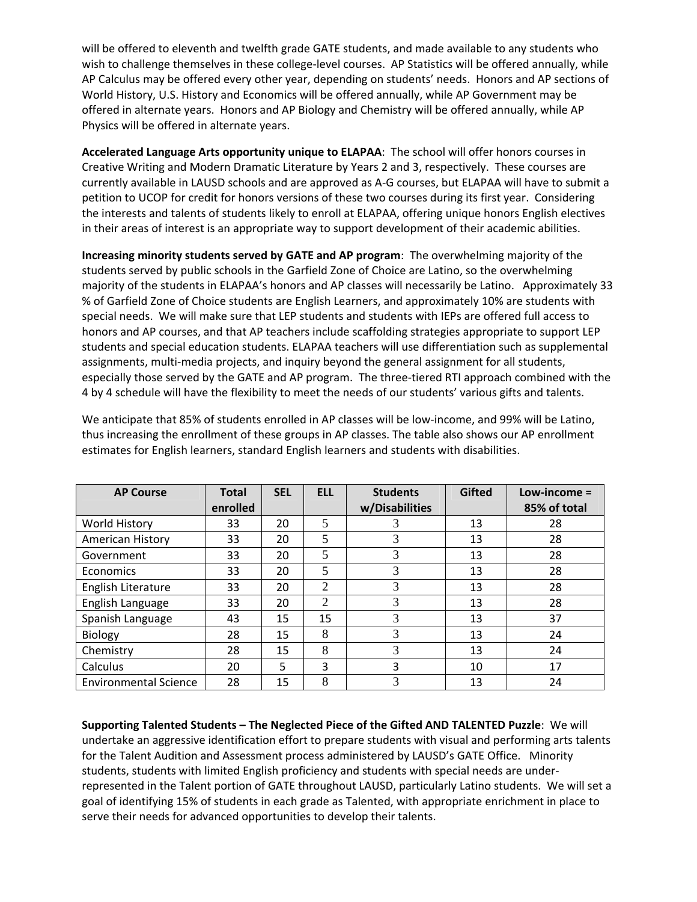will be offered to eleventh and twelfth grade GATE students, and made available to any students who wish to challenge themselves in these college-level courses. AP Statistics will be offered annually, while AP Calculus may be offered every other year, depending on students' needs. Honors and AP sections of World History, U.S. History and Economics will be offered annually, while AP Government may be offered in alternate years. Honors and AP Biology and Chemistry will be offered annually, while AP Physics will be offered in alternate years.

**Accelerated Language Arts opportunity unique to ELAPAA**: The school will offer honors courses in Creative Writing and Modern Dramatic Literature by Years 2 and 3, respectively. These courses are currently available in LAUSD schools and are approved as A-G courses, but ELAPAA will have to submit a petition to UCOP for credit for honors versions of these two courses during its first year. Considering the interests and talents of students likely to enroll at ELAPAA, offering unique honors English electives in their areas of interest is an appropriate way to support development of their academic abilities.

**Increasing minority students served by GATE and AP program**: The overwhelming majority of the students served by public schools in the Garfield Zone of Choice are Latino, so the overwhelming majority of the students in ELAPAA's honors and AP classes will necessarily be Latino. Approximately 33 % of Garfield Zone of Choice students are English Learners, and approximately 10% are students with special needs. We will make sure that LEP students and students with IEPs are offered full access to honors and AP courses, and that AP teachers include scaffolding strategies appropriate to support LEP students and special education students. ELAPAA teachers will use differentiation such as supplemental assignments, multi-media projects, and inquiry beyond the general assignment for all students, especially those served by the GATE and AP program. The three-tiered RTI approach combined with the 4 by 4 schedule will have the flexibility to meet the needs of our students' various gifts and talents.

We anticipate that 85% of students enrolled in AP classes will be low-income, and 99% will be Latino, thus increasing the enrollment of these groups in AP classes. The table also shows our AP enrollment estimates for English learners, standard English learners and students with disabilities.

| AP Course | Total enrolled | SEL | ELL | Students w/Disabilities | Gifted | Low-income = 85% of total |
|---|---|---|---|---|---|---|
| World History | 33 | 20 | 5 | 3 | 13 | 28 |
| American History | 33 | 20 | 5 | 3 | 13 | 28 |
| Government | 33 | 20 | 5 | 3 | 13 | 28 |
| Economics | 33 | 20 | 5 | 3 | 13 | 28 |
| English Literature | 33 | 20 | 2 | 3 | 13 | 28 |
| English Language | 33 | 20 | 2 | 3 | 13 | 28 |
| Spanish Language | 43 | 15 | 15 | 3 | 13 | 37 |
| Biology | 28 | 15 | 8 | 3 | 13 | 24 |
| Chemistry | 28 | 15 | 8 | 3 | 13 | 24 |
| Calculus | 20 | 5 | 3 | 3 | 10 | 17 |
| Environmental Science | 28 | 15 | 8 | 3 | 13 | 24 |

**Supporting Talented Students – The Neglected Piece of the Gifted AND TALENTED Puzzle**: We will undertake an aggressive identification effort to prepare students with visual and performing arts talents for the Talent Audition and Assessment process administered by LAUSD's GATE Office. Minority students, students with limited English proficiency and students with special needs are under-represented in the Talent portion of GATE throughout LAUSD, particularly Latino students. We will set a goal of identifying 15% of students in each grade as Talented, with appropriate enrichment in place to serve their needs for advanced opportunities to develop their talents.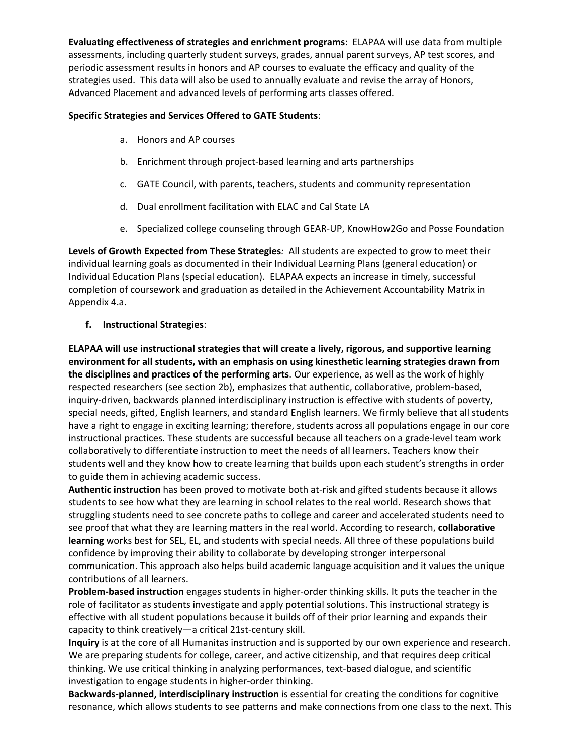**Evaluating effectiveness of strategies and enrichment programs**: ELAPAA will use data from multiple assessments, including quarterly student surveys, grades, annual parent surveys, AP test scores, and periodic assessment results in honors and AP courses to evaluate the efficacy and quality of the strategies used. This data will also be used to annually evaluate and revise the array of Honors, Advanced Placement and advanced levels of performing arts classes offered.

**Specific Strategies and Services Offered to GATE Students**:

a. Honors and AP courses

b. Enrichment through project-based learning and arts partnerships

c. GATE Council, with parents, teachers, students and community representation

d. Dual enrollment facilitation with ELAC and Cal State LA

e. Specialized college counseling through GEAR-UP, KnowHow2Go and Posse Foundation

**Levels of Growth Expected from These Strategies***:* All students are expected to grow to meet their individual learning goals as documented in their Individual Learning Plans (general education) or Individual Education Plans (special education). ELAPAA expects an increase in timely, successful completion of coursework and graduation as detailed in the Achievement Accountability Matrix in Appendix 4.a.

**f. Instructional Strategies**:

**ELAPAA will use instructional strategies that will create a lively, rigorous, and supportive learning environment for all students, with an emphasis on using kinesthetic learning strategies drawn from the disciplines and practices of the performing arts**. Our experience, as well as the work of highly respected researchers (see section 2b), emphasizes that authentic, collaborative, problem-based, inquiry-driven, backwards planned interdisciplinary instruction is effective with students of poverty, special needs, gifted, English learners, and standard English learners. We firmly believe that all students have a right to engage in exciting learning; therefore, students across all populations engage in our core instructional practices. These students are successful because all teachers on a grade-level team work collaboratively to differentiate instruction to meet the needs of all learners. Teachers know their students well and they know how to create learning that builds upon each student's strengths in order to guide them in achieving academic success.

**Authentic instruction** has been proved to motivate both at-risk and gifted students because it allows students to see how what they are learning in school relates to the real world. Research shows that struggling students need to see concrete paths to college and career and accelerated students need to see proof that what they are learning matters in the real world. According to research, **collaborative learning** works best for SEL, EL, and students with special needs. All three of these populations build confidence by improving their ability to collaborate by developing stronger interpersonal communication. This approach also helps build academic language acquisition and it values the unique contributions of all learners.

**Problem-based instruction** engages students in higher-order thinking skills. It puts the teacher in the role of facilitator as students investigate and apply potential solutions. This instructional strategy is effective with all student populations because it builds off of their prior learning and expands their capacity to think creatively—a critical 21st-century skill.

**Inquiry** is at the core of all Humanitas instruction and is supported by our own experience and research. We are preparing students for college, career, and active citizenship, and that requires deep critical thinking. We use critical thinking in analyzing performances, text-based dialogue, and scientific investigation to engage students in higher-order thinking.

**Backwards-planned, interdisciplinary instruction** is essential for creating the conditions for cognitive resonance, which allows students to see patterns and make connections from one class to the next. This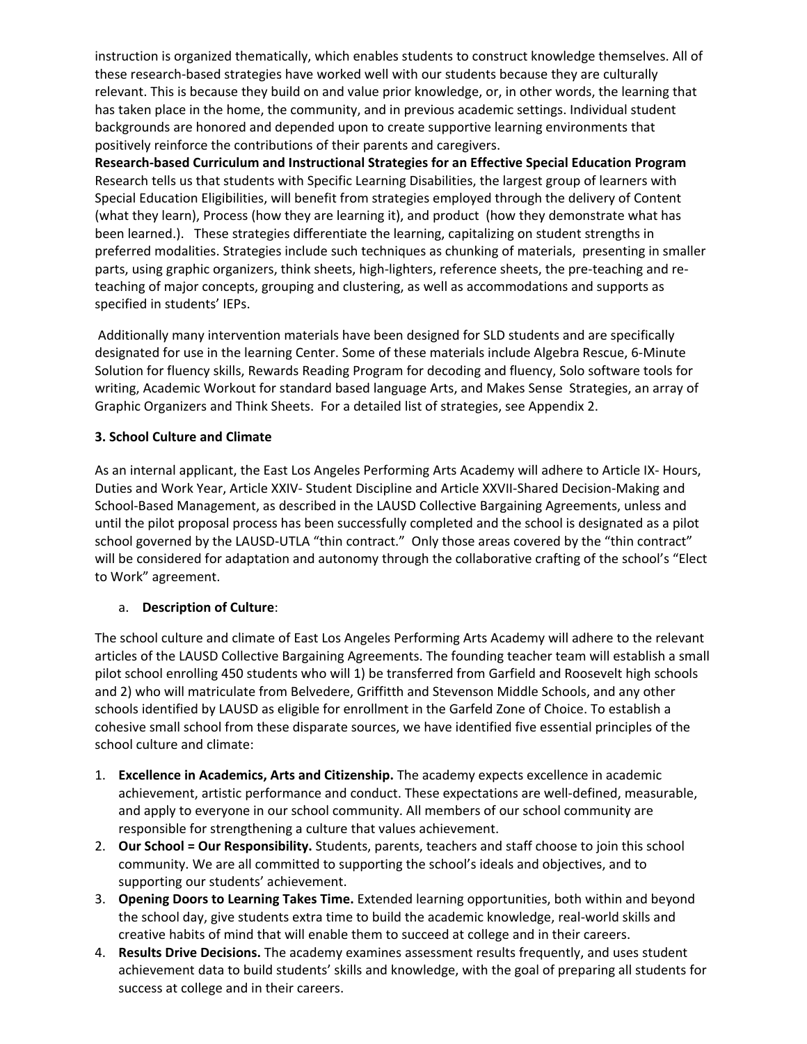instruction is organized thematically, which enables students to construct knowledge themselves. All of these research-based strategies have worked well with our students because they are culturally relevant. This is because they build on and value prior knowledge, or, in other words, the learning that has taken place in the home, the community, and in previous academic settings. Individual student backgrounds are honored and depended upon to create supportive learning environments that positively reinforce the contributions of their parents and caregivers.

**Research-based Curriculum and Instructional Strategies for an Effective Special Education Program**

Research tells us that students with Specific Learning Disabilities, the largest group of learners with Special Education Eligibilities, will benefit from strategies employed through the delivery of Content (what they learn), Process (how they are learning it), and product (how they demonstrate what has been learned.). These strategies differentiate the learning, capitalizing on student strengths in preferred modalities. Strategies include such techniques as chunking of materials, presenting in smaller parts, using graphic organizers, think sheets, high-lighters, reference sheets, the pre-teaching and re-teaching of major concepts, grouping and clustering, as well as accommodations and supports as specified in students' IEPs.

Additionally many intervention materials have been designed for SLD students and are specifically designated for use in the learning Center. Some of these materials include Algebra Rescue, 6-Minute Solution for fluency skills, Rewards Reading Program for decoding and fluency, Solo software tools for writing, Academic Workout for standard based language Arts, and Makes Sense Strategies, an array of Graphic Organizers and Think Sheets. For a detailed list of strategies, see Appendix 2.

### 3. School Culture and Climate

As an internal applicant, the East Los Angeles Performing Arts Academy will adhere to Article IX- Hours, Duties and Work Year, Article XXIV- Student Discipline and Article XXVII-Shared Decision-Making and School-Based Management, as described in the LAUSD Collective Bargaining Agreements, unless and until the pilot proposal process has been successfully completed and the school is designated as a pilot school governed by the LAUSD-UTLA "thin contract." Only those areas covered by the "thin contract" will be considered for adaptation and autonomy through the collaborative crafting of the school's "Elect to Work" agreement.

a. **Description of Culture**:

The school culture and climate of East Los Angeles Performing Arts Academy will adhere to the relevant articles of the LAUSD Collective Bargaining Agreements. The founding teacher team will establish a small pilot school enrolling 450 students who will 1) be transferred from Garfield and Roosevelt high schools and 2) who will matriculate from Belvedere, Griffitth and Stevenson Middle Schools, and any other schools identified by LAUSD as eligible for enrollment in the Garfeld Zone of Choice. To establish a cohesive small school from these disparate sources, we have identified five essential principles of the school culture and climate:

1. **Excellence in Academics, Arts and Citizenship.** The academy expects excellence in academic achievement, artistic performance and conduct. These expectations are well-defined, measurable, and apply to everyone in our school community. All members of our school community are responsible for strengthening a culture that values achievement.
2. **Our School = Our Responsibility.** Students, parents, teachers and staff choose to join this school community. We are all committed to supporting the school's ideals and objectives, and to supporting our students' achievement.
3. **Opening Doors to Learning Takes Time.** Extended learning opportunities, both within and beyond the school day, give students extra time to build the academic knowledge, real-world skills and creative habits of mind that will enable them to succeed at college and in their careers.
4. **Results Drive Decisions.** The academy examines assessment results frequently, and uses student achievement data to build students' skills and knowledge, with the goal of preparing all students for success at college and in their careers.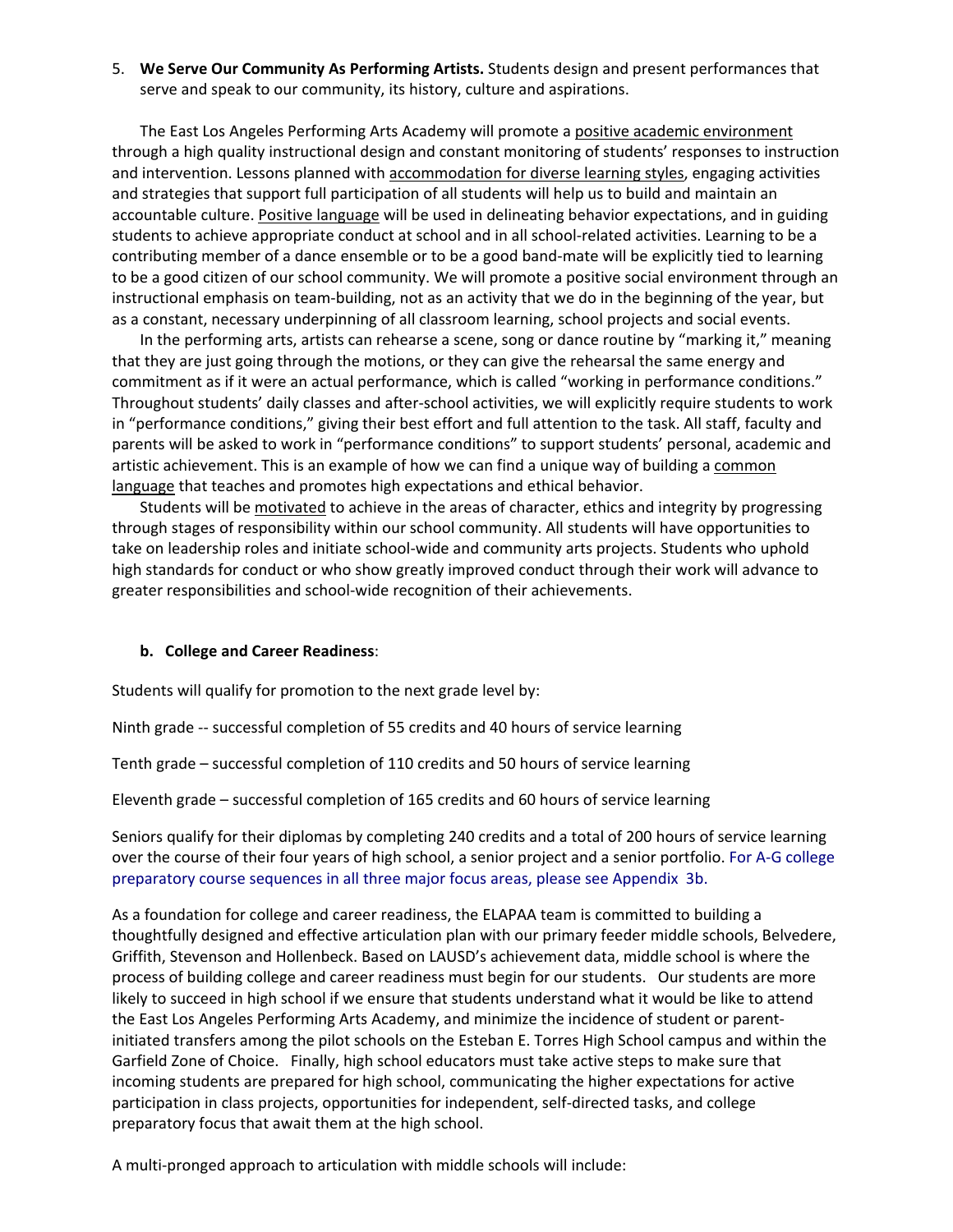5. **We Serve Our Community As Performing Artists.** Students design and present performances that serve and speak to our community, its history, culture and aspirations.

The East Los Angeles Performing Arts Academy will promote a positive academic environment through a high quality instructional design and constant monitoring of students' responses to instruction and intervention. Lessons planned with accommodation for diverse learning styles, engaging activities and strategies that support full participation of all students will help us to build and maintain an accountable culture. Positive language will be used in delineating behavior expectations, and in guiding students to achieve appropriate conduct at school and in all school-related activities. Learning to be a contributing member of a dance ensemble or to be a good band-mate will be explicitly tied to learning to be a good citizen of our school community. We will promote a positive social environment through an instructional emphasis on team-building, not as an activity that we do in the beginning of the year, but as a constant, necessary underpinning of all classroom learning, school projects and social events.

In the performing arts, artists can rehearse a scene, song or dance routine by "marking it," meaning that they are just going through the motions, or they can give the rehearsal the same energy and commitment as if it were an actual performance, which is called "working in performance conditions." Throughout students' daily classes and after-school activities, we will explicitly require students to work in "performance conditions," giving their best effort and full attention to the task. All staff, faculty and parents will be asked to work in "performance conditions" to support students' personal, academic and artistic achievement. This is an example of how we can find a unique way of building a common language that teaches and promotes high expectations and ethical behavior.

Students will be motivated to achieve in the areas of character, ethics and integrity by progressing through stages of responsibility within our school community. All students will have opportunities to take on leadership roles and initiate school-wide and community arts projects. Students who uphold high standards for conduct or who show greatly improved conduct through their work will advance to greater responsibilities and school-wide recognition of their achievements.

**b. College and Career Readiness**:

Students will qualify for promotion to the next grade level by:

Ninth grade -- successful completion of 55 credits and 40 hours of service learning

Tenth grade – successful completion of 110 credits and 50 hours of service learning

Eleventh grade – successful completion of 165 credits and 60 hours of service learning

Seniors qualify for their diplomas by completing 240 credits and a total of 200 hours of service learning over the course of their four years of high school, a senior project and a senior portfolio. For A-G college preparatory course sequences in all three major focus areas, please see Appendix 3b.

As a foundation for college and career readiness, the ELAPAA team is committed to building a thoughtfully designed and effective articulation plan with our primary feeder middle schools, Belvedere, Griffith, Stevenson and Hollenbeck. Based on LAUSD's achievement data, middle school is where the process of building college and career readiness must begin for our students. Our students are more likely to succeed in high school if we ensure that students understand what it would be like to attend the East Los Angeles Performing Arts Academy, and minimize the incidence of student or parent-initiated transfers among the pilot schools on the Esteban E. Torres High School campus and within the Garfield Zone of Choice. Finally, high school educators must take active steps to make sure that incoming students are prepared for high school, communicating the higher expectations for active participation in class projects, opportunities for independent, self-directed tasks, and college preparatory focus that await them at the high school.

A multi-pronged approach to articulation with middle schools will include: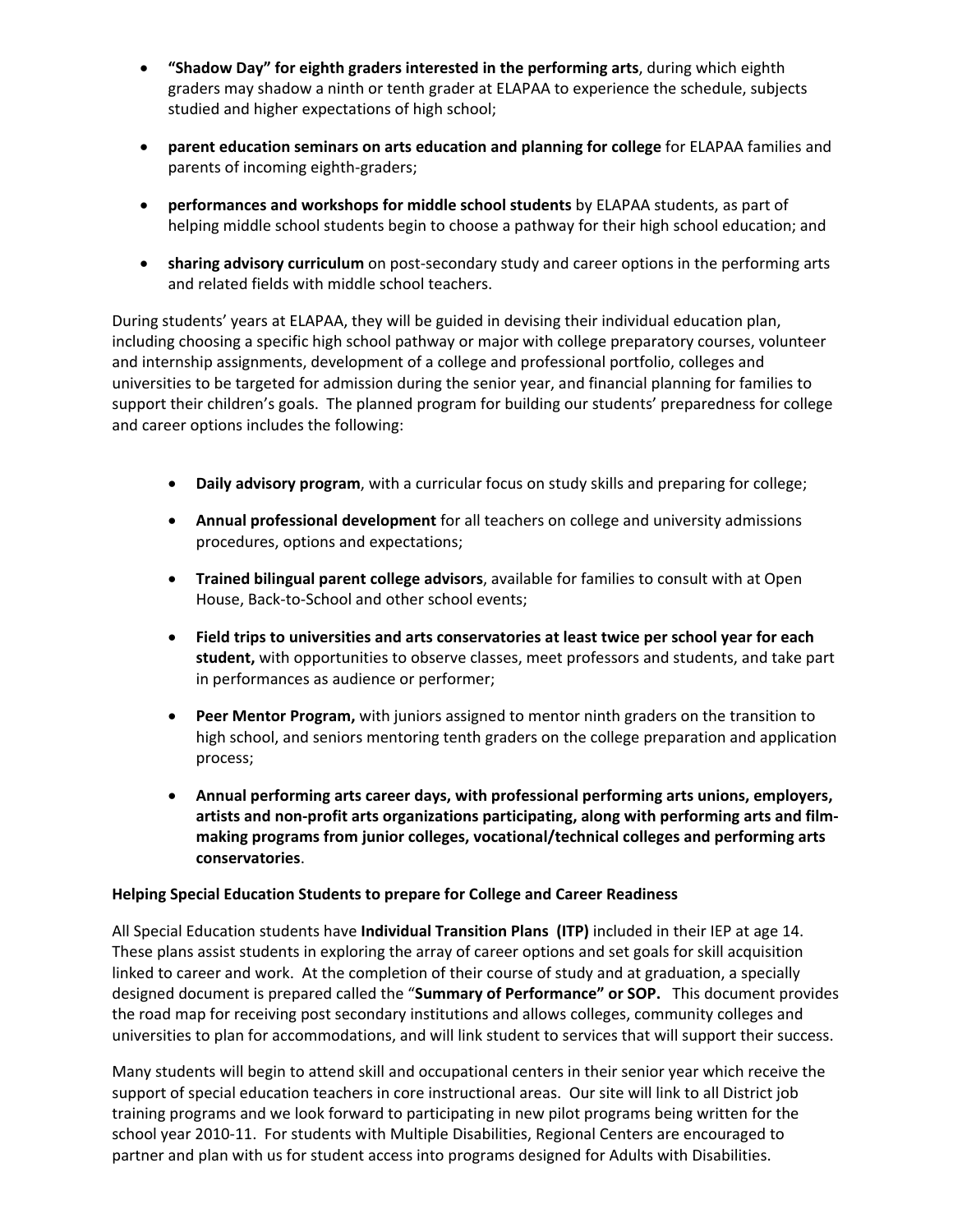- **"Shadow Day" for eighth graders interested in the performing arts**, during which eighth graders may shadow a ninth or tenth grader at ELAPAA to experience the schedule, subjects studied and higher expectations of high school;
- **parent education seminars on arts education and planning for college** for ELAPAA families and parents of incoming eighth-graders;
- **performances and workshops for middle school students** by ELAPAA students, as part of helping middle school students begin to choose a pathway for their high school education; and
- **sharing advisory curriculum** on post-secondary study and career options in the performing arts and related fields with middle school teachers.

During students' years at ELAPAA, they will be guided in devising their individual education plan, including choosing a specific high school pathway or major with college preparatory courses, volunteer and internship assignments, development of a college and professional portfolio, colleges and universities to be targeted for admission during the senior year, and financial planning for families to support their children's goals. The planned program for building our students' preparedness for college and career options includes the following:

- **Daily advisory program**, with a curricular focus on study skills and preparing for college;
- **Annual professional development** for all teachers on college and university admissions procedures, options and expectations;
- **Trained bilingual parent college advisors**, available for families to consult with at Open House, Back-to-School and other school events;
- **Field trips to universities and arts conservatories at least twice per school year for each student,** with opportunities to observe classes, meet professors and students, and take part in performances as audience or performer;
- **Peer Mentor Program,** with juniors assigned to mentor ninth graders on the transition to high school, and seniors mentoring tenth graders on the college preparation and application process;
- **Annual performing arts career days, with professional performing arts unions, employers, artists and non-profit arts organizations participating, along with performing arts and film-making programs from junior colleges, vocational/technical colleges and performing arts conservatories**.

**Helping Special Education Students to prepare for College and Career Readiness**

All Special Education students have **Individual Transition Plans (ITP)** included in their IEP at age 14. These plans assist students in exploring the array of career options and set goals for skill acquisition linked to career and work. At the completion of their course of study and at graduation, a specially designed document is prepared called the "**Summary of Performance" or SOP.** This document provides the road map for receiving post secondary institutions and allows colleges, community colleges and universities to plan for accommodations, and will link student to services that will support their success.

Many students will begin to attend skill and occupational centers in their senior year which receive the support of special education teachers in core instructional areas. Our site will link to all District job training programs and we look forward to participating in new pilot programs being written for the school year 2010-11. For students with Multiple Disabilities, Regional Centers are encouraged to partner and plan with us for student access into programs designed for Adults with Disabilities.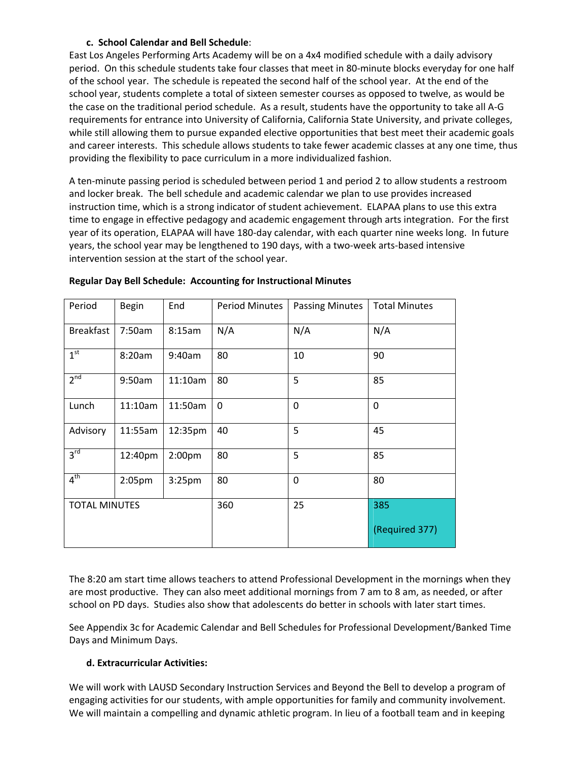**c. School Calendar and Bell Schedule**:

East Los Angeles Performing Arts Academy will be on a 4x4 modified schedule with a daily advisory period. On this schedule students take four classes that meet in 80-minute blocks everyday for one half of the school year. The schedule is repeated the second half of the school year. At the end of the school year, students complete a total of sixteen semester courses as opposed to twelve, as would be the case on the traditional period schedule. As a result, students have the opportunity to take all A-G requirements for entrance into University of California, California State University, and private colleges, while still allowing them to pursue expanded elective opportunities that best meet their academic goals and career interests. This schedule allows students to take fewer academic classes at any one time, thus providing the flexibility to pace curriculum in a more individualized fashion.

A ten-minute passing period is scheduled between period 1 and period 2 to allow students a restroom and locker break. The bell schedule and academic calendar we plan to use provides increased instruction time, which is a strong indicator of student achievement. ELAPAA plans to use this extra time to engage in effective pedagogy and academic engagement through arts integration. For the first year of its operation, ELAPAA will have 180-day calendar, with each quarter nine weeks long. In future years, the school year may be lengthened to 190 days, with a two-week arts-based intensive intervention session at the start of the school year.

**Regular Day Bell Schedule: Accounting for Instructional Minutes**

| Period | Begin | End | Period Minutes | Passing Minutes | Total Minutes |
|---|---|---|---|---|---|
| Breakfast | 7:50am | 8:15am | N/A | N/A | N/A |
| 1st | 8:20am | 9:40am | 80 | 10 | 90 |
| 2nd | 9:50am | 11:10am | 80 | 5 | 85 |
| Lunch | 11:10am | 11:50am | 0 | 0 | 0 |
| Advisory | 11:55am | 12:35pm | 40 | 5 | 45 |
| 3rd | 12:40pm | 2:00pm | 80 | 5 | 85 |
| 4th | 2:05pm | 3:25pm | 80 | 0 | 80 |
| TOTAL MINUTES | | | 360 | 25 | 385 (Required 377) |

The 8:20 am start time allows teachers to attend Professional Development in the mornings when they are most productive. They can also meet additional mornings from 7 am to 8 am, as needed, or after school on PD days. Studies also show that adolescents do better in schools with later start times.

See Appendix 3c for Academic Calendar and Bell Schedules for Professional Development/Banked Time Days and Minimum Days.

**d. Extracurricular Activities:**

We will work with LAUSD Secondary Instruction Services and Beyond the Bell to develop a program of engaging activities for our students, with ample opportunities for family and community involvement. We will maintain a compelling and dynamic athletic program. In lieu of a football team and in keeping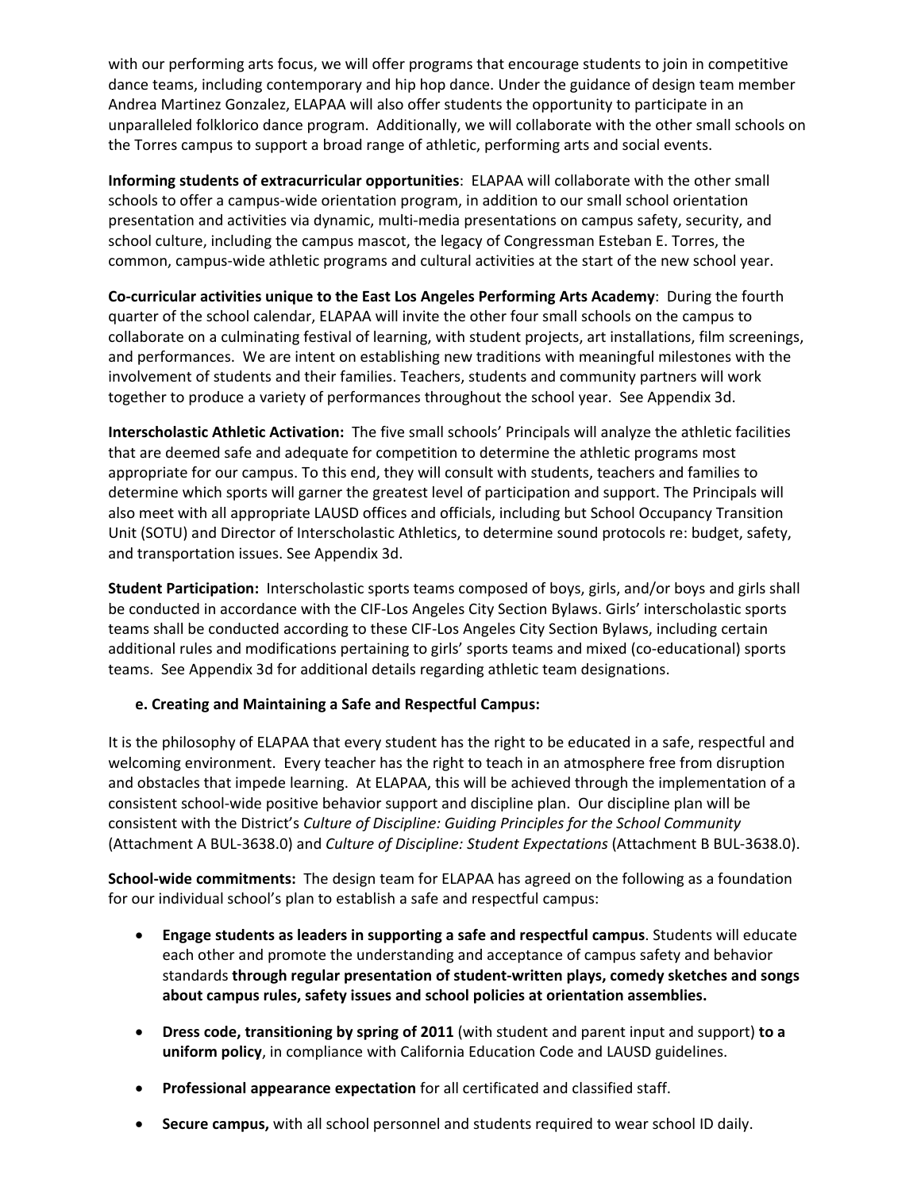with our performing arts focus, we will offer programs that encourage students to join in competitive dance teams, including contemporary and hip hop dance. Under the guidance of design team member Andrea Martinez Gonzalez, ELAPAA will also offer students the opportunity to participate in an unparalleled folklorico dance program. Additionally, we will collaborate with the other small schools on the Torres campus to support a broad range of athletic, performing arts and social events.

**Informing students of extracurricular opportunities**: ELAPAA will collaborate with the other small schools to offer a campus-wide orientation program, in addition to our small school orientation presentation and activities via dynamic, multi-media presentations on campus safety, security, and school culture, including the campus mascot, the legacy of Congressman Esteban E. Torres, the common, campus-wide athletic programs and cultural activities at the start of the new school year.

**Co-curricular activities unique to the East Los Angeles Performing Arts Academy**: During the fourth quarter of the school calendar, ELAPAA will invite the other four small schools on the campus to collaborate on a culminating festival of learning, with student projects, art installations, film screenings, and performances. We are intent on establishing new traditions with meaningful milestones with the involvement of students and their families. Teachers, students and community partners will work together to produce a variety of performances throughout the school year. See Appendix 3d.

**Interscholastic Athletic Activation:** The five small schools' Principals will analyze the athletic facilities that are deemed safe and adequate for competition to determine the athletic programs most appropriate for our campus. To this end, they will consult with students, teachers and families to determine which sports will garner the greatest level of participation and support. The Principals will also meet with all appropriate LAUSD offices and officials, including but School Occupancy Transition Unit (SOTU) and Director of Interscholastic Athletics, to determine sound protocols re: budget, safety, and transportation issues. See Appendix 3d.

**Student Participation:** Interscholastic sports teams composed of boys, girls, and/or boys and girls shall be conducted in accordance with the CIF-Los Angeles City Section Bylaws. Girls' interscholastic sports teams shall be conducted according to these CIF-Los Angeles City Section Bylaws, including certain additional rules and modifications pertaining to girls' sports teams and mixed (co-educational) sports teams. See Appendix 3d for additional details regarding athletic team designations.

### e. Creating and Maintaining a Safe and Respectful Campus:

It is the philosophy of ELAPAA that every student has the right to be educated in a safe, respectful and welcoming environment. Every teacher has the right to teach in an atmosphere free from disruption and obstacles that impede learning. At ELAPAA, this will be achieved through the implementation of a consistent school-wide positive behavior support and discipline plan. Our discipline plan will be consistent with the District's *Culture of Discipline: Guiding Principles for the School Community* (Attachment A BUL-3638.0) and *Culture of Discipline: Student Expectations* (Attachment B BUL-3638.0).

**School-wide commitments:** The design team for ELAPAA has agreed on the following as a foundation for our individual school's plan to establish a safe and respectful campus:

- **Engage students as leaders in supporting a safe and respectful campus**. Students will educate each other and promote the understanding and acceptance of campus safety and behavior standards **through regular presentation of student-written plays, comedy sketches and songs about campus rules, safety issues and school policies at orientation assemblies.**
- **Dress code, transitioning by spring of 2011** (with student and parent input and support) **to a uniform policy**, in compliance with California Education Code and LAUSD guidelines.
- **Professional appearance expectation** for all certificated and classified staff.
- **Secure campus,** with all school personnel and students required to wear school ID daily.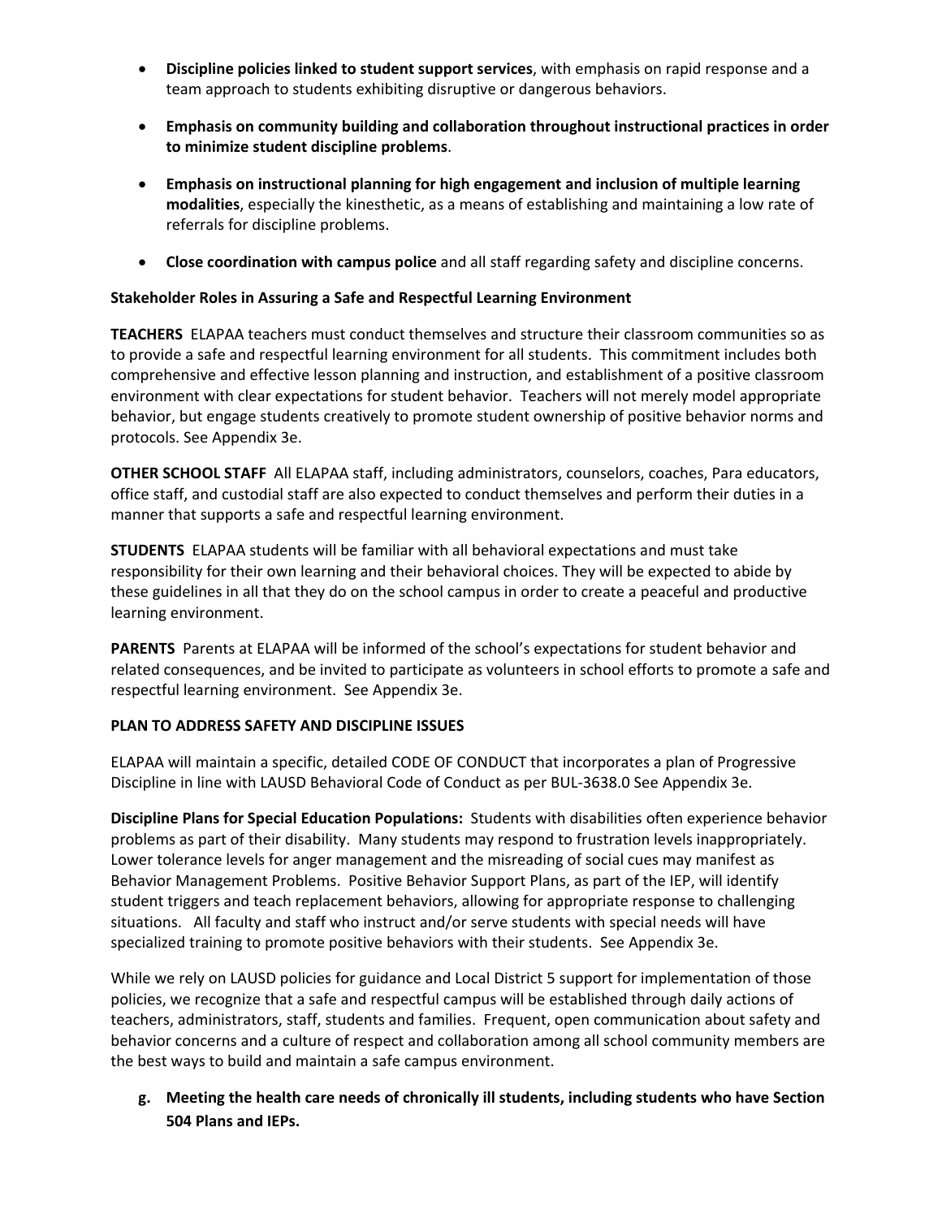- **Discipline policies linked to student support services**, with emphasis on rapid response and a team approach to students exhibiting disruptive or dangerous behaviors.
- **Emphasis on community building and collaboration throughout instructional practices in order to minimize student discipline problems**.
- **Emphasis on instructional planning for high engagement and inclusion of multiple learning modalities**, especially the kinesthetic, as a means of establishing and maintaining a low rate of referrals for discipline problems.
- **Close coordination with campus police** and all staff regarding safety and discipline concerns.

**Stakeholder Roles in Assuring a Safe and Respectful Learning Environment**

**TEACHERS** ELAPAA teachers must conduct themselves and structure their classroom communities so as to provide a safe and respectful learning environment for all students. This commitment includes both comprehensive and effective lesson planning and instruction, and establishment of a positive classroom environment with clear expectations for student behavior. Teachers will not merely model appropriate behavior, but engage students creatively to promote student ownership of positive behavior norms and protocols. See Appendix 3e.

**OTHER SCHOOL STAFF** All ELAPAA staff, including administrators, counselors, coaches, Para educators, office staff, and custodial staff are also expected to conduct themselves and perform their duties in a manner that supports a safe and respectful learning environment.

**STUDENTS** ELAPAA students will be familiar with all behavioral expectations and must take responsibility for their own learning and their behavioral choices. They will be expected to abide by these guidelines in all that they do on the school campus in order to create a peaceful and productive learning environment.

**PARENTS** Parents at ELAPAA will be informed of the school's expectations for student behavior and related consequences, and be invited to participate as volunteers in school efforts to promote a safe and respectful learning environment. See Appendix 3e.

**PLAN TO ADDRESS SAFETY AND DISCIPLINE ISSUES**

ELAPAA will maintain a specific, detailed CODE OF CONDUCT that incorporates a plan of Progressive Discipline in line with LAUSD Behavioral Code of Conduct as per BUL-3638.0 See Appendix 3e.

**Discipline Plans for Special Education Populations:** Students with disabilities often experience behavior problems as part of their disability. Many students may respond to frustration levels inappropriately. Lower tolerance levels for anger management and the misreading of social cues may manifest as Behavior Management Problems. Positive Behavior Support Plans, as part of the IEP, will identify student triggers and teach replacement behaviors, allowing for appropriate response to challenging situations. All faculty and staff who instruct and/or serve students with special needs will have specialized training to promote positive behaviors with their students. See Appendix 3e.

While we rely on LAUSD policies for guidance and Local District 5 support for implementation of those policies, we recognize that a safe and respectful campus will be established through daily actions of teachers, administrators, staff, students and families. Frequent, open communication about safety and behavior concerns and a culture of respect and collaboration among all school community members are the best ways to build and maintain a safe campus environment.

**g. Meeting the health care needs of chronically ill students, including students who have Section 504 Plans and IEPs.**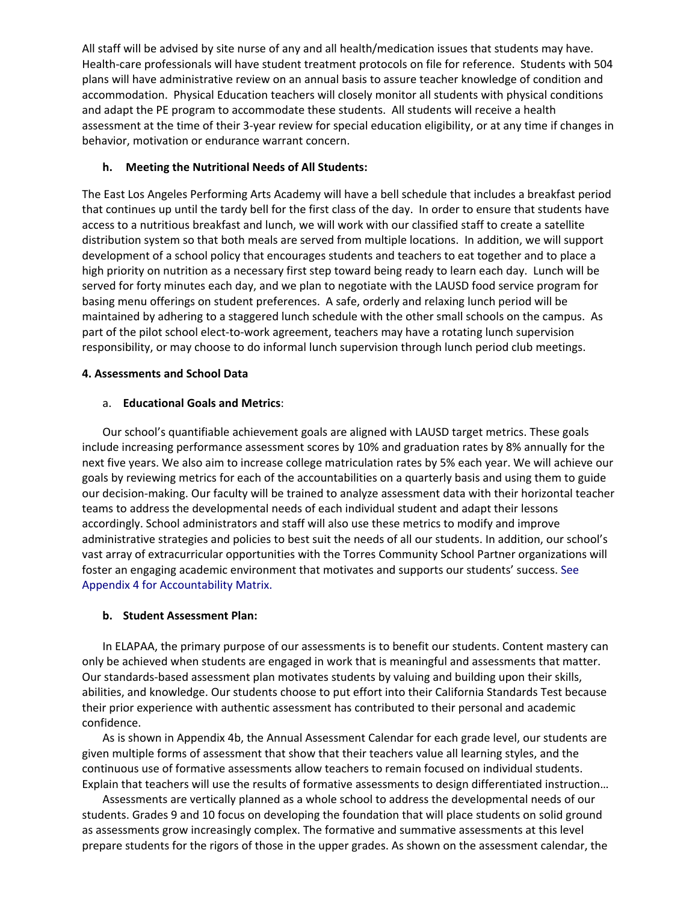All staff will be advised by site nurse of any and all health/medication issues that students may have. Health-care professionals will have student treatment protocols on file for reference. Students with 504 plans will have administrative review on an annual basis to assure teacher knowledge of condition and accommodation. Physical Education teachers will closely monitor all students with physical conditions and adapt the PE program to accommodate these students. All students will receive a health assessment at the time of their 3-year review for special education eligibility, or at any time if changes in behavior, motivation or endurance warrant concern.

**h. Meeting the Nutritional Needs of All Students:**

The East Los Angeles Performing Arts Academy will have a bell schedule that includes a breakfast period that continues up until the tardy bell for the first class of the day. In order to ensure that students have access to a nutritious breakfast and lunch, we will work with our classified staff to create a satellite distribution system so that both meals are served from multiple locations. In addition, we will support development of a school policy that encourages students and teachers to eat together and to place a high priority on nutrition as a necessary first step toward being ready to learn each day. Lunch will be served for forty minutes each day, and we plan to negotiate with the LAUSD food service program for basing menu offerings on student preferences. A safe, orderly and relaxing lunch period will be maintained by adhering to a staggered lunch schedule with the other small schools on the campus. As part of the pilot school elect-to-work agreement, teachers may have a rotating lunch supervision responsibility, or may choose to do informal lunch supervision through lunch period club meetings.

**4. Assessments and School Data**

a. **Educational Goals and Metrics**:

Our school's quantifiable achievement goals are aligned with LAUSD target metrics. These goals include increasing performance assessment scores by 10% and graduation rates by 8% annually for the next five years. We also aim to increase college matriculation rates by 5% each year. We will achieve our goals by reviewing metrics for each of the accountabilities on a quarterly basis and using them to guide our decision-making. Our faculty will be trained to analyze assessment data with their horizontal teacher teams to address the developmental needs of each individual student and adapt their lessons accordingly. School administrators and staff will also use these metrics to modify and improve administrative strategies and policies to best suit the needs of all our students. In addition, our school's vast array of extracurricular opportunities with the Torres Community School Partner organizations will foster an engaging academic environment that motivates and supports our students' success. See Appendix 4 for Accountability Matrix.

**b. Student Assessment Plan:**

In ELAPAA, the primary purpose of our assessments is to benefit our students. Content mastery can only be achieved when students are engaged in work that is meaningful and assessments that matter. Our standards-based assessment plan motivates students by valuing and building upon their skills, abilities, and knowledge. Our students choose to put effort into their California Standards Test because their prior experience with authentic assessment has contributed to their personal and academic confidence.

As is shown in Appendix 4b, the Annual Assessment Calendar for each grade level, our students are given multiple forms of assessment that show that their teachers value all learning styles, and the continuous use of formative assessments allow teachers to remain focused on individual students. Explain that teachers will use the results of formative assessments to design differentiated instruction…

Assessments are vertically planned as a whole school to address the developmental needs of our students. Grades 9 and 10 focus on developing the foundation that will place students on solid ground as assessments grow increasingly complex. The formative and summative assessments at this level prepare students for the rigors of those in the upper grades. As shown on the assessment calendar, the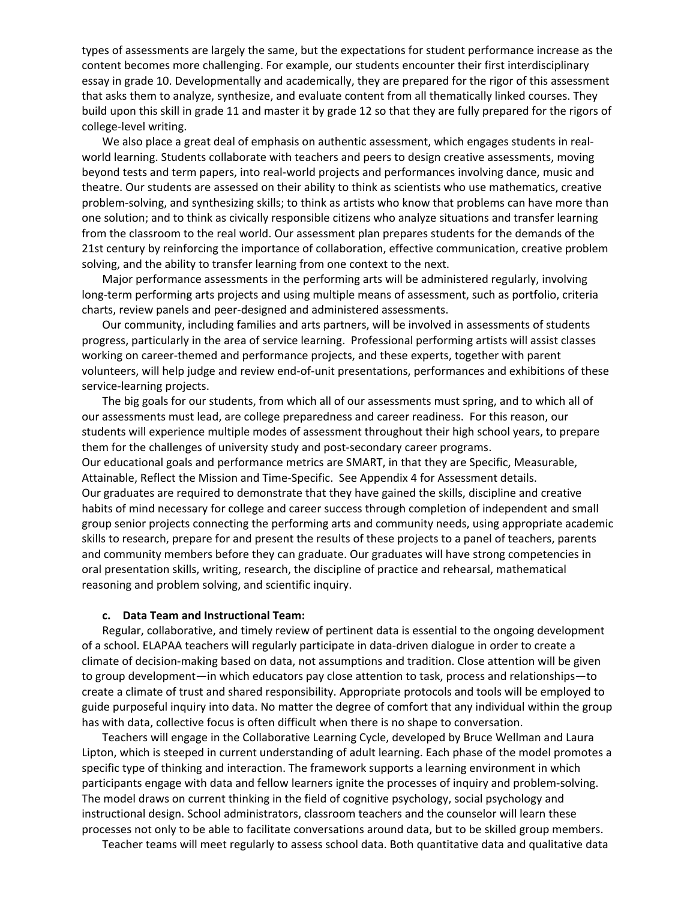types of assessments are largely the same, but the expectations for student performance increase as the content becomes more challenging. For example, our students encounter their first interdisciplinary essay in grade 10. Developmentally and academically, they are prepared for the rigor of this assessment that asks them to analyze, synthesize, and evaluate content from all thematically linked courses. They build upon this skill in grade 11 and master it by grade 12 so that they are fully prepared for the rigors of college-level writing.

We also place a great deal of emphasis on authentic assessment, which engages students in real-world learning. Students collaborate with teachers and peers to design creative assessments, moving beyond tests and term papers, into real-world projects and performances involving dance, music and theatre. Our students are assessed on their ability to think as scientists who use mathematics, creative problem-solving, and synthesizing skills; to think as artists who know that problems can have more than one solution; and to think as civically responsible citizens who analyze situations and transfer learning from the classroom to the real world. Our assessment plan prepares students for the demands of the 21st century by reinforcing the importance of collaboration, effective communication, creative problem solving, and the ability to transfer learning from one context to the next.

Major performance assessments in the performing arts will be administered regularly, involving long-term performing arts projects and using multiple means of assessment, such as portfolio, criteria charts, review panels and peer-designed and administered assessments.

Our community, including families and arts partners, will be involved in assessments of students progress, particularly in the area of service learning. Professional performing artists will assist classes working on career-themed and performance projects, and these experts, together with parent volunteers, will help judge and review end-of-unit presentations, performances and exhibitions of these service-learning projects.

The big goals for our students, from which all of our assessments must spring, and to which all of our assessments must lead, are college preparedness and career readiness. For this reason, our students will experience multiple modes of assessment throughout their high school years, to prepare them for the challenges of university study and post-secondary career programs.

Our educational goals and performance metrics are SMART, in that they are Specific, Measurable, Attainable, Reflect the Mission and Time-Specific. See Appendix 4 for Assessment details.

Our graduates are required to demonstrate that they have gained the skills, discipline and creative habits of mind necessary for college and career success through completion of independent and small group senior projects connecting the performing arts and community needs, using appropriate academic skills to research, prepare for and present the results of these projects to a panel of teachers, parents and community members before they can graduate. Our graduates will have strong competencies in oral presentation skills, writing, research, the discipline of practice and rehearsal, mathematical reasoning and problem solving, and scientific inquiry.

### c. Data Team and Instructional Team:

Regular, collaborative, and timely review of pertinent data is essential to the ongoing development of a school. ELAPAA teachers will regularly participate in data-driven dialogue in order to create a climate of decision-making based on data, not assumptions and tradition. Close attention will be given to group development—in which educators pay close attention to task, process and relationships—to create a climate of trust and shared responsibility. Appropriate protocols and tools will be employed to guide purposeful inquiry into data. No matter the degree of comfort that any individual within the group has with data, collective focus is often difficult when there is no shape to conversation.

Teachers will engage in the Collaborative Learning Cycle, developed by Bruce Wellman and Laura Lipton, which is steeped in current understanding of adult learning. Each phase of the model promotes a specific type of thinking and interaction. The framework supports a learning environment in which participants engage with data and fellow learners ignite the processes of inquiry and problem-solving. The model draws on current thinking in the field of cognitive psychology, social psychology and instructional design. School administrators, classroom teachers and the counselor will learn these processes not only to be able to facilitate conversations around data, but to be skilled group members.

Teacher teams will meet regularly to assess school data. Both quantitative data and qualitative data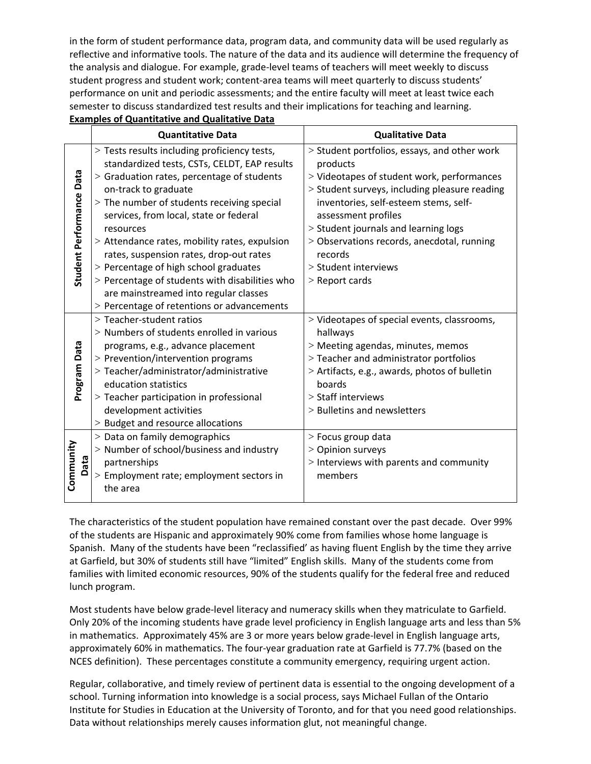in the form of student performance data, program data, and community data will be used regularly as reflective and informative tools. The nature of the data and its audience will determine the frequency of the analysis and dialogue. For example, grade-level teams of teachers will meet weekly to discuss student progress and student work; content-area teams will meet quarterly to discuss students' performance on unit and periodic assessments; and the entire faculty will meet at least twice each semester to discuss standardized test results and their implications for teaching and learning.

**Examples of Quantitative and Qualitative Data**

| | Quantitative Data | Qualitative Data |
|---|---|---|
| **Student Performance Data** | > Tests results including proficiency tests, standardized tests, CSTs, CELDT, EAP results<br>> Graduation rates, percentage of students on-track to graduate<br>> The number of students receiving special services, from local, state or federal resources<br>> Attendance rates, mobility rates, expulsion rates, suspension rates, drop-out rates<br>> Percentage of high school graduates<br>> Percentage of students with disabilities who are mainstreamed into regular classes<br>> Percentage of retentions or advancements | > Student portfolios, essays, and other work products<br>> Videotapes of student work, performances<br>> Student surveys, including pleasure reading inventories, self-esteem stems, self-assessment profiles<br>> Student journals and learning logs<br>> Observations records, anecdotal, running records<br>> Student interviews<br>> Report cards |
| **Program Data** | > Teacher-student ratios<br>> Numbers of students enrolled in various programs, e.g., advance placement<br>> Prevention/intervention programs<br>> Teacher/administrator/administrative education statistics<br>> Teacher participation in professional development activities<br>> Budget and resource allocations | > Videotapes of special events, classrooms, hallways<br>> Meeting agendas, minutes, memos<br>> Teacher and administrator portfolios<br>> Artifacts, e.g., awards, photos of bulletin boards<br>> Staff interviews<br>> Bulletins and newsletters |
| **Community Data** | > Data on family demographics<br>> Number of school/business and industry partnerships<br>> Employment rate; employment sectors in the area | > Focus group data<br>> Opinion surveys<br>> Interviews with parents and community members |

The characteristics of the student population have remained constant over the past decade. Over 99% of the students are Hispanic and approximately 90% come from families whose home language is Spanish. Many of the students have been "reclassified' as having fluent English by the time they arrive at Garfield, but 30% of students still have "limited" English skills. Many of the students come from families with limited economic resources, 90% of the students qualify for the federal free and reduced lunch program.

Most students have below grade-level literacy and numeracy skills when they matriculate to Garfield. Only 20% of the incoming students have grade level proficiency in English language arts and less than 5% in mathematics. Approximately 45% are 3 or more years below grade-level in English language arts, approximately 60% in mathematics. The four-year graduation rate at Garfield is 77.7% (based on the NCES definition). These percentages constitute a community emergency, requiring urgent action.

Regular, collaborative, and timely review of pertinent data is essential to the ongoing development of a school. Turning information into knowledge is a social process, says Michael Fullan of the Ontario Institute for Studies in Education at the University of Toronto, and for that you need good relationships. Data without relationships merely causes information glut, not meaningful change.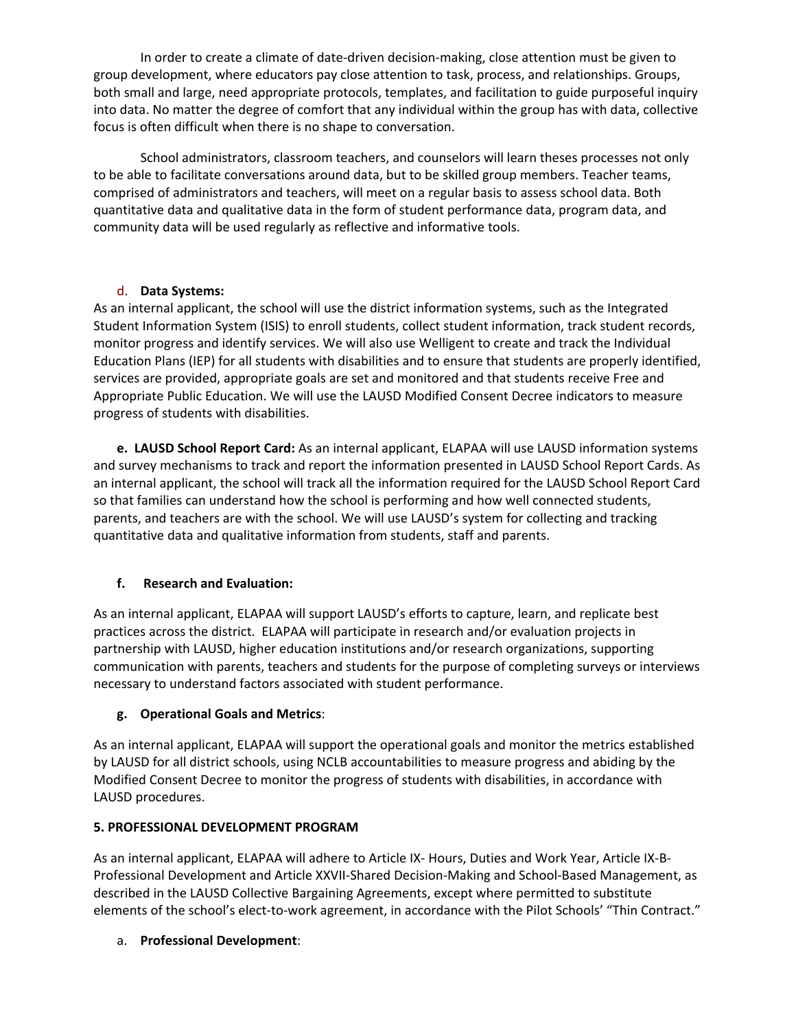In order to create a climate of date-driven decision-making, close attention must be given to group development, where educators pay close attention to task, process, and relationships. Groups, both small and large, need appropriate protocols, templates, and facilitation to guide purposeful inquiry into data. No matter the degree of comfort that any individual within the group has with data, collective focus is often difficult when there is no shape to conversation.

School administrators, classroom teachers, and counselors will learn theses processes not only to be able to facilitate conversations around data, but to be skilled group members. Teacher teams, comprised of administrators and teachers, will meet on a regular basis to assess school data. Both quantitative data and qualitative data in the form of student performance data, program data, and community data will be used regularly as reflective and informative tools.

d. **Data Systems:**

As an internal applicant, the school will use the district information systems, such as the Integrated Student Information System (ISIS) to enroll students, collect student information, track student records, monitor progress and identify services. We will also use Welligent to create and track the Individual Education Plans (IEP) for all students with disabilities and to ensure that students are properly identified, services are provided, appropriate goals are set and monitored and that students receive Free and Appropriate Public Education. We will use the LAUSD Modified Consent Decree indicators to measure progress of students with disabilities.

**e. LAUSD School Report Card:** As an internal applicant, ELAPAA will use LAUSD information systems and survey mechanisms to track and report the information presented in LAUSD School Report Cards. As an internal applicant, the school will track all the information required for the LAUSD School Report Card so that families can understand how the school is performing and how well connected students, parents, and teachers are with the school. We will use LAUSD's system for collecting and tracking quantitative data and qualitative information from students, staff and parents.

**f. Research and Evaluation:**

As an internal applicant, ELAPAA will support LAUSD's efforts to capture, learn, and replicate best practices across the district. ELAPAA will participate in research and/or evaluation projects in partnership with LAUSD, higher education institutions and/or research organizations, supporting communication with parents, teachers and students for the purpose of completing surveys or interviews necessary to understand factors associated with student performance.

**g. Operational Goals and Metrics**:

As an internal applicant, ELAPAA will support the operational goals and monitor the metrics established by LAUSD for all district schools, using NCLB accountabilities to measure progress and abiding by the Modified Consent Decree to monitor the progress of students with disabilities, in accordance with LAUSD procedures.

**5. PROFESSIONAL DEVELOPMENT PROGRAM**

As an internal applicant, ELAPAA will adhere to Article IX- Hours, Duties and Work Year, Article IX-B-Professional Development and Article XXVII-Shared Decision-Making and School-Based Management, as described in the LAUSD Collective Bargaining Agreements, except where permitted to substitute elements of the school's elect-to-work agreement, in accordance with the Pilot Schools' "Thin Contract."

a. **Professional Development**: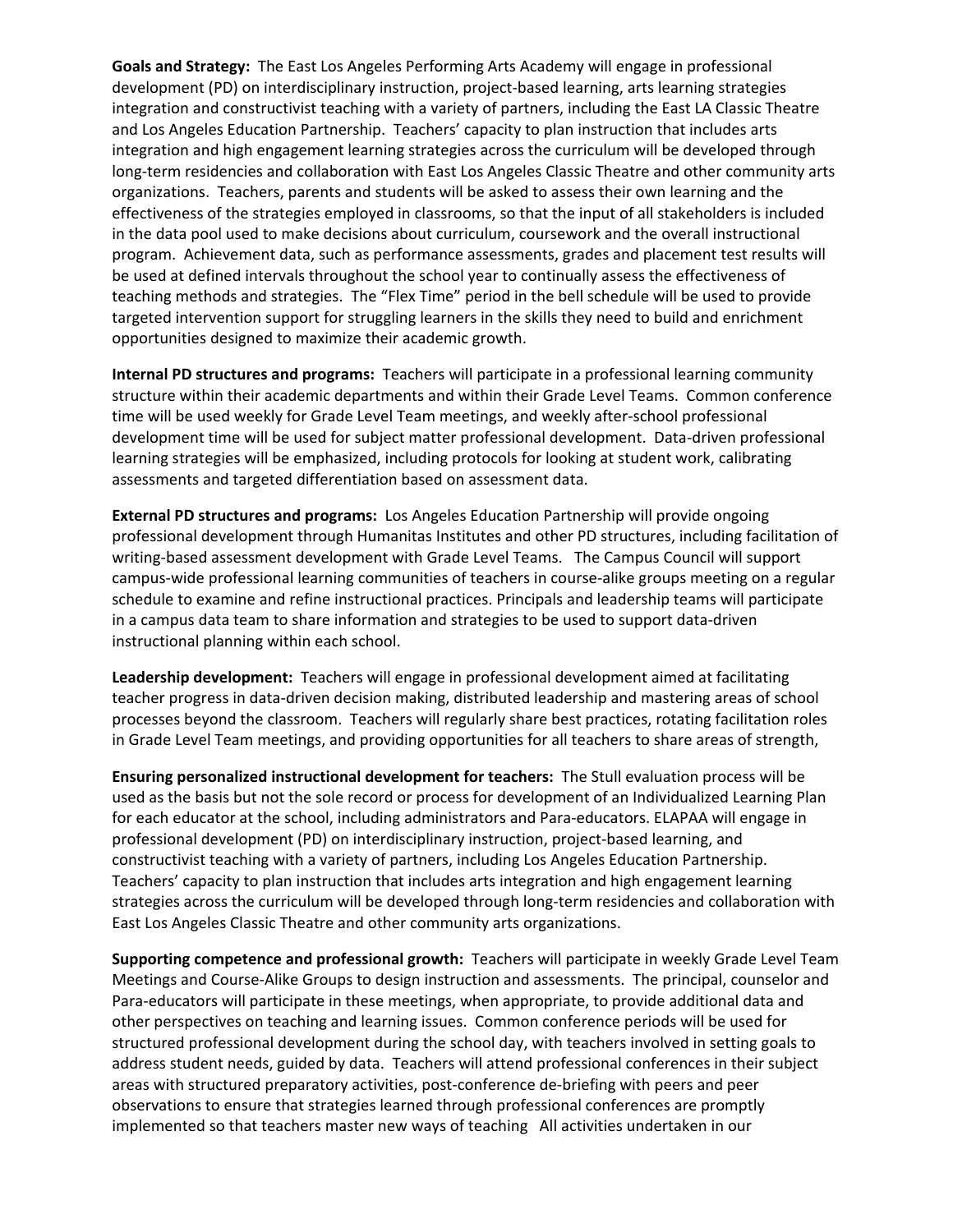**Goals and Strategy:** The East Los Angeles Performing Arts Academy will engage in professional development (PD) on interdisciplinary instruction, project-based learning, arts learning strategies integration and constructivist teaching with a variety of partners, including the East LA Classic Theatre and Los Angeles Education Partnership. Teachers' capacity to plan instruction that includes arts integration and high engagement learning strategies across the curriculum will be developed through long-term residencies and collaboration with East Los Angeles Classic Theatre and other community arts organizations. Teachers, parents and students will be asked to assess their own learning and the effectiveness of the strategies employed in classrooms, so that the input of all stakeholders is included in the data pool used to make decisions about curriculum, coursework and the overall instructional program. Achievement data, such as performance assessments, grades and placement test results will be used at defined intervals throughout the school year to continually assess the effectiveness of teaching methods and strategies. The "Flex Time" period in the bell schedule will be used to provide targeted intervention support for struggling learners in the skills they need to build and enrichment opportunities designed to maximize their academic growth.

**Internal PD structures and programs:** Teachers will participate in a professional learning community structure within their academic departments and within their Grade Level Teams. Common conference time will be used weekly for Grade Level Team meetings, and weekly after-school professional development time will be used for subject matter professional development. Data-driven professional learning strategies will be emphasized, including protocols for looking at student work, calibrating assessments and targeted differentiation based on assessment data.

**External PD structures and programs:** Los Angeles Education Partnership will provide ongoing professional development through Humanitas Institutes and other PD structures, including facilitation of writing-based assessment development with Grade Level Teams. The Campus Council will support campus-wide professional learning communities of teachers in course-alike groups meeting on a regular schedule to examine and refine instructional practices. Principals and leadership teams will participate in a campus data team to share information and strategies to be used to support data-driven instructional planning within each school.

**Leadership development:** Teachers will engage in professional development aimed at facilitating teacher progress in data-driven decision making, distributed leadership and mastering areas of school processes beyond the classroom. Teachers will regularly share best practices, rotating facilitation roles in Grade Level Team meetings, and providing opportunities for all teachers to share areas of strength,

**Ensuring personalized instructional development for teachers:** The Stull evaluation process will be used as the basis but not the sole record or process for development of an Individualized Learning Plan for each educator at the school, including administrators and Para-educators. ELAPAA will engage in professional development (PD) on interdisciplinary instruction, project-based learning, and constructivist teaching with a variety of partners, including Los Angeles Education Partnership. Teachers' capacity to plan instruction that includes arts integration and high engagement learning strategies across the curriculum will be developed through long-term residencies and collaboration with East Los Angeles Classic Theatre and other community arts organizations.

**Supporting competence and professional growth:** Teachers will participate in weekly Grade Level Team Meetings and Course-Alike Groups to design instruction and assessments. The principal, counselor and Para-educators will participate in these meetings, when appropriate, to provide additional data and other perspectives on teaching and learning issues. Common conference periods will be used for structured professional development during the school day, with teachers involved in setting goals to address student needs, guided by data. Teachers will attend professional conferences in their subject areas with structured preparatory activities, post-conference de-briefing with peers and peer observations to ensure that strategies learned through professional conferences are promptly implemented so that teachers master new ways of teaching All activities undertaken in our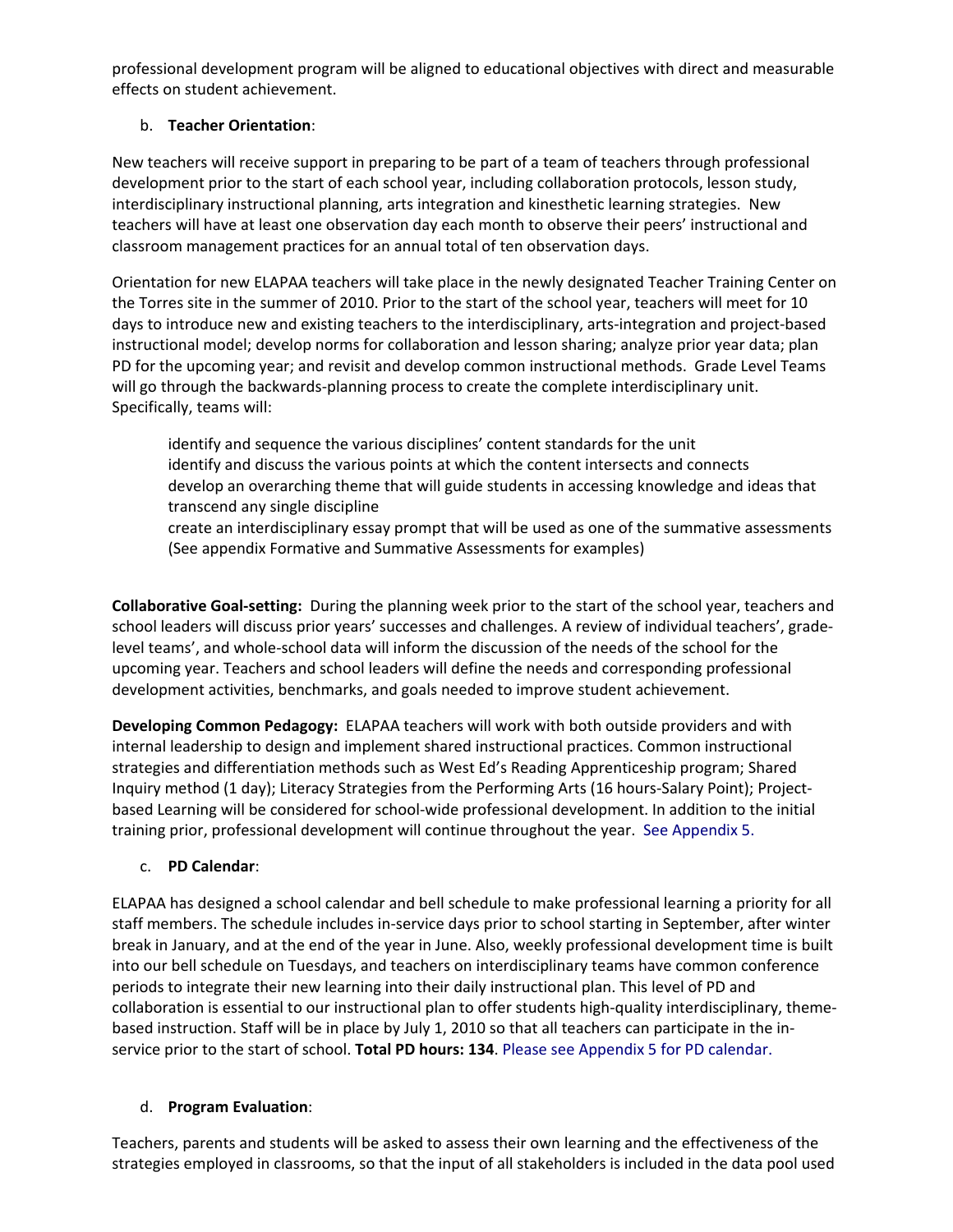professional development program will be aligned to educational objectives with direct and measurable effects on student achievement.

b. **Teacher Orientation**:

New teachers will receive support in preparing to be part of a team of teachers through professional development prior to the start of each school year, including collaboration protocols, lesson study, interdisciplinary instructional planning, arts integration and kinesthetic learning strategies. New teachers will have at least one observation day each month to observe their peers' instructional and classroom management practices for an annual total of ten observation days.

Orientation for new ELAPAA teachers will take place in the newly designated Teacher Training Center on the Torres site in the summer of 2010. Prior to the start of the school year, teachers will meet for 10 days to introduce new and existing teachers to the interdisciplinary, arts-integration and project-based instructional model; develop norms for collaboration and lesson sharing; analyze prior year data; plan PD for the upcoming year; and revisit and develop common instructional methods. Grade Level Teams will go through the backwards-planning process to create the complete interdisciplinary unit. Specifically, teams will:

- identify and sequence the various disciplines' content standards for the unit
- identify and discuss the various points at which the content intersects and connects
- develop an overarching theme that will guide students in accessing knowledge and ideas that transcend any single discipline
- create an interdisciplinary essay prompt that will be used as one of the summative assessments (See appendix Formative and Summative Assessments for examples)

**Collaborative Goal-setting:** During the planning week prior to the start of the school year, teachers and school leaders will discuss prior years' successes and challenges. A review of individual teachers', grade-level teams', and whole-school data will inform the discussion of the needs of the school for the upcoming year. Teachers and school leaders will define the needs and corresponding professional development activities, benchmarks, and goals needed to improve student achievement.

**Developing Common Pedagogy:** ELAPAA teachers will work with both outside providers and with internal leadership to design and implement shared instructional practices. Common instructional strategies and differentiation methods such as West Ed's Reading Apprenticeship program; Shared Inquiry method (1 day); Literacy Strategies from the Performing Arts (16 hours-Salary Point); Project-based Learning will be considered for school-wide professional development. In addition to the initial training prior, professional development will continue throughout the year. See Appendix 5.

c. **PD Calendar**:

ELAPAA has designed a school calendar and bell schedule to make professional learning a priority for all staff members. The schedule includes in-service days prior to school starting in September, after winter break in January, and at the end of the year in June. Also, weekly professional development time is built into our bell schedule on Tuesdays, and teachers on interdisciplinary teams have common conference periods to integrate their new learning into their daily instructional plan. This level of PD and collaboration is essential to our instructional plan to offer students high-quality interdisciplinary, theme-based instruction. Staff will be in place by July 1, 2010 so that all teachers can participate in the in-service prior to the start of school. **Total PD hours: 134**. Please see Appendix 5 for PD calendar.

d. **Program Evaluation**:

Teachers, parents and students will be asked to assess their own learning and the effectiveness of the strategies employed in classrooms, so that the input of all stakeholders is included in the data pool used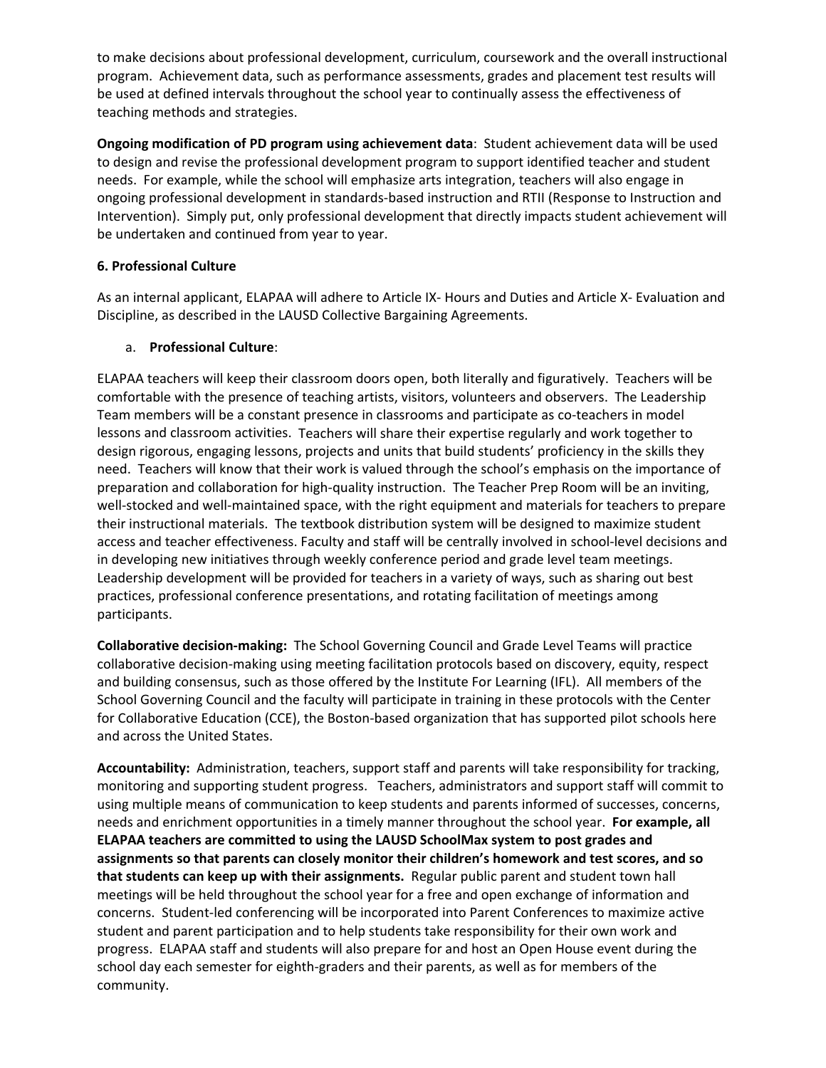to make decisions about professional development, curriculum, coursework and the overall instructional program. Achievement data, such as performance assessments, grades and placement test results will be used at defined intervals throughout the school year to continually assess the effectiveness of teaching methods and strategies.

**Ongoing modification of PD program using achievement data**: Student achievement data will be used to design and revise the professional development program to support identified teacher and student needs. For example, while the school will emphasize arts integration, teachers will also engage in ongoing professional development in standards-based instruction and RTII (Response to Instruction and Intervention). Simply put, only professional development that directly impacts student achievement will be undertaken and continued from year to year.

**6. Professional Culture**

As an internal applicant, ELAPAA will adhere to Article IX- Hours and Duties and Article X- Evaluation and Discipline, as described in the LAUSD Collective Bargaining Agreements.

a. **Professional Culture**:

ELAPAA teachers will keep their classroom doors open, both literally and figuratively. Teachers will be comfortable with the presence of teaching artists, visitors, volunteers and observers. The Leadership Team members will be a constant presence in classrooms and participate as co-teachers in model lessons and classroom activities. Teachers will share their expertise regularly and work together to design rigorous, engaging lessons, projects and units that build students' proficiency in the skills they need. Teachers will know that their work is valued through the school's emphasis on the importance of preparation and collaboration for high-quality instruction. The Teacher Prep Room will be an inviting, well-stocked and well-maintained space, with the right equipment and materials for teachers to prepare their instructional materials. The textbook distribution system will be designed to maximize student access and teacher effectiveness. Faculty and staff will be centrally involved in school-level decisions and in developing new initiatives through weekly conference period and grade level team meetings. Leadership development will be provided for teachers in a variety of ways, such as sharing out best practices, professional conference presentations, and rotating facilitation of meetings among participants.

**Collaborative decision-making:** The School Governing Council and Grade Level Teams will practice collaborative decision-making using meeting facilitation protocols based on discovery, equity, respect and building consensus, such as those offered by the Institute For Learning (IFL). All members of the School Governing Council and the faculty will participate in training in these protocols with the Center for Collaborative Education (CCE), the Boston-based organization that has supported pilot schools here and across the United States.

**Accountability:** Administration, teachers, support staff and parents will take responsibility for tracking, monitoring and supporting student progress. Teachers, administrators and support staff will commit to using multiple means of communication to keep students and parents informed of successes, concerns, needs and enrichment opportunities in a timely manner throughout the school year. **For example, all ELAPAA teachers are committed to using the LAUSD SchoolMax system to post grades and assignments so that parents can closely monitor their children's homework and test scores, and so that students can keep up with their assignments.** Regular public parent and student town hall meetings will be held throughout the school year for a free and open exchange of information and concerns. Student-led conferencing will be incorporated into Parent Conferences to maximize active student and parent participation and to help students take responsibility for their own work and progress. ELAPAA staff and students will also prepare for and host an Open House event during the school day each semester for eighth-graders and their parents, as well as for members of the community.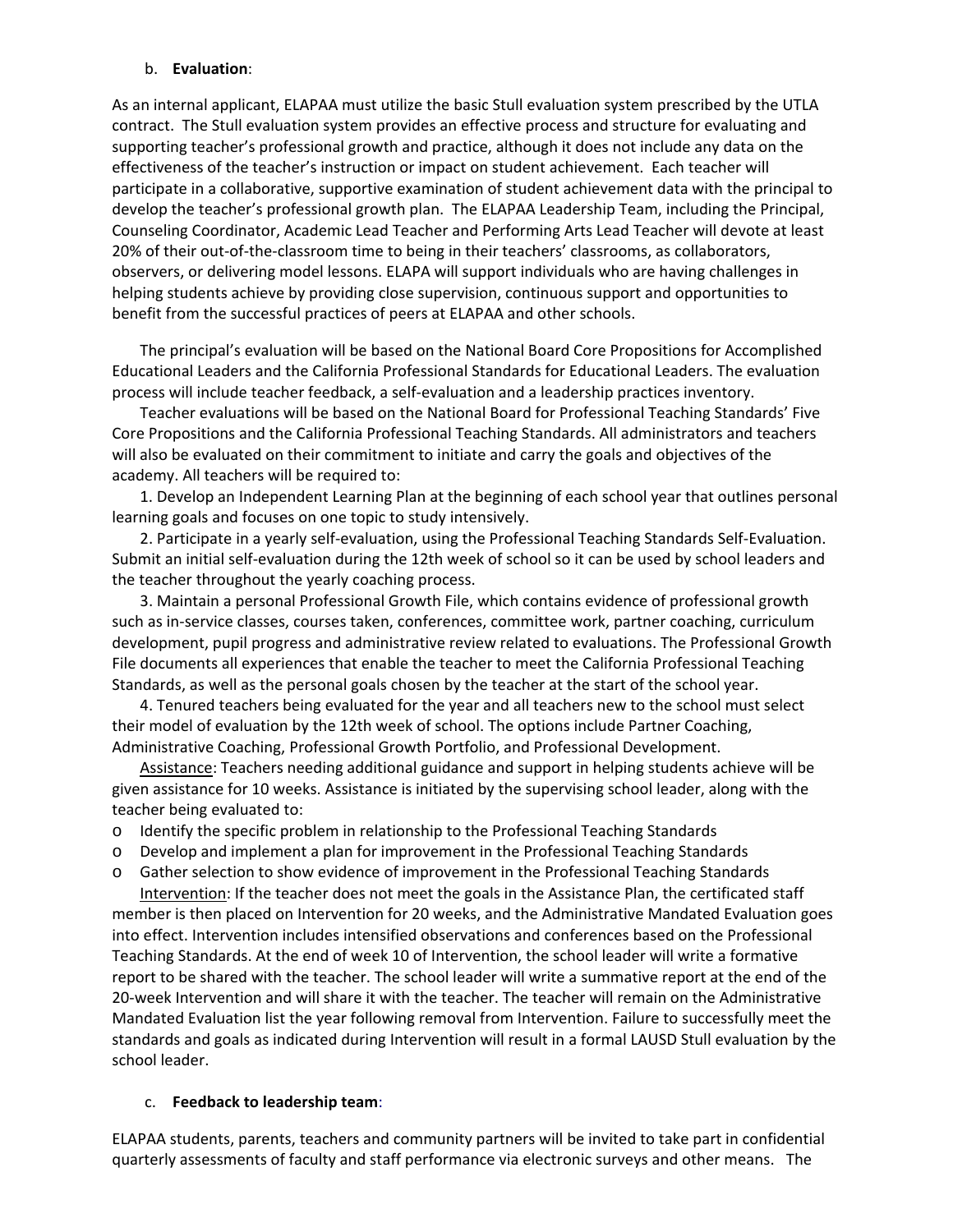b. **Evaluation**:

As an internal applicant, ELAPAA must utilize the basic Stull evaluation system prescribed by the UTLA contract. The Stull evaluation system provides an effective process and structure for evaluating and supporting teacher's professional growth and practice, although it does not include any data on the effectiveness of the teacher's instruction or impact on student achievement. Each teacher will participate in a collaborative, supportive examination of student achievement data with the principal to develop the teacher's professional growth plan. The ELAPAA Leadership Team, including the Principal, Counseling Coordinator, Academic Lead Teacher and Performing Arts Lead Teacher will devote at least 20% of their out-of-the-classroom time to being in their teachers' classrooms, as collaborators, observers, or delivering model lessons. ELAPA will support individuals who are having challenges in helping students achieve by providing close supervision, continuous support and opportunities to benefit from the successful practices of peers at ELAPAA and other schools.

The principal's evaluation will be based on the National Board Core Propositions for Accomplished Educational Leaders and the California Professional Standards for Educational Leaders. The evaluation process will include teacher feedback, a self-evaluation and a leadership practices inventory.

Teacher evaluations will be based on the National Board for Professional Teaching Standards' Five Core Propositions and the California Professional Teaching Standards. All administrators and teachers will also be evaluated on their commitment to initiate and carry the goals and objectives of the academy. All teachers will be required to:

1. Develop an Independent Learning Plan at the beginning of each school year that outlines personal learning goals and focuses on one topic to study intensively.
2. Participate in a yearly self-evaluation, using the Professional Teaching Standards Self-Evaluation. Submit an initial self-evaluation during the 12th week of school so it can be used by school leaders and the teacher throughout the yearly coaching process.
3. Maintain a personal Professional Growth File, which contains evidence of professional growth such as in-service classes, courses taken, conferences, committee work, partner coaching, curriculum development, pupil progress and administrative review related to evaluations. The Professional Growth File documents all experiences that enable the teacher to meet the California Professional Teaching Standards, as well as the personal goals chosen by the teacher at the start of the school year.
4. Tenured teachers being evaluated for the year and all teachers new to the school must select their model of evaluation by the 12th week of school. The options include Partner Coaching, Administrative Coaching, Professional Growth Portfolio, and Professional Development.

Assistance: Teachers needing additional guidance and support in helping students achieve will be given assistance for 10 weeks. Assistance is initiated by the supervising school leader, along with the teacher being evaluated to:

- Identify the specific problem in relationship to the Professional Teaching Standards
- Develop and implement a plan for improvement in the Professional Teaching Standards
- Gather selection to show evidence of improvement in the Professional Teaching Standards

Intervention: If the teacher does not meet the goals in the Assistance Plan, the certificated staff member is then placed on Intervention for 20 weeks, and the Administrative Mandated Evaluation goes into effect. Intervention includes intensified observations and conferences based on the Professional Teaching Standards. At the end of week 10 of Intervention, the school leader will write a formative report to be shared with the teacher. The school leader will write a summative report at the end of the 20-week Intervention and will share it with the teacher. The teacher will remain on the Administrative Mandated Evaluation list the year following removal from Intervention. Failure to successfully meet the standards and goals as indicated during Intervention will result in a formal LAUSD Stull evaluation by the school leader.

c. **Feedback to leadership team**:

ELAPAA students, parents, teachers and community partners will be invited to take part in confidential quarterly assessments of faculty and staff performance via electronic surveys and other means. The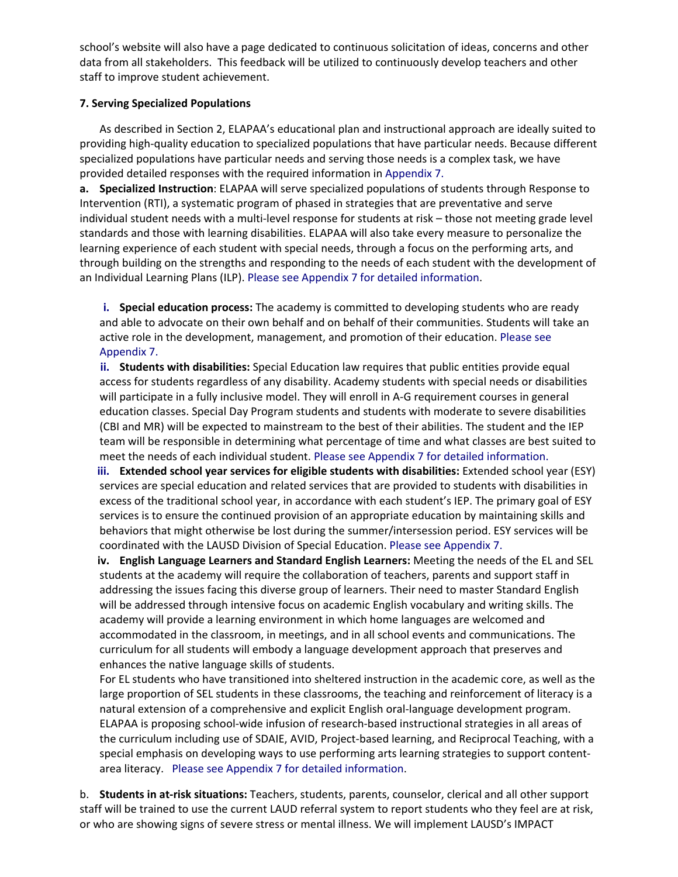school's website will also have a page dedicated to continuous solicitation of ideas, concerns and other data from all stakeholders. This feedback will be utilized to continuously develop teachers and other staff to improve student achievement.

**7. Serving Specialized Populations**

As described in Section 2, ELAPAA's educational plan and instructional approach are ideally suited to providing high-quality education to specialized populations that have particular needs. Because different specialized populations have particular needs and serving those needs is a complex task, we have provided detailed responses with the required information in Appendix 7.

**a. Specialized Instruction**: ELAPAA will serve specialized populations of students through Response to Intervention (RTI), a systematic program of phased in strategies that are preventative and serve individual student needs with a multi-level response for students at risk – those not meeting grade level standards and those with learning disabilities. ELAPAA will also take every measure to personalize the learning experience of each student with special needs, through a focus on the performing arts, and through building on the strengths and responding to the needs of each student with the development of an Individual Learning Plans (ILP). Please see Appendix 7 for detailed information.

**i. Special education process:** The academy is committed to developing students who are ready and able to advocate on their own behalf and on behalf of their communities. Students will take an active role in the development, management, and promotion of their education. Please see Appendix 7.

**ii. Students with disabilities:** Special Education law requires that public entities provide equal access for students regardless of any disability. Academy students with special needs or disabilities will participate in a fully inclusive model. They will enroll in A-G requirement courses in general education classes. Special Day Program students and students with moderate to severe disabilities (CBI and MR) will be expected to mainstream to the best of their abilities. The student and the IEP team will be responsible in determining what percentage of time and what classes are best suited to meet the needs of each individual student. Please see Appendix 7 for detailed information.

**iii. Extended school year services for eligible students with disabilities:** Extended school year (ESY) services are special education and related services that are provided to students with disabilities in excess of the traditional school year, in accordance with each student's IEP. The primary goal of ESY services is to ensure the continued provision of an appropriate education by maintaining skills and behaviors that might otherwise be lost during the summer/intersession period. ESY services will be coordinated with the LAUSD Division of Special Education. Please see Appendix 7.

**iv. English Language Learners and Standard English Learners:** Meeting the needs of the EL and SEL students at the academy will require the collaboration of teachers, parents and support staff in addressing the issues facing this diverse group of learners. Their need to master Standard English will be addressed through intensive focus on academic English vocabulary and writing skills. The academy will provide a learning environment in which home languages are welcomed and accommodated in the classroom, in meetings, and in all school events and communications. The curriculum for all students will embody a language development approach that preserves and enhances the native language skills of students.

For EL students who have transitioned into sheltered instruction in the academic core, as well as the large proportion of SEL students in these classrooms, the teaching and reinforcement of literacy is a natural extension of a comprehensive and explicit English oral-language development program. ELAPAA is proposing school-wide infusion of research-based instructional strategies in all areas of the curriculum including use of SDAIE, AVID, Project-based learning, and Reciprocal Teaching, with a special emphasis on developing ways to use performing arts learning strategies to support content-area literacy. Please see Appendix 7 for detailed information.

b. **Students in at-risk situations:** Teachers, students, parents, counselor, clerical and all other support staff will be trained to use the current LAUD referral system to report students who they feel are at risk, or who are showing signs of severe stress or mental illness. We will implement LAUSD's IMPACT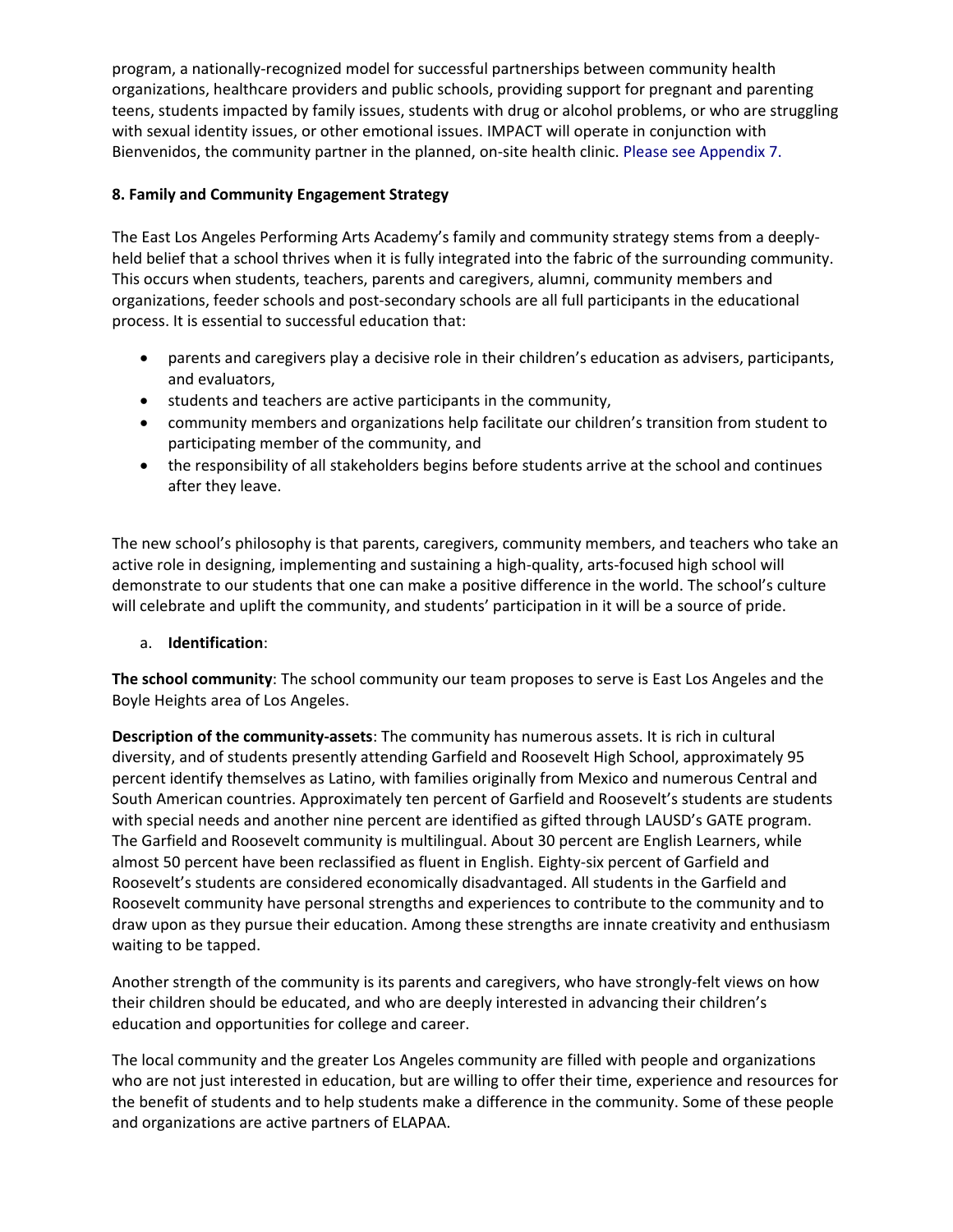program, a nationally-recognized model for successful partnerships between community health organizations, healthcare providers and public schools, providing support for pregnant and parenting teens, students impacted by family issues, students with drug or alcohol problems, or who are struggling with sexual identity issues, or other emotional issues. IMPACT will operate in conjunction with Bienvenidos, the community partner in the planned, on-site health clinic. Please see Appendix 7.

**8. Family and Community Engagement Strategy**

The East Los Angeles Performing Arts Academy's family and community strategy stems from a deeply-held belief that a school thrives when it is fully integrated into the fabric of the surrounding community. This occurs when students, teachers, parents and caregivers, alumni, community members and organizations, feeder schools and post-secondary schools are all full participants in the educational process. It is essential to successful education that:

- parents and caregivers play a decisive role in their children's education as advisers, participants, and evaluators,
- students and teachers are active participants in the community,
- community members and organizations help facilitate our children's transition from student to participating member of the community, and
- the responsibility of all stakeholders begins before students arrive at the school and continues after they leave.

The new school's philosophy is that parents, caregivers, community members, and teachers who take an active role in designing, implementing and sustaining a high-quality, arts-focused high school will demonstrate to our students that one can make a positive difference in the world. The school's culture will celebrate and uplift the community, and students' participation in it will be a source of pride.

a. **Identification**:

**The school community**: The school community our team proposes to serve is East Los Angeles and the Boyle Heights area of Los Angeles.

**Description of the community-assets**: The community has numerous assets. It is rich in cultural diversity, and of students presently attending Garfield and Roosevelt High School, approximately 95 percent identify themselves as Latino, with families originally from Mexico and numerous Central and South American countries. Approximately ten percent of Garfield and Roosevelt's students are students with special needs and another nine percent are identified as gifted through LAUSD's GATE program. The Garfield and Roosevelt community is multilingual. About 30 percent are English Learners, while almost 50 percent have been reclassified as fluent in English. Eighty-six percent of Garfield and Roosevelt's students are considered economically disadvantaged. All students in the Garfield and Roosevelt community have personal strengths and experiences to contribute to the community and to draw upon as they pursue their education. Among these strengths are innate creativity and enthusiasm waiting to be tapped.

Another strength of the community is its parents and caregivers, who have strongly-felt views on how their children should be educated, and who are deeply interested in advancing their children's education and opportunities for college and career.

The local community and the greater Los Angeles community are filled with people and organizations who are not just interested in education, but are willing to offer their time, experience and resources for the benefit of students and to help students make a difference in the community. Some of these people and organizations are active partners of ELAPAA.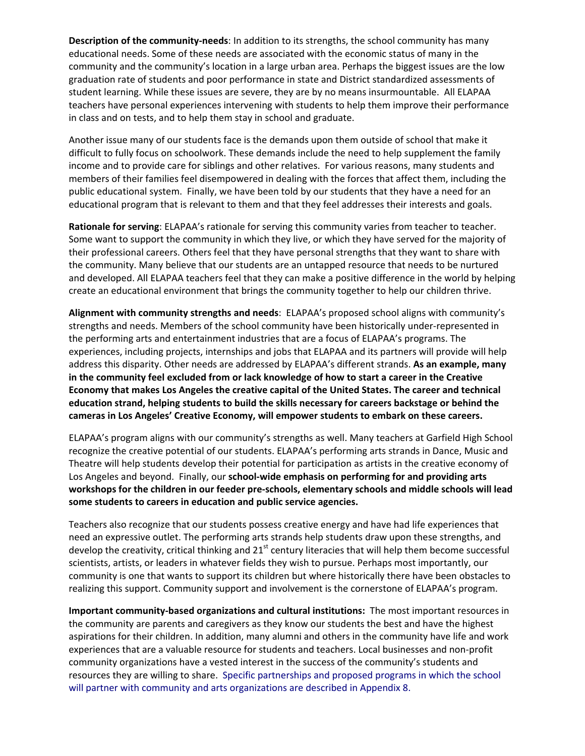**Description of the community-needs**: In addition to its strengths, the school community has many educational needs. Some of these needs are associated with the economic status of many in the community and the community's location in a large urban area. Perhaps the biggest issues are the low graduation rate of students and poor performance in state and District standardized assessments of student learning. While these issues are severe, they are by no means insurmountable. All ELAPAA teachers have personal experiences intervening with students to help them improve their performance in class and on tests, and to help them stay in school and graduate.

Another issue many of our students face is the demands upon them outside of school that make it difficult to fully focus on schoolwork. These demands include the need to help supplement the family income and to provide care for siblings and other relatives. For various reasons, many students and members of their families feel disempowered in dealing with the forces that affect them, including the public educational system. Finally, we have been told by our students that they have a need for an educational program that is relevant to them and that they feel addresses their interests and goals.

**Rationale for serving**: ELAPAA's rationale for serving this community varies from teacher to teacher. Some want to support the community in which they live, or which they have served for the majority of their professional careers. Others feel that they have personal strengths that they want to share with the community. Many believe that our students are an untapped resource that needs to be nurtured and developed. All ELAPAA teachers feel that they can make a positive difference in the world by helping create an educational environment that brings the community together to help our children thrive.

**Alignment with community strengths and needs**: ELAPAA's proposed school aligns with community's strengths and needs. Members of the school community have been historically under-represented in the performing arts and entertainment industries that are a focus of ELAPAA's programs. The experiences, including projects, internships and jobs that ELAPAA and its partners will provide will help address this disparity. Other needs are addressed by ELAPAA's different strands. **As an example, many in the community feel excluded from or lack knowledge of how to start a career in the Creative Economy that makes Los Angeles the creative capital of the United States. The career and technical education strand, helping students to build the skills necessary for careers backstage or behind the cameras in Los Angeles' Creative Economy, will empower students to embark on these careers.**

ELAPAA's program aligns with our community's strengths as well. Many teachers at Garfield High School recognize the creative potential of our students. ELAPAA's performing arts strands in Dance, Music and Theatre will help students develop their potential for participation as artists in the creative economy of Los Angeles and beyond. Finally, our **school-wide emphasis on performing for and providing arts workshops for the children in our feeder pre-schools, elementary schools and middle schools will lead some students to careers in education and public service agencies.**

Teachers also recognize that our students possess creative energy and have had life experiences that need an expressive outlet. The performing arts strands help students draw upon these strengths, and develop the creativity, critical thinking and 21st century literacies that will help them become successful scientists, artists, or leaders in whatever fields they wish to pursue. Perhaps most importantly, our community is one that wants to support its children but where historically there have been obstacles to realizing this support. Community support and involvement is the cornerstone of ELAPAA's program.

**Important community-based organizations and cultural institutions:** The most important resources in the community are parents and caregivers as they know our students the best and have the highest aspirations for their children. In addition, many alumni and others in the community have life and work experiences that are a valuable resource for students and teachers. Local businesses and non-profit community organizations have a vested interest in the success of the community's students and resources they are willing to share. Specific partnerships and proposed programs in which the school will partner with community and arts organizations are described in Appendix 8.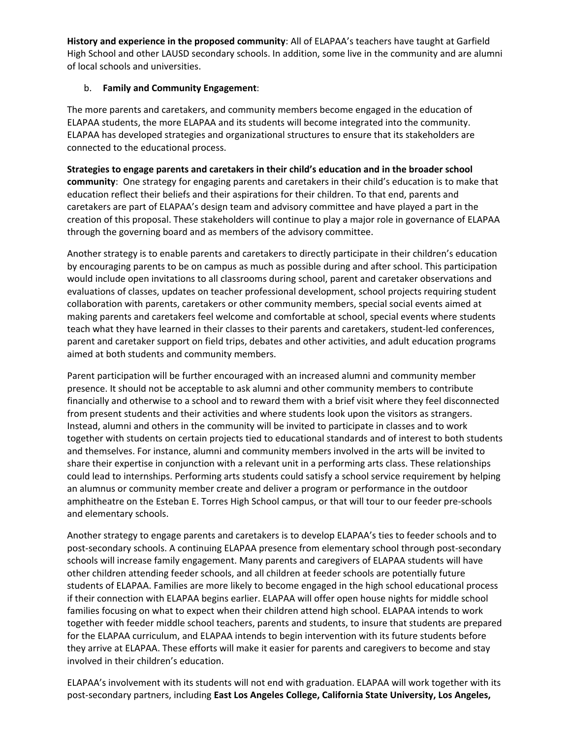**History and experience in the proposed community**: All of ELAPAA's teachers have taught at Garfield High School and other LAUSD secondary schools. In addition, some live in the community and are alumni of local schools and universities.

b. **Family and Community Engagement**:

The more parents and caretakers, and community members become engaged in the education of ELAPAA students, the more ELAPAA and its students will become integrated into the community. ELAPAA has developed strategies and organizational structures to ensure that its stakeholders are connected to the educational process.

**Strategies to engage parents and caretakers in their child's education and in the broader school community**: One strategy for engaging parents and caretakers in their child's education is to make that education reflect their beliefs and their aspirations for their children. To that end, parents and caretakers are part of ELAPAA's design team and advisory committee and have played a part in the creation of this proposal. These stakeholders will continue to play a major role in governance of ELAPAA through the governing board and as members of the advisory committee.

Another strategy is to enable parents and caretakers to directly participate in their children's education by encouraging parents to be on campus as much as possible during and after school. This participation would include open invitations to all classrooms during school, parent and caretaker observations and evaluations of classes, updates on teacher professional development, school projects requiring student collaboration with parents, caretakers or other community members, special social events aimed at making parents and caretakers feel welcome and comfortable at school, special events where students teach what they have learned in their classes to their parents and caretakers, student-led conferences, parent and caretaker support on field trips, debates and other activities, and adult education programs aimed at both students and community members.

Parent participation will be further encouraged with an increased alumni and community member presence. It should not be acceptable to ask alumni and other community members to contribute financially and otherwise to a school and to reward them with a brief visit where they feel disconnected from present students and their activities and where students look upon the visitors as strangers. Instead, alumni and others in the community will be invited to participate in classes and to work together with students on certain projects tied to educational standards and of interest to both students and themselves. For instance, alumni and community members involved in the arts will be invited to share their expertise in conjunction with a relevant unit in a performing arts class. These relationships could lead to internships. Performing arts students could satisfy a school service requirement by helping an alumnus or community member create and deliver a program or performance in the outdoor amphitheatre on the Esteban E. Torres High School campus, or that will tour to our feeder pre-schools and elementary schools.

Another strategy to engage parents and caretakers is to develop ELAPAA's ties to feeder schools and to post-secondary schools. A continuing ELAPAA presence from elementary school through post-secondary schools will increase family engagement. Many parents and caregivers of ELAPAA students will have other children attending feeder schools, and all children at feeder schools are potentially future students of ELAPAA. Families are more likely to become engaged in the high school educational process if their connection with ELAPAA begins earlier. ELAPAA will offer open house nights for middle school families focusing on what to expect when their children attend high school. ELAPAA intends to work together with feeder middle school teachers, parents and students, to insure that students are prepared for the ELAPAA curriculum, and ELAPAA intends to begin intervention with its future students before they arrive at ELAPAA. These efforts will make it easier for parents and caregivers to become and stay involved in their children's education.

ELAPAA's involvement with its students will not end with graduation. ELAPAA will work together with its post-secondary partners, including **East Los Angeles College, California State University, Los Angeles,**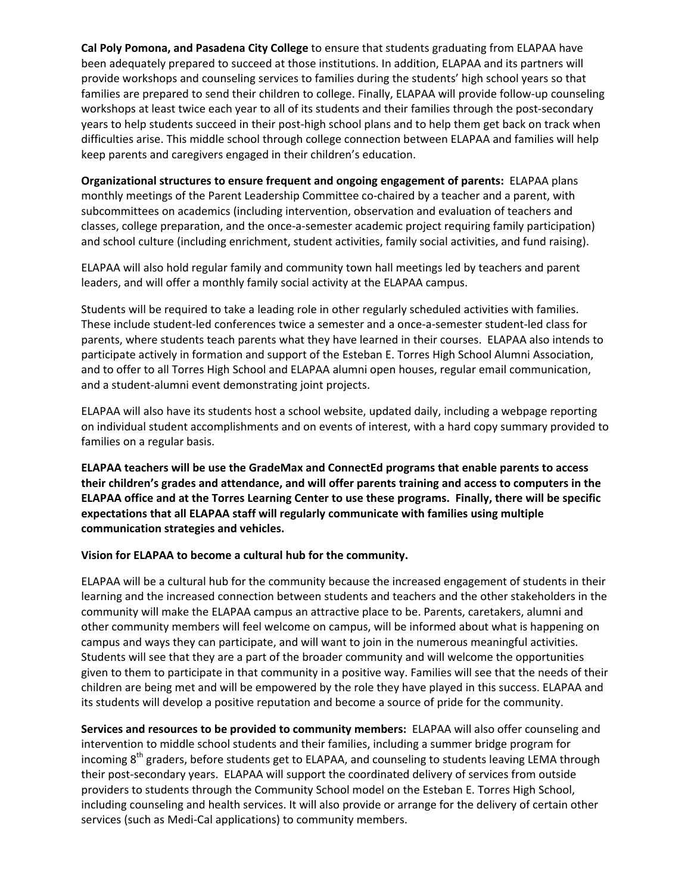**Cal Poly Pomona, and Pasadena City College** to ensure that students graduating from ELAPAA have been adequately prepared to succeed at those institutions. In addition, ELAPAA and its partners will provide workshops and counseling services to families during the students' high school years so that families are prepared to send their children to college. Finally, ELAPAA will provide follow-up counseling workshops at least twice each year to all of its students and their families through the post-secondary years to help students succeed in their post-high school plans and to help them get back on track when difficulties arise. This middle school through college connection between ELAPAA and families will help keep parents and caregivers engaged in their children's education.

**Organizational structures to ensure frequent and ongoing engagement of parents:** ELAPAA plans monthly meetings of the Parent Leadership Committee co-chaired by a teacher and a parent, with subcommittees on academics (including intervention, observation and evaluation of teachers and classes, college preparation, and the once-a-semester academic project requiring family participation) and school culture (including enrichment, student activities, family social activities, and fund raising).

ELAPAA will also hold regular family and community town hall meetings led by teachers and parent leaders, and will offer a monthly family social activity at the ELAPAA campus.

Students will be required to take a leading role in other regularly scheduled activities with families. These include student-led conferences twice a semester and a once-a-semester student-led class for parents, where students teach parents what they have learned in their courses. ELAPAA also intends to participate actively in formation and support of the Esteban E. Torres High School Alumni Association, and to offer to all Torres High School and ELAPAA alumni open houses, regular email communication, and a student-alumni event demonstrating joint projects.

ELAPAA will also have its students host a school website, updated daily, including a webpage reporting on individual student accomplishments and on events of interest, with a hard copy summary provided to families on a regular basis.

**ELAPAA teachers will be use the GradeMax and ConnectEd programs that enable parents to access their children's grades and attendance, and will offer parents training and access to computers in the ELAPAA office and at the Torres Learning Center to use these programs. Finally, there will be specific expectations that all ELAPAA staff will regularly communicate with families using multiple communication strategies and vehicles.**

**Vision for ELAPAA to become a cultural hub for the community.**

ELAPAA will be a cultural hub for the community because the increased engagement of students in their learning and the increased connection between students and teachers and the other stakeholders in the community will make the ELAPAA campus an attractive place to be. Parents, caretakers, alumni and other community members will feel welcome on campus, will be informed about what is happening on campus and ways they can participate, and will want to join in the numerous meaningful activities. Students will see that they are a part of the broader community and will welcome the opportunities given to them to participate in that community in a positive way. Families will see that the needs of their children are being met and will be empowered by the role they have played in this success. ELAPAA and its students will develop a positive reputation and become a source of pride for the community.

**Services and resources to be provided to community members:** ELAPAA will also offer counseling and intervention to middle school students and their families, including a summer bridge program for incoming 8th graders, before students get to ELAPAA, and counseling to students leaving LEMA through their post-secondary years. ELAPAA will support the coordinated delivery of services from outside providers to students through the Community School model on the Esteban E. Torres High School, including counseling and health services. It will also provide or arrange for the delivery of certain other services (such as Medi-Cal applications) to community members.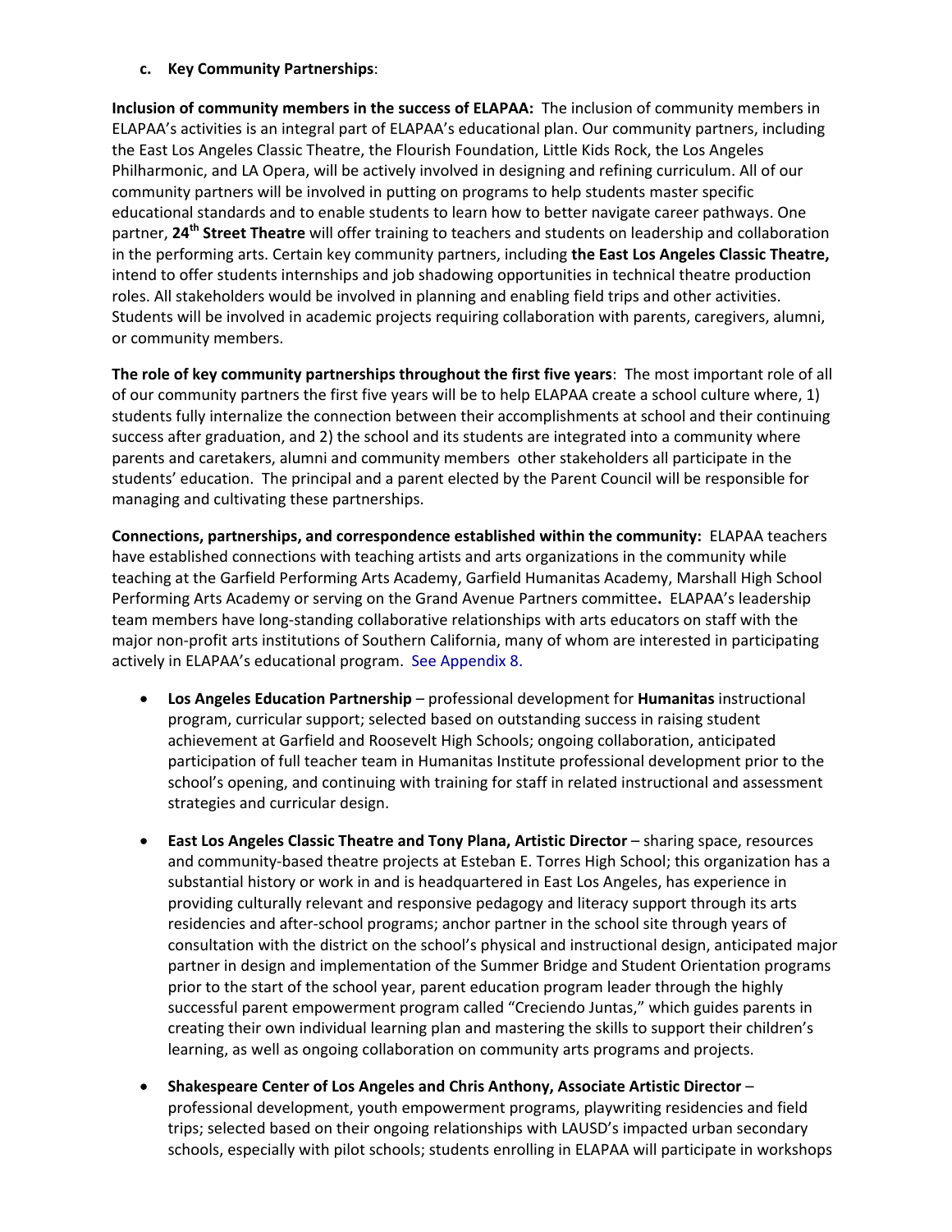**c. Key Community Partnerships**:

**Inclusion of community members in the success of ELAPAA:** The inclusion of community members in ELAPAA's activities is an integral part of ELAPAA's educational plan. Our community partners, including the East Los Angeles Classic Theatre, the Flourish Foundation, Little Kids Rock, the Los Angeles Philharmonic, and LA Opera, will be actively involved in designing and refining curriculum. All of our community partners will be involved in putting on programs to help students master specific educational standards and to enable students to learn how to better navigate career pathways. One partner, **24th Street Theatre** will offer training to teachers and students on leadership and collaboration in the performing arts. Certain key community partners, including **the East Los Angeles Classic Theatre,** intend to offer students internships and job shadowing opportunities in technical theatre production roles. All stakeholders would be involved in planning and enabling field trips and other activities. Students will be involved in academic projects requiring collaboration with parents, caregivers, alumni, or community members.

**The role of key community partnerships throughout the first five years**: The most important role of all of our community partners the first five years will be to help ELAPAA create a school culture where, 1) students fully internalize the connection between their accomplishments at school and their continuing success after graduation, and 2) the school and its students are integrated into a community where parents and caretakers, alumni and community members other stakeholders all participate in the students' education. The principal and a parent elected by the Parent Council will be responsible for managing and cultivating these partnerships.

**Connections, partnerships, and correspondence established within the community:** ELAPAA teachers have established connections with teaching artists and arts organizations in the community while teaching at the Garfield Performing Arts Academy, Garfield Humanitas Academy, Marshall High School Performing Arts Academy or serving on the Grand Avenue Partners committee**.** ELAPAA's leadership team members have long-standing collaborative relationships with arts educators on staff with the major non-profit arts institutions of Southern California, many of whom are interested in participating actively in ELAPAA's educational program. See Appendix 8.

- **Los Angeles Education Partnership** – professional development for **Humanitas** instructional program, curricular support; selected based on outstanding success in raising student achievement at Garfield and Roosevelt High Schools; ongoing collaboration, anticipated participation of full teacher team in Humanitas Institute professional development prior to the school's opening, and continuing with training for staff in related instructional and assessment strategies and curricular design.
- **East Los Angeles Classic Theatre and Tony Plana, Artistic Director** – sharing space, resources and community-based theatre projects at Esteban E. Torres High School; this organization has a substantial history or work in and is headquartered in East Los Angeles, has experience in providing culturally relevant and responsive pedagogy and literacy support through its arts residencies and after-school programs; anchor partner in the school site through years of consultation with the district on the school's physical and instructional design, anticipated major partner in design and implementation of the Summer Bridge and Student Orientation programs prior to the start of the school year, parent education program leader through the highly successful parent empowerment program called "Creciendo Juntas," which guides parents in creating their own individual learning plan and mastering the skills to support their children's learning, as well as ongoing collaboration on community arts programs and projects.
- **Shakespeare Center of Los Angeles and Chris Anthony, Associate Artistic Director** – professional development, youth empowerment programs, playwriting residencies and field trips; selected based on their ongoing relationships with LAUSD's impacted urban secondary schools, especially with pilot schools; students enrolling in ELAPAA will participate in workshops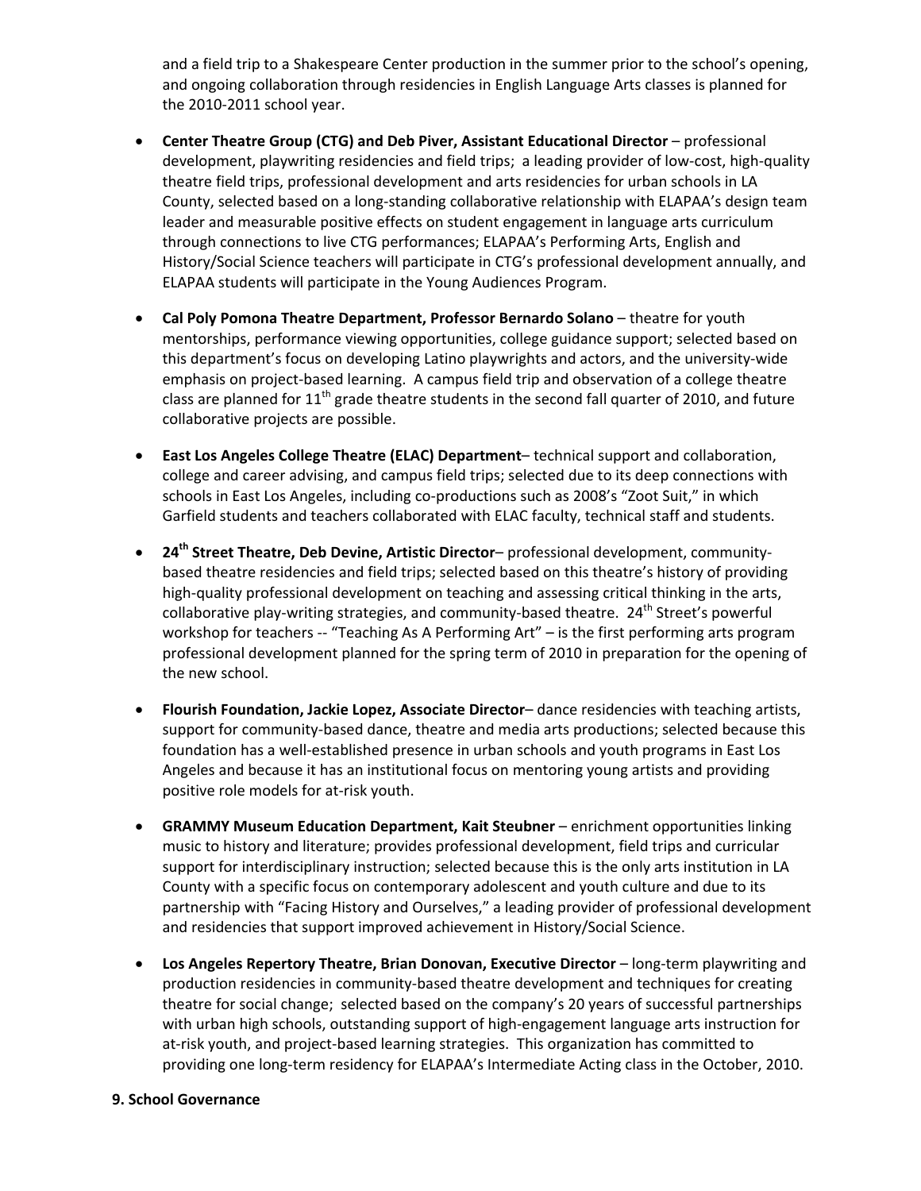and a field trip to a Shakespeare Center production in the summer prior to the school's opening, and ongoing collaboration through residencies in English Language Arts classes is planned for the 2010-2011 school year.

- **Center Theatre Group (CTG) and Deb Piver, Assistant Educational Director** – professional development, playwriting residencies and field trips; a leading provider of low-cost, high-quality theatre field trips, professional development and arts residencies for urban schools in LA County, selected based on a long-standing collaborative relationship with ELAPAA's design team leader and measurable positive effects on student engagement in language arts curriculum through connections to live CTG performances; ELAPAA's Performing Arts, English and History/Social Science teachers will participate in CTG's professional development annually, and ELAPAA students will participate in the Young Audiences Program.

- **Cal Poly Pomona Theatre Department, Professor Bernardo Solano** – theatre for youth mentorships, performance viewing opportunities, college guidance support; selected based on this department's focus on developing Latino playwrights and actors, and the university-wide emphasis on project-based learning. A campus field trip and observation of a college theatre class are planned for 11th grade theatre students in the second fall quarter of 2010, and future collaborative projects are possible.

- **East Los Angeles College Theatre (ELAC) Department**– technical support and collaboration, college and career advising, and campus field trips; selected due to its deep connections with schools in East Los Angeles, including co-productions such as 2008's "Zoot Suit," in which Garfield students and teachers collaborated with ELAC faculty, technical staff and students.

- **24th Street Theatre, Deb Devine, Artistic Director**– professional development, community-based theatre residencies and field trips; selected based on this theatre's history of providing high-quality professional development on teaching and assessing critical thinking in the arts, collaborative play-writing strategies, and community-based theatre. 24th Street's powerful workshop for teachers -- "Teaching As A Performing Art" – is the first performing arts program professional development planned for the spring term of 2010 in preparation for the opening of the new school.

- **Flourish Foundation, Jackie Lopez, Associate Director**– dance residencies with teaching artists, support for community-based dance, theatre and media arts productions; selected because this foundation has a well-established presence in urban schools and youth programs in East Los Angeles and because it has an institutional focus on mentoring young artists and providing positive role models for at-risk youth.

- **GRAMMY Museum Education Department, Kait Steubner** – enrichment opportunities linking music to history and literature; provides professional development, field trips and curricular support for interdisciplinary instruction; selected because this is the only arts institution in LA County with a specific focus on contemporary adolescent and youth culture and due to its partnership with "Facing History and Ourselves," a leading provider of professional development and residencies that support improved achievement in History/Social Science.

- **Los Angeles Repertory Theatre, Brian Donovan, Executive Director** – long-term playwriting and production residencies in community-based theatre development and techniques for creating theatre for social change; selected based on the company's 20 years of successful partnerships with urban high schools, outstanding support of high-engagement language arts instruction for at-risk youth, and project-based learning strategies. This organization has committed to providing one long-term residency for ELAPAA's Intermediate Acting class in the October, 2010.

**9. School Governance**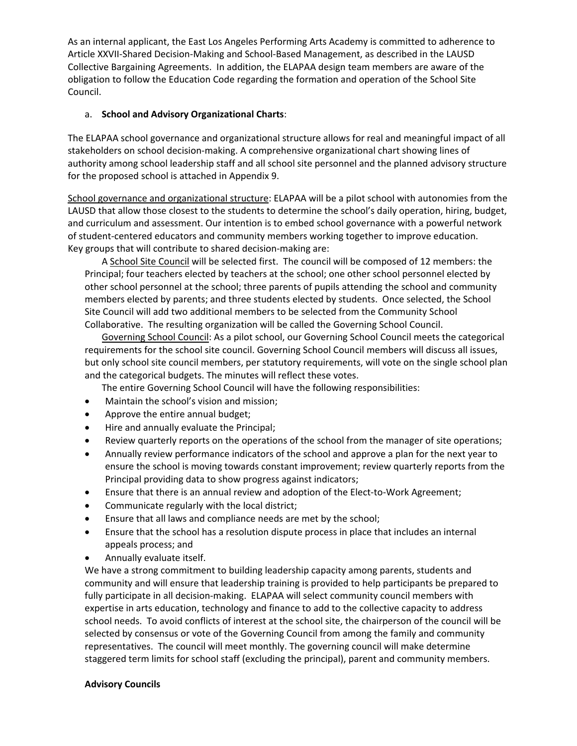As an internal applicant, the East Los Angeles Performing Arts Academy is committed to adherence to Article XXVII-Shared Decision-Making and School-Based Management, as described in the LAUSD Collective Bargaining Agreements. In addition, the ELAPAA design team members are aware of the obligation to follow the Education Code regarding the formation and operation of the School Site Council.

a. **School and Advisory Organizational Charts**:

The ELAPAA school governance and organizational structure allows for real and meaningful impact of all stakeholders on school decision-making. A comprehensive organizational chart showing lines of authority among school leadership staff and all school site personnel and the planned advisory structure for the proposed school is attached in Appendix 9.

School governance and organizational structure: ELAPAA will be a pilot school with autonomies from the LAUSD that allow those closest to the students to determine the school's daily operation, hiring, budget, and curriculum and assessment. Our intention is to embed school governance with a powerful network of student-centered educators and community members working together to improve education. Key groups that will contribute to shared decision-making are:

A School Site Council will be selected first. The council will be composed of 12 members: the Principal; four teachers elected by teachers at the school; one other school personnel elected by other school personnel at the school; three parents of pupils attending the school and community members elected by parents; and three students elected by students. Once selected, the School Site Council will add two additional members to be selected from the Community School Collaborative. The resulting organization will be called the Governing School Council.

Governing School Council: As a pilot school, our Governing School Council meets the categorical requirements for the school site council. Governing School Council members will discuss all issues, but only school site council members, per statutory requirements, will vote on the single school plan and the categorical budgets. The minutes will reflect these votes.

The entire Governing School Council will have the following responsibilities:

- Maintain the school's vision and mission;
- Approve the entire annual budget;
- Hire and annually evaluate the Principal;
- Review quarterly reports on the operations of the school from the manager of site operations;
- Annually review performance indicators of the school and approve a plan for the next year to ensure the school is moving towards constant improvement; review quarterly reports from the Principal providing data to show progress against indicators;
- Ensure that there is an annual review and adoption of the Elect-to-Work Agreement;
- Communicate regularly with the local district;
- Ensure that all laws and compliance needs are met by the school;
- Ensure that the school has a resolution dispute process in place that includes an internal appeals process; and
- Annually evaluate itself.

We have a strong commitment to building leadership capacity among parents, students and community and will ensure that leadership training is provided to help participants be prepared to fully participate in all decision-making. ELAPAA will select community council members with expertise in arts education, technology and finance to add to the collective capacity to address school needs. To avoid conflicts of interest at the school site, the chairperson of the council will be selected by consensus or vote of the Governing Council from among the family and community representatives. The council will meet monthly. The governing council will make determine staggered term limits for school staff (excluding the principal), parent and community members.

**Advisory Councils**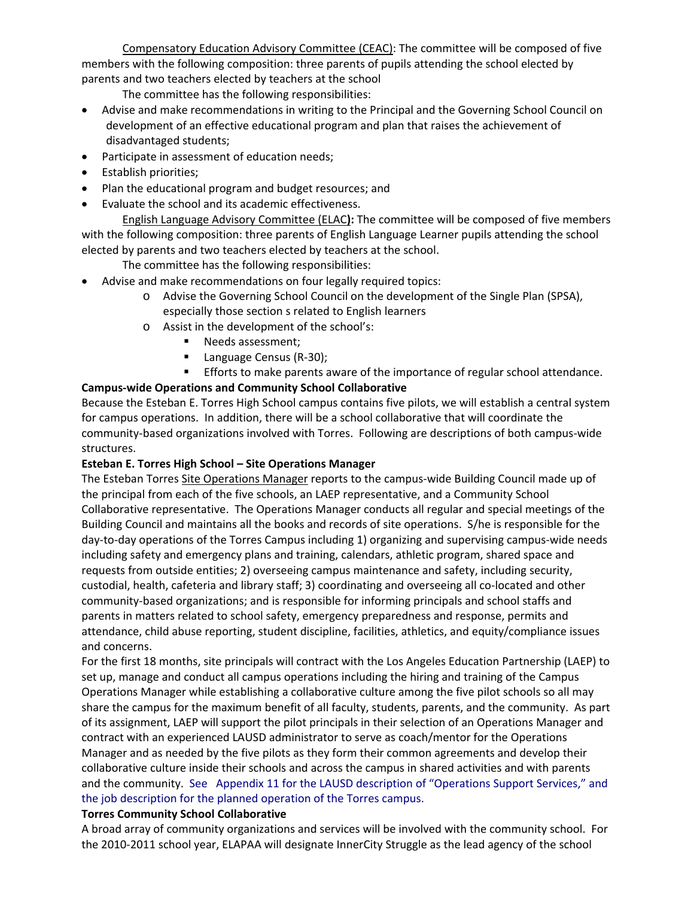Compensatory Education Advisory Committee (CEAC): The committee will be composed of five members with the following composition: three parents of pupils attending the school elected by parents and two teachers elected by teachers at the school

The committee has the following responsibilities:

- Advise and make recommendations in writing to the Principal and the Governing School Council on development of an effective educational program and plan that raises the achievement of disadvantaged students;
- Participate in assessment of education needs;
- Establish priorities;
- Plan the educational program and budget resources; and
- Evaluate the school and its academic effectiveness.

English Language Advisory Committee (ELAC**):** The committee will be composed of five members with the following composition: three parents of English Language Learner pupils attending the school elected by parents and two teachers elected by teachers at the school.

The committee has the following responsibilities:

- Advise and make recommendations on four legally required topics:
  - Advise the Governing School Council on the development of the Single Plan (SPSA), especially those section s related to English learners
  - Assist in the development of the school's:
    - Needs assessment;
    - Language Census (R-30);
    - Efforts to make parents aware of the importance of regular school attendance.

**Campus-wide Operations and Community School Collaborative**

Because the Esteban E. Torres High School campus contains five pilots, we will establish a central system for campus operations. In addition, there will be a school collaborative that will coordinate the community-based organizations involved with Torres. Following are descriptions of both campus-wide structures.

**Esteban E. Torres High School – Site Operations Manager**

The Esteban Torres Site Operations Manager reports to the campus-wide Building Council made up of the principal from each of the five schools, an LAEP representative, and a Community School Collaborative representative. The Operations Manager conducts all regular and special meetings of the Building Council and maintains all the books and records of site operations. S/he is responsible for the day-to-day operations of the Torres Campus including 1) organizing and supervising campus-wide needs including safety and emergency plans and training, calendars, athletic program, shared space and requests from outside entities; 2) overseeing campus maintenance and safety, including security, custodial, health, cafeteria and library staff; 3) coordinating and overseeing all co-located and other community-based organizations; and is responsible for informing principals and school staffs and parents in matters related to school safety, emergency preparedness and response, permits and attendance, child abuse reporting, student discipline, facilities, athletics, and equity/compliance issues and concerns.

For the first 18 months, site principals will contract with the Los Angeles Education Partnership (LAEP) to set up, manage and conduct all campus operations including the hiring and training of the Campus Operations Manager while establishing a collaborative culture among the five pilot schools so all may share the campus for the maximum benefit of all faculty, students, parents, and the community. As part of its assignment, LAEP will support the pilot principals in their selection of an Operations Manager and contract with an experienced LAUSD administrator to serve as coach/mentor for the Operations Manager and as needed by the five pilots as they form their common agreements and develop their collaborative culture inside their schools and across the campus in shared activities and with parents and the community. See Appendix 11 for the LAUSD description of "Operations Support Services," and the job description for the planned operation of the Torres campus.

**Torres Community School Collaborative**

A broad array of community organizations and services will be involved with the community school. For the 2010-2011 school year, ELAPAA will designate InnerCity Struggle as the lead agency of the school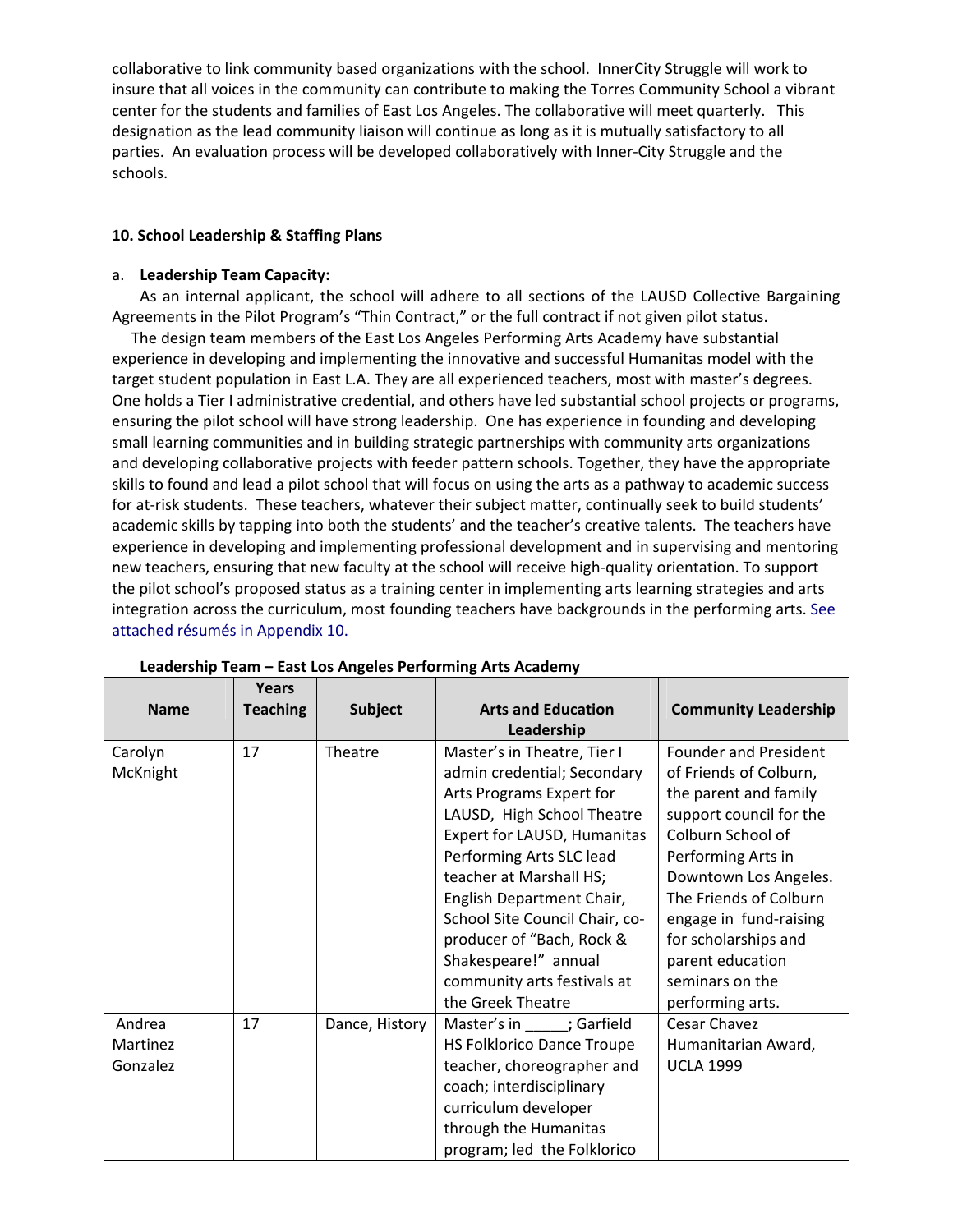collaborative to link community based organizations with the school. InnerCity Struggle will work to insure that all voices in the community can contribute to making the Torres Community School a vibrant center for the students and families of East Los Angeles. The collaborative will meet quarterly. This designation as the lead community liaison will continue as long as it is mutually satisfactory to all parties. An evaluation process will be developed collaboratively with Inner-City Struggle and the schools.

### 10. School Leadership & Staffing Plans

a. **Leadership Team Capacity:**

As an internal applicant, the school will adhere to all sections of the LAUSD Collective Bargaining Agreements in the Pilot Program's "Thin Contract," or the full contract if not given pilot status.

The design team members of the East Los Angeles Performing Arts Academy have substantial experience in developing and implementing the innovative and successful Humanitas model with the target student population in East L.A. They are all experienced teachers, most with master's degrees. One holds a Tier I administrative credential, and others have led substantial school projects or programs, ensuring the pilot school will have strong leadership. One has experience in founding and developing small learning communities and in building strategic partnerships with community arts organizations and developing collaborative projects with feeder pattern schools. Together, they have the appropriate skills to found and lead a pilot school that will focus on using the arts as a pathway to academic success for at-risk students. These teachers, whatever their subject matter, continually seek to build students' academic skills by tapping into both the students' and the teacher's creative talents. The teachers have experience in developing and implementing professional development and in supervising and mentoring new teachers, ensuring that new faculty at the school will receive high-quality orientation. To support the pilot school's proposed status as a training center in implementing arts learning strategies and arts integration across the curriculum, most founding teachers have backgrounds in the performing arts. See attached résumés in Appendix 10.

**Leadership Team – East Los Angeles Performing Arts Academy**

| Name | Years Teaching | Subject | Arts and Education Leadership | Community Leadership |
|---|---|---|---|---|
| Carolyn McKnight | 17 | Theatre | Master's in Theatre, Tier I admin credential; Secondary Arts Programs Expert for LAUSD, High School Theatre Expert for LAUSD, Humanitas Performing Arts SLC lead teacher at Marshall HS; English Department Chair, School Site Council Chair, co-producer of "Bach, Rock & Shakespeare!" annual community arts festivals at the Greek Theatre | Founder and President of Friends of Colburn, the parent and family support council for the Colburn School of Performing Arts in Downtown Los Angeles. The Friends of Colburn engage in fund-raising for scholarships and parent education seminars on the performing arts. |
| Andrea Martinez Gonzalez | 17 | Dance, History | Master's in _____; Garfield HS Folklorico Dance Troupe teacher, choreographer and coach; interdisciplinary curriculum developer through the Humanitas program; led the Folklorico | Cesar Chavez Humanitarian Award, UCLA 1999 |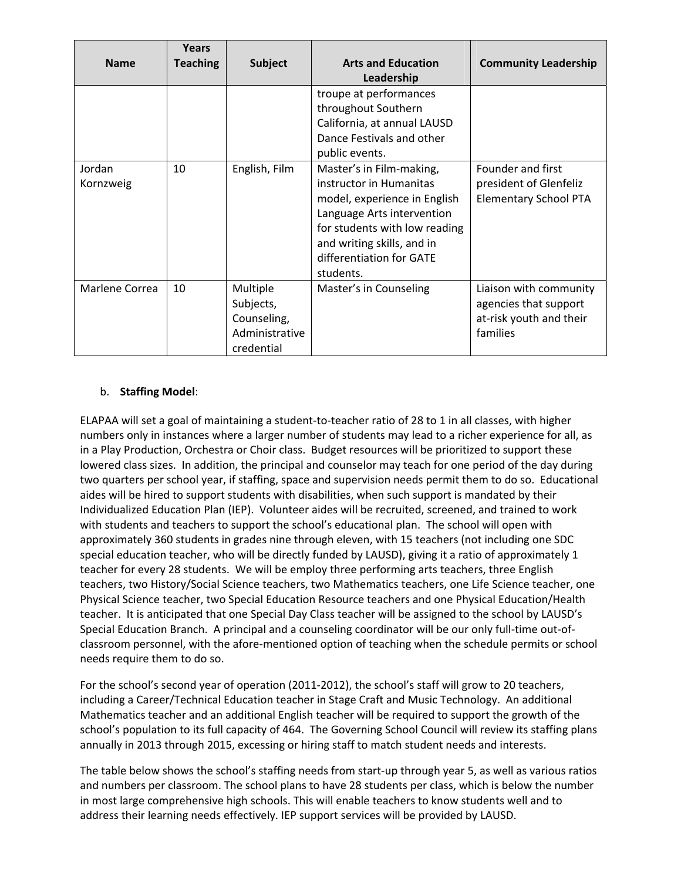| Name | Years Teaching | Subject | Arts and Education Leadership | Community Leadership |
|---|---|---|---|---|
| | | | troupe at performances throughout Southern California, at annual LAUSD Dance Festivals and other public events. | |
| Jordan Kornzweig | 10 | English, Film | Master's in Film-making, instructor in Humanitas model, experience in English Language Arts intervention for students with low reading and writing skills, and in differentiation for GATE students. | Founder and first president of Glenfeliz Elementary School PTA |
| Marlene Correa | 10 | Multiple Subjects, Counseling, Administrative credential | Master's in Counseling | Liaison with community agencies that support at-risk youth and their families |

b. **Staffing Model**:

ELAPAA will set a goal of maintaining a student-to-teacher ratio of 28 to 1 in all classes, with higher numbers only in instances where a larger number of students may lead to a richer experience for all, as in a Play Production, Orchestra or Choir class. Budget resources will be prioritized to support these lowered class sizes. In addition, the principal and counselor may teach for one period of the day during two quarters per school year, if staffing, space and supervision needs permit them to do so. Educational aides will be hired to support students with disabilities, when such support is mandated by their Individualized Education Plan (IEP). Volunteer aides will be recruited, screened, and trained to work with students and teachers to support the school's educational plan. The school will open with approximately 360 students in grades nine through eleven, with 15 teachers (not including one SDC special education teacher, who will be directly funded by LAUSD), giving it a ratio of approximately 1 teacher for every 28 students. We will be employ three performing arts teachers, three English teachers, two History/Social Science teachers, two Mathematics teachers, one Life Science teacher, one Physical Science teacher, two Special Education Resource teachers and one Physical Education/Health teacher. It is anticipated that one Special Day Class teacher will be assigned to the school by LAUSD's Special Education Branch. A principal and a counseling coordinator will be our only full-time out-of-classroom personnel, with the afore-mentioned option of teaching when the schedule permits or school needs require them to do so.

For the school's second year of operation (2011-2012), the school's staff will grow to 20 teachers, including a Career/Technical Education teacher in Stage Craft and Music Technology. An additional Mathematics teacher and an additional English teacher will be required to support the growth of the school's population to its full capacity of 464. The Governing School Council will review its staffing plans annually in 2013 through 2015, excessing or hiring staff to match student needs and interests.

The table below shows the school's staffing needs from start-up through year 5, as well as various ratios and numbers per classroom. The school plans to have 28 students per class, which is below the number in most large comprehensive high schools. This will enable teachers to know students well and to address their learning needs effectively. IEP support services will be provided by LAUSD.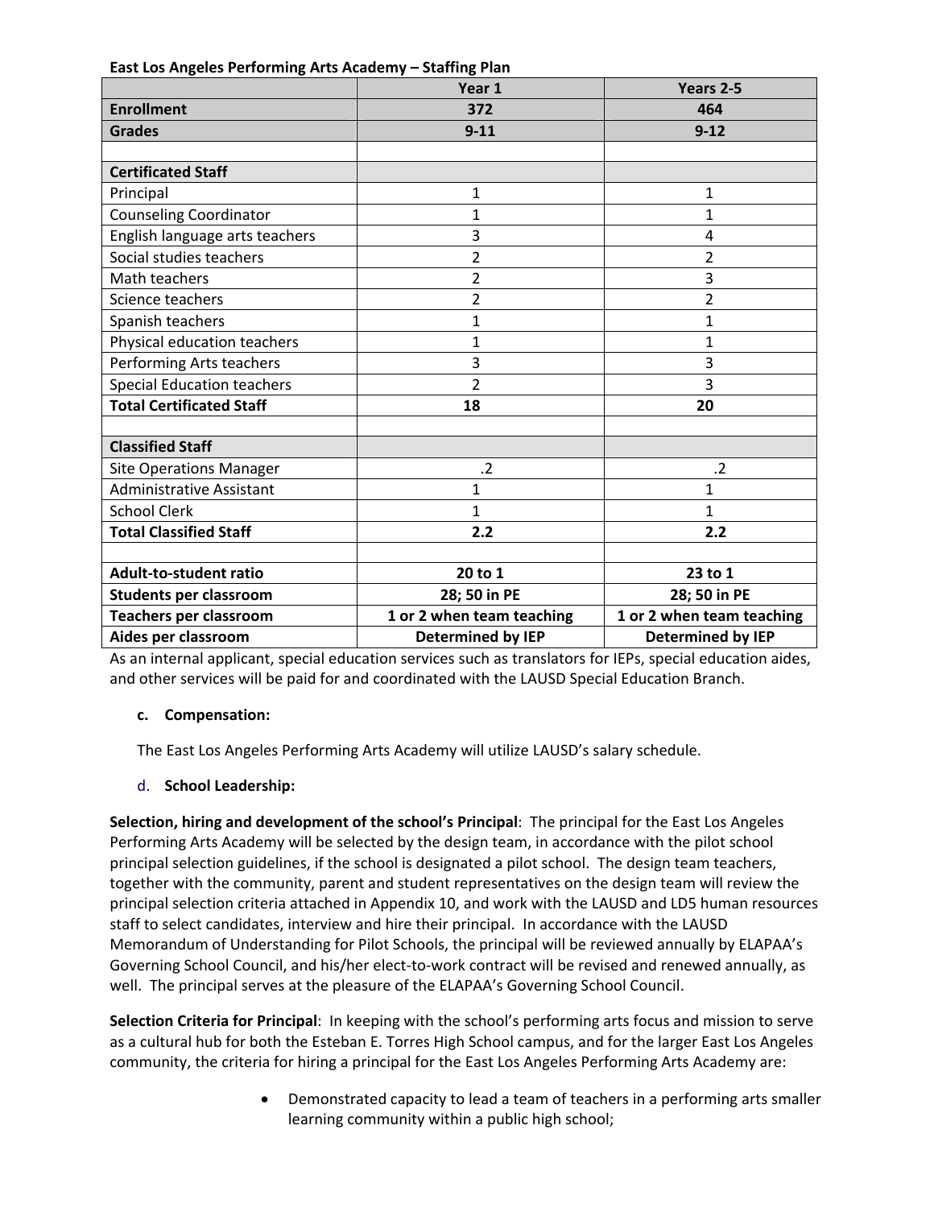**East Los Angeles Performing Arts Academy – Staffing Plan**

| | Year 1 | Years 2-5 |
|---|---|---|
| **Enrollment** | **372** | **464** |
| **Grades** | **9-11** | **9-12** |
| | | |
| **Certificated Staff** | | |
| Principal | 1 | 1 |
| Counseling Coordinator | 1 | 1 |
| English language arts teachers | 3 | 4 |
| Social studies teachers | 2 | 2 |
| Math teachers | 2 | 3 |
| Science teachers | 2 | 2 |
| Spanish teachers | 1 | 1 |
| Physical education teachers | 1 | 1 |
| Performing Arts teachers | 3 | 3 |
| Special Education teachers | 2 | 3 |
| **Total Certificated Staff** | **18** | **20** |
| | | |
| **Classified Staff** | | |
| Site Operations Manager | .2 | .2 |
| Administrative Assistant | 1 | 1 |
| School Clerk | 1 | 1 |
| **Total Classified Staff** | **2.2** | **2.2** |
| | | |
| **Adult-to-student ratio** | **20 to 1** | **23 to 1** |
| **Students per classroom** | **28; 50 in PE** | **28; 50 in PE** |
| **Teachers per classroom** | **1 or 2 when team teaching** | **1 or 2 when team teaching** |
| **Aides per classroom** | **Determined by IEP** | **Determined by IEP** |

As an internal applicant, special education services such as translators for IEPs, special education aides, and other services will be paid for and coordinated with the LAUSD Special Education Branch.

**c. Compensation:**

The East Los Angeles Performing Arts Academy will utilize LAUSD's salary schedule.

**d. School Leadership:**

**Selection, hiring and development of the school's Principal**: The principal for the East Los Angeles Performing Arts Academy will be selected by the design team, in accordance with the pilot school principal selection guidelines, if the school is designated a pilot school. The design team teachers, together with the community, parent and student representatives on the design team will review the principal selection criteria attached in Appendix 10, and work with the LAUSD and LD5 human resources staff to select candidates, interview and hire their principal. In accordance with the LAUSD Memorandum of Understanding for Pilot Schools, the principal will be reviewed annually by ELAPAA's Governing School Council, and his/her elect-to-work contract will be revised and renewed annually, as well. The principal serves at the pleasure of the ELAPAA's Governing School Council.

**Selection Criteria for Principal**: In keeping with the school's performing arts focus and mission to serve as a cultural hub for both the Esteban E. Torres High School campus, and for the larger East Los Angeles community, the criteria for hiring a principal for the East Los Angeles Performing Arts Academy are:

- Demonstrated capacity to lead a team of teachers in a performing arts smaller learning community within a public high school;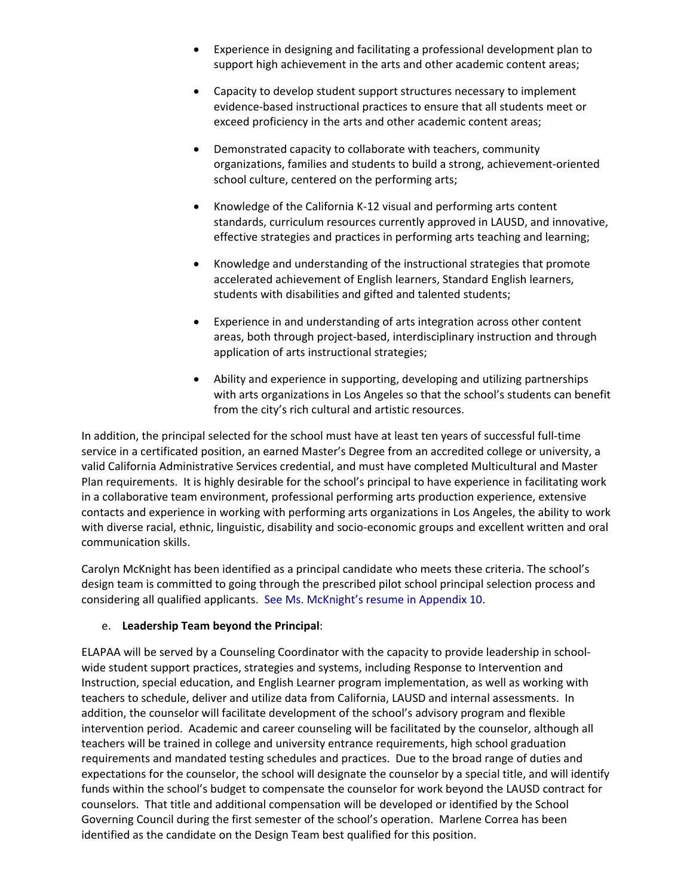- Experience in designing and facilitating a professional development plan to support high achievement in the arts and other academic content areas;
- Capacity to develop student support structures necessary to implement evidence-based instructional practices to ensure that all students meet or exceed proficiency in the arts and other academic content areas;
- Demonstrated capacity to collaborate with teachers, community organizations, families and students to build a strong, achievement-oriented school culture, centered on the performing arts;
- Knowledge of the California K-12 visual and performing arts content standards, curriculum resources currently approved in LAUSD, and innovative, effective strategies and practices in performing arts teaching and learning;
- Knowledge and understanding of the instructional strategies that promote accelerated achievement of English learners, Standard English learners, students with disabilities and gifted and talented students;
- Experience in and understanding of arts integration across other content areas, both through project-based, interdisciplinary instruction and through application of arts instructional strategies;
- Ability and experience in supporting, developing and utilizing partnerships with arts organizations in Los Angeles so that the school's students can benefit from the city's rich cultural and artistic resources.

In addition, the principal selected for the school must have at least ten years of successful full-time service in a certificated position, an earned Master's Degree from an accredited college or university, a valid California Administrative Services credential, and must have completed Multicultural and Master Plan requirements. It is highly desirable for the school's principal to have experience in facilitating work in a collaborative team environment, professional performing arts production experience, extensive contacts and experience in working with performing arts organizations in Los Angeles, the ability to work with diverse racial, ethnic, linguistic, disability and socio-economic groups and excellent written and oral communication skills.

Carolyn McKnight has been identified as a principal candidate who meets these criteria. The school's design team is committed to going through the prescribed pilot school principal selection process and considering all qualified applicants. See Ms. McKnight's resume in Appendix 10.

e. **Leadership Team beyond the Principal**:

ELAPAA will be served by a Counseling Coordinator with the capacity to provide leadership in school-wide student support practices, strategies and systems, including Response to Intervention and Instruction, special education, and English Learner program implementation, as well as working with teachers to schedule, deliver and utilize data from California, LAUSD and internal assessments. In addition, the counselor will facilitate development of the school's advisory program and flexible intervention period. Academic and career counseling will be facilitated by the counselor, although all teachers will be trained in college and university entrance requirements, high school graduation requirements and mandated testing schedules and practices. Due to the broad range of duties and expectations for the counselor, the school will designate the counselor by a special title, and will identify funds within the school's budget to compensate the counselor for work beyond the LAUSD contract for counselors. That title and additional compensation will be developed or identified by the School Governing Council during the first semester of the school's operation. Marlene Correa has been identified as the candidate on the Design Team best qualified for this position.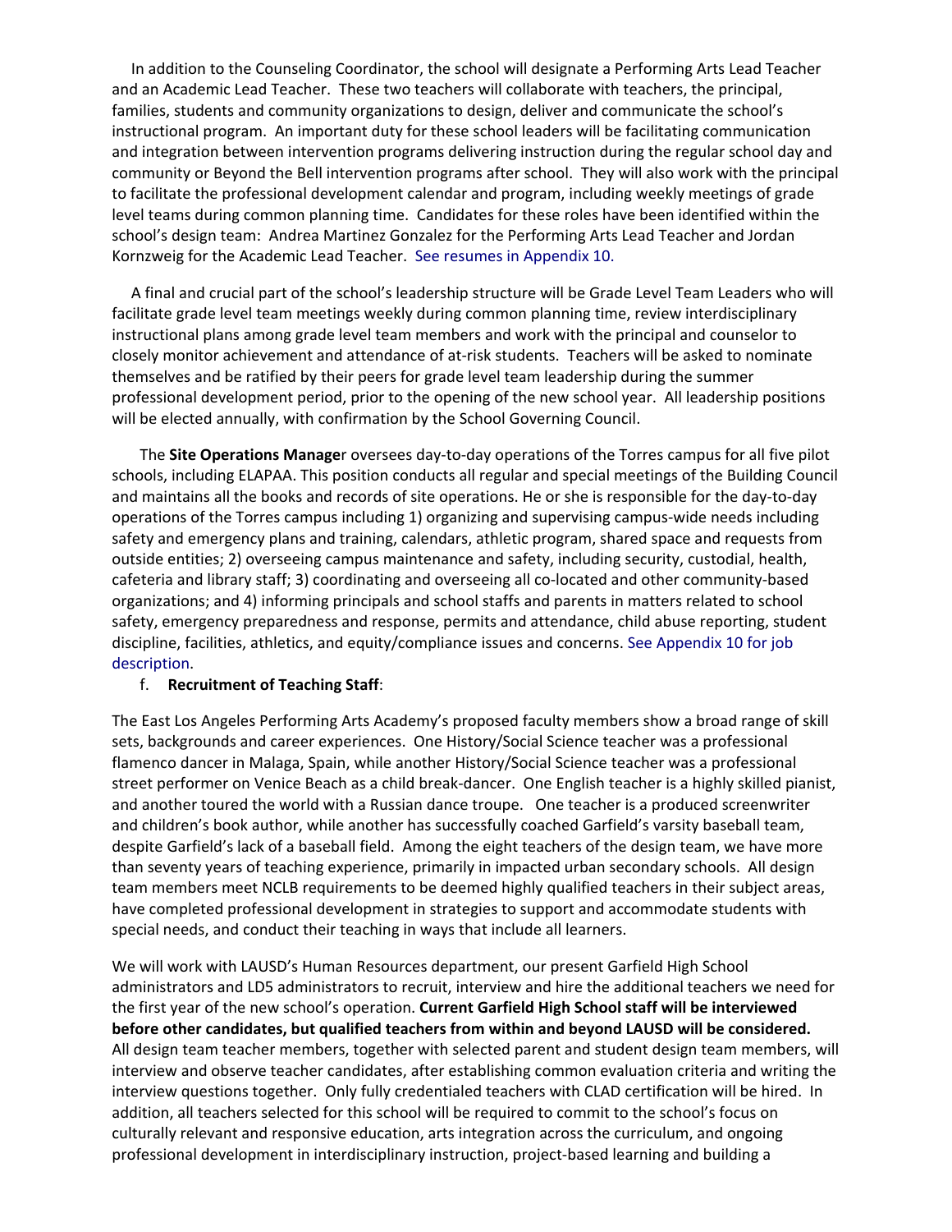In addition to the Counseling Coordinator, the school will designate a Performing Arts Lead Teacher and an Academic Lead Teacher. These two teachers will collaborate with teachers, the principal, families, students and community organizations to design, deliver and communicate the school's instructional program. An important duty for these school leaders will be facilitating communication and integration between intervention programs delivering instruction during the regular school day and community or Beyond the Bell intervention programs after school. They will also work with the principal to facilitate the professional development calendar and program, including weekly meetings of grade level teams during common planning time. Candidates for these roles have been identified within the school's design team: Andrea Martinez Gonzalez for the Performing Arts Lead Teacher and Jordan Kornzweig for the Academic Lead Teacher. See resumes in Appendix 10.

A final and crucial part of the school's leadership structure will be Grade Level Team Leaders who will facilitate grade level team meetings weekly during common planning time, review interdisciplinary instructional plans among grade level team members and work with the principal and counselor to closely monitor achievement and attendance of at-risk students. Teachers will be asked to nominate themselves and be ratified by their peers for grade level team leadership during the summer professional development period, prior to the opening of the new school year. All leadership positions will be elected annually, with confirmation by the School Governing Council.

The **Site Operations Manager** oversees day-to-day operations of the Torres campus for all five pilot schools, including ELAPAA. This position conducts all regular and special meetings of the Building Council and maintains all the books and records of site operations. He or she is responsible for the day-to-day operations of the Torres campus including 1) organizing and supervising campus-wide needs including safety and emergency plans and training, calendars, athletic program, shared space and requests from outside entities; 2) overseeing campus maintenance and safety, including security, custodial, health, cafeteria and library staff; 3) coordinating and overseeing all co-located and other community-based organizations; and 4) informing principals and school staffs and parents in matters related to school safety, emergency preparedness and response, permits and attendance, child abuse reporting, student discipline, facilities, athletics, and equity/compliance issues and concerns. See Appendix 10 for job description.

f. **Recruitment of Teaching Staff**:

The East Los Angeles Performing Arts Academy's proposed faculty members show a broad range of skill sets, backgrounds and career experiences. One History/Social Science teacher was a professional flamenco dancer in Malaga, Spain, while another History/Social Science teacher was a professional street performer on Venice Beach as a child break-dancer. One English teacher is a highly skilled pianist, and another toured the world with a Russian dance troupe. One teacher is a produced screenwriter and children's book author, while another has successfully coached Garfield's varsity baseball team, despite Garfield's lack of a baseball field. Among the eight teachers of the design team, we have more than seventy years of teaching experience, primarily in impacted urban secondary schools. All design team members meet NCLB requirements to be deemed highly qualified teachers in their subject areas, have completed professional development in strategies to support and accommodate students with special needs, and conduct their teaching in ways that include all learners.

We will work with LAUSD's Human Resources department, our present Garfield High School administrators and LD5 administrators to recruit, interview and hire the additional teachers we need for the first year of the new school's operation. **Current Garfield High School staff will be interviewed before other candidates, but qualified teachers from within and beyond LAUSD will be considered.** All design team teacher members, together with selected parent and student design team members, will interview and observe teacher candidates, after establishing common evaluation criteria and writing the interview questions together. Only fully credentialed teachers with CLAD certification will be hired. In addition, all teachers selected for this school will be required to commit to the school's focus on culturally relevant and responsive education, arts integration across the curriculum, and ongoing professional development in interdisciplinary instruction, project-based learning and building a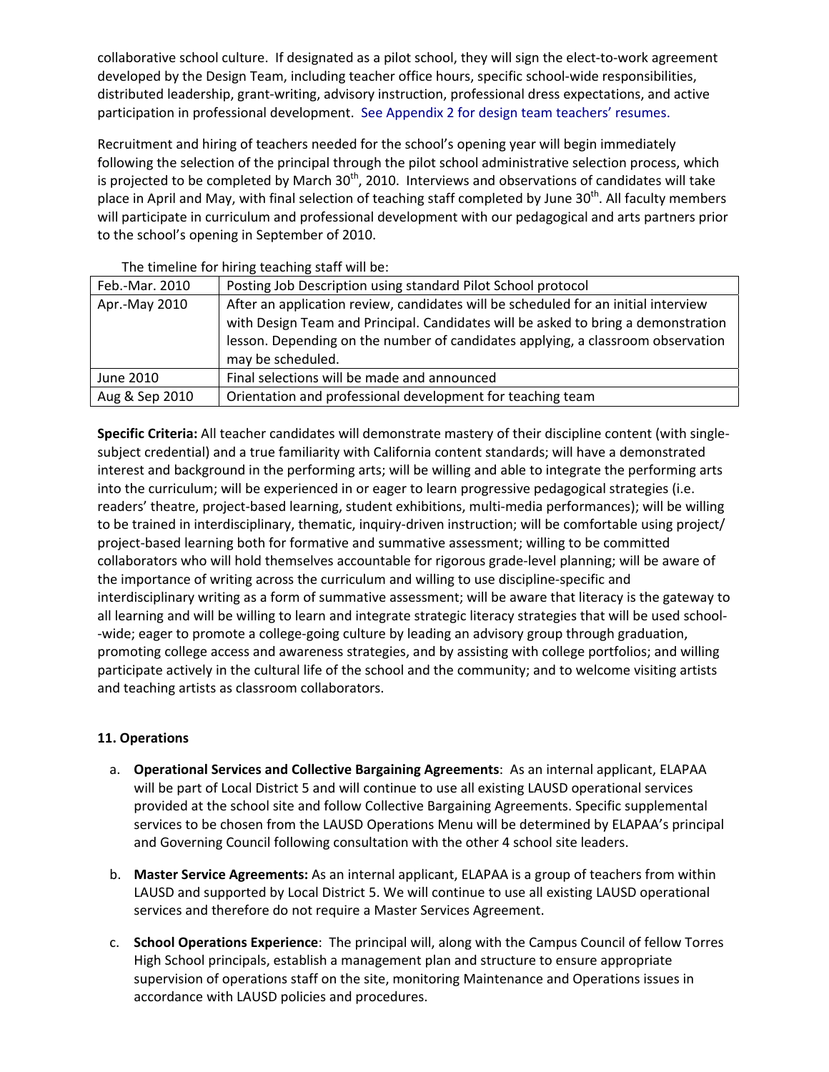collaborative school culture. If designated as a pilot school, they will sign the elect-to-work agreement developed by the Design Team, including teacher office hours, specific school-wide responsibilities, distributed leadership, grant-writing, advisory instruction, professional dress expectations, and active participation in professional development. See Appendix 2 for design team teachers' resumes.

Recruitment and hiring of teachers needed for the school's opening year will begin immediately following the selection of the principal through the pilot school administrative selection process, which is projected to be completed by March 30th, 2010. Interviews and observations of candidates will take place in April and May, with final selection of teaching staff completed by June 30th. All faculty members will participate in curriculum and professional development with our pedagogical and arts partners prior to the school's opening in September of 2010.

The timeline for hiring teaching staff will be:

| Feb.-Mar. 2010 | Posting Job Description using standard Pilot School protocol |
|---|---|
| Apr.-May 2010 | After an application review, candidates will be scheduled for an initial interview with Design Team and Principal. Candidates will be asked to bring a demonstration lesson. Depending on the number of candidates applying, a classroom observation may be scheduled. |
| June 2010 | Final selections will be made and announced |
| Aug & Sep 2010 | Orientation and professional development for teaching team |

**Specific Criteria:** All teacher candidates will demonstrate mastery of their discipline content (with single-subject credential) and a true familiarity with California content standards; will have a demonstrated interest and background in the performing arts; will be willing and able to integrate the performing arts into the curriculum; will be experienced in or eager to learn progressive pedagogical strategies (i.e. readers' theatre, project-based learning, student exhibitions, multi-media performances); will be willing to be trained in interdisciplinary, thematic, inquiry-driven instruction; will be comfortable using project/ project-based learning both for formative and summative assessment; willing to be committed collaborators who will hold themselves accountable for rigorous grade-level planning; will be aware of the importance of writing across the curriculum and willing to use discipline-specific and interdisciplinary writing as a form of summative assessment; will be aware that literacy is the gateway to all learning and will be willing to learn and integrate strategic literacy strategies that will be used school--wide; eager to promote a college-going culture by leading an advisory group through graduation, promoting college access and awareness strategies, and by assisting with college portfolios; and willing participate actively in the cultural life of the school and the community; and to welcome visiting artists and teaching artists as classroom collaborators.

### 11. Operations

a. **Operational Services and Collective Bargaining Agreements**: As an internal applicant, ELAPAA will be part of Local District 5 and will continue to use all existing LAUSD operational services provided at the school site and follow Collective Bargaining Agreements. Specific supplemental services to be chosen from the LAUSD Operations Menu will be determined by ELAPAA's principal and Governing Council following consultation with the other 4 school site leaders.

b. **Master Service Agreements:** As an internal applicant, ELAPAA is a group of teachers from within LAUSD and supported by Local District 5. We will continue to use all existing LAUSD operational services and therefore do not require a Master Services Agreement.

c. **School Operations Experience**: The principal will, along with the Campus Council of fellow Torres High School principals, establish a management plan and structure to ensure appropriate supervision of operations staff on the site, monitoring Maintenance and Operations issues in accordance with LAUSD policies and procedures.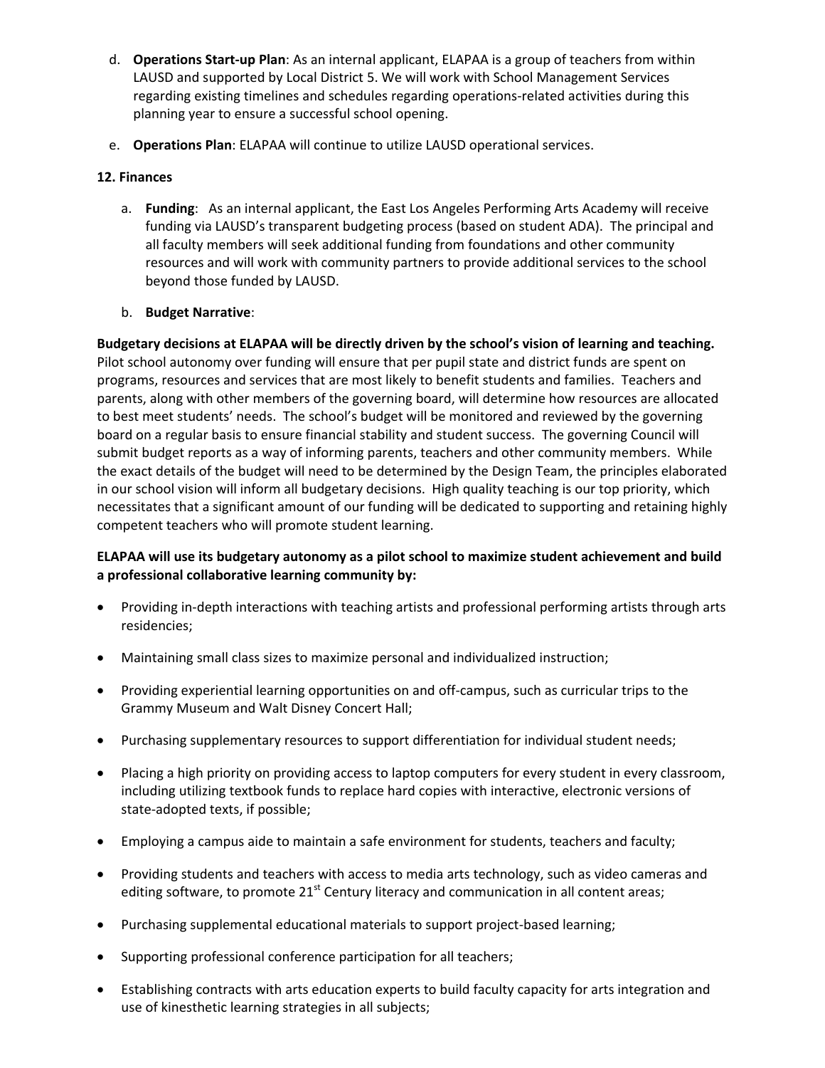d. **Operations Start-up Plan**: As an internal applicant, ELAPAA is a group of teachers from within LAUSD and supported by Local District 5. We will work with School Management Services regarding existing timelines and schedules regarding operations-related activities during this planning year to ensure a successful school opening.

e. **Operations Plan**: ELAPAA will continue to utilize LAUSD operational services.

**12. Finances**

a. **Funding**: As an internal applicant, the East Los Angeles Performing Arts Academy will receive funding via LAUSD's transparent budgeting process (based on student ADA). The principal and all faculty members will seek additional funding from foundations and other community resources and will work with community partners to provide additional services to the school beyond those funded by LAUSD.

b. **Budget Narrative**:

**Budgetary decisions at ELAPAA will be directly driven by the school's vision of learning and teaching.** Pilot school autonomy over funding will ensure that per pupil state and district funds are spent on programs, resources and services that are most likely to benefit students and families. Teachers and parents, along with other members of the governing board, will determine how resources are allocated to best meet students' needs. The school's budget will be monitored and reviewed by the governing board on a regular basis to ensure financial stability and student success. The governing Council will submit budget reports as a way of informing parents, teachers and other community members. While the exact details of the budget will need to be determined by the Design Team, the principles elaborated in our school vision will inform all budgetary decisions. High quality teaching is our top priority, which necessitates that a significant amount of our funding will be dedicated to supporting and retaining highly competent teachers who will promote student learning.

**ELAPAA will use its budgetary autonomy as a pilot school to maximize student achievement and build a professional collaborative learning community by:**

- Providing in-depth interactions with teaching artists and professional performing artists through arts residencies;
- Maintaining small class sizes to maximize personal and individualized instruction;
- Providing experiential learning opportunities on and off-campus, such as curricular trips to the Grammy Museum and Walt Disney Concert Hall;
- Purchasing supplementary resources to support differentiation for individual student needs;
- Placing a high priority on providing access to laptop computers for every student in every classroom, including utilizing textbook funds to replace hard copies with interactive, electronic versions of state-adopted texts, if possible;
- Employing a campus aide to maintain a safe environment for students, teachers and faculty;
- Providing students and teachers with access to media arts technology, such as video cameras and editing software, to promote 21st Century literacy and communication in all content areas;
- Purchasing supplemental educational materials to support project-based learning;
- Supporting professional conference participation for all teachers;
- Establishing contracts with arts education experts to build faculty capacity for arts integration and use of kinesthetic learning strategies in all subjects;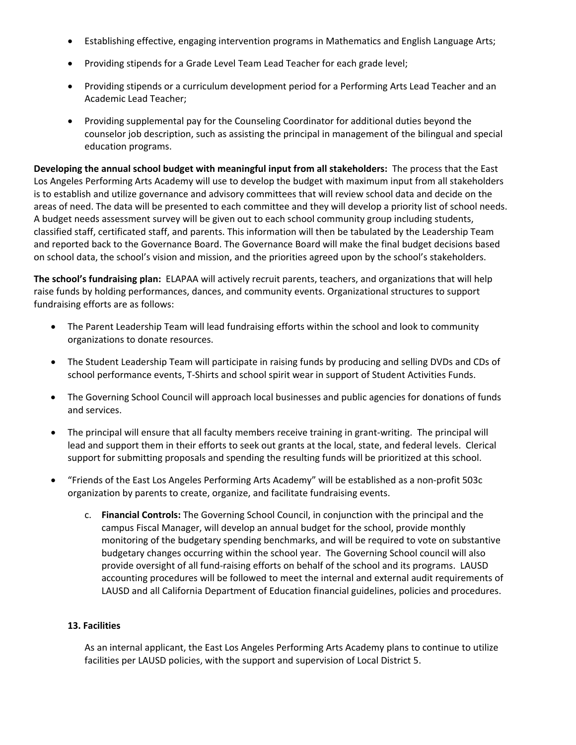- Establishing effective, engaging intervention programs in Mathematics and English Language Arts;
- Providing stipends for a Grade Level Team Lead Teacher for each grade level;
- Providing stipends or a curriculum development period for a Performing Arts Lead Teacher and an Academic Lead Teacher;
- Providing supplemental pay for the Counseling Coordinator for additional duties beyond the counselor job description, such as assisting the principal in management of the bilingual and special education programs.

**Developing the annual school budget with meaningful input from all stakeholders:** The process that the East Los Angeles Performing Arts Academy will use to develop the budget with maximum input from all stakeholders is to establish and utilize governance and advisory committees that will review school data and decide on the areas of need. The data will be presented to each committee and they will develop a priority list of school needs. A budget needs assessment survey will be given out to each school community group including students, classified staff, certificated staff, and parents. This information will then be tabulated by the Leadership Team and reported back to the Governance Board. The Governance Board will make the final budget decisions based on school data, the school's vision and mission, and the priorities agreed upon by the school's stakeholders.

**The school's fundraising plan:** ELAPAA will actively recruit parents, teachers, and organizations that will help raise funds by holding performances, dances, and community events. Organizational structures to support fundraising efforts are as follows:

- The Parent Leadership Team will lead fundraising efforts within the school and look to community organizations to donate resources.
- The Student Leadership Team will participate in raising funds by producing and selling DVDs and CDs of school performance events, T-Shirts and school spirit wear in support of Student Activities Funds.
- The Governing School Council will approach local businesses and public agencies for donations of funds and services.
- The principal will ensure that all faculty members receive training in grant-writing. The principal will lead and support them in their efforts to seek out grants at the local, state, and federal levels. Clerical support for submitting proposals and spending the resulting funds will be prioritized at this school.
- "Friends of the East Los Angeles Performing Arts Academy" will be established as a non-profit 503c organization by parents to create, organize, and facilitate fundraising events.

c. **Financial Controls:** The Governing School Council, in conjunction with the principal and the campus Fiscal Manager, will develop an annual budget for the school, provide monthly monitoring of the budgetary spending benchmarks, and will be required to vote on substantive budgetary changes occurring within the school year. The Governing School council will also provide oversight of all fund-raising efforts on behalf of the school and its programs. LAUSD accounting procedures will be followed to meet the internal and external audit requirements of LAUSD and all California Department of Education financial guidelines, policies and procedures.

**13. Facilities**

As an internal applicant, the East Los Angeles Performing Arts Academy plans to continue to utilize facilities per LAUSD policies, with the support and supervision of Local District 5.